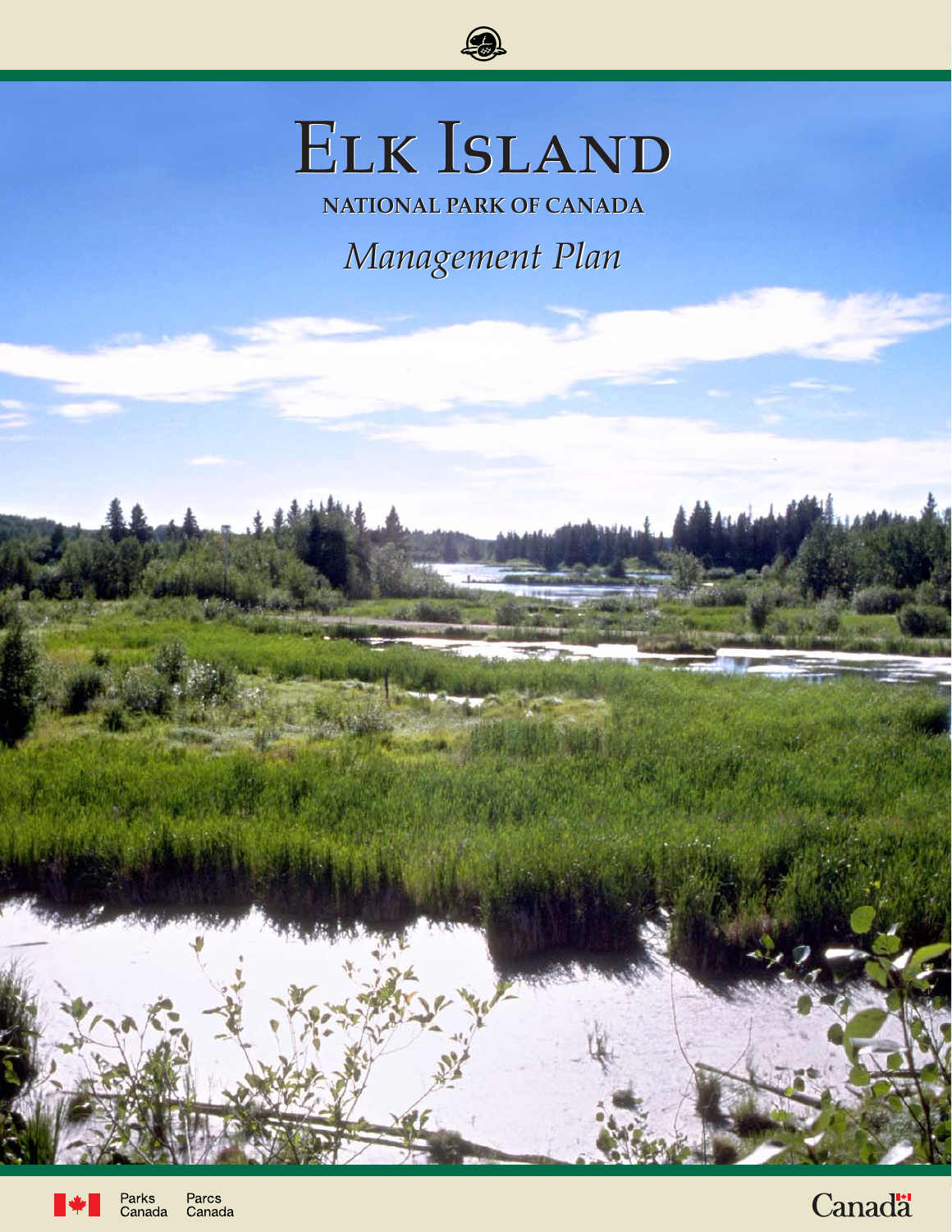# Elk Island

## NATIONAL PARK OF CANADA

*Management Plan*

Parks Canada Parcs Canada

Canada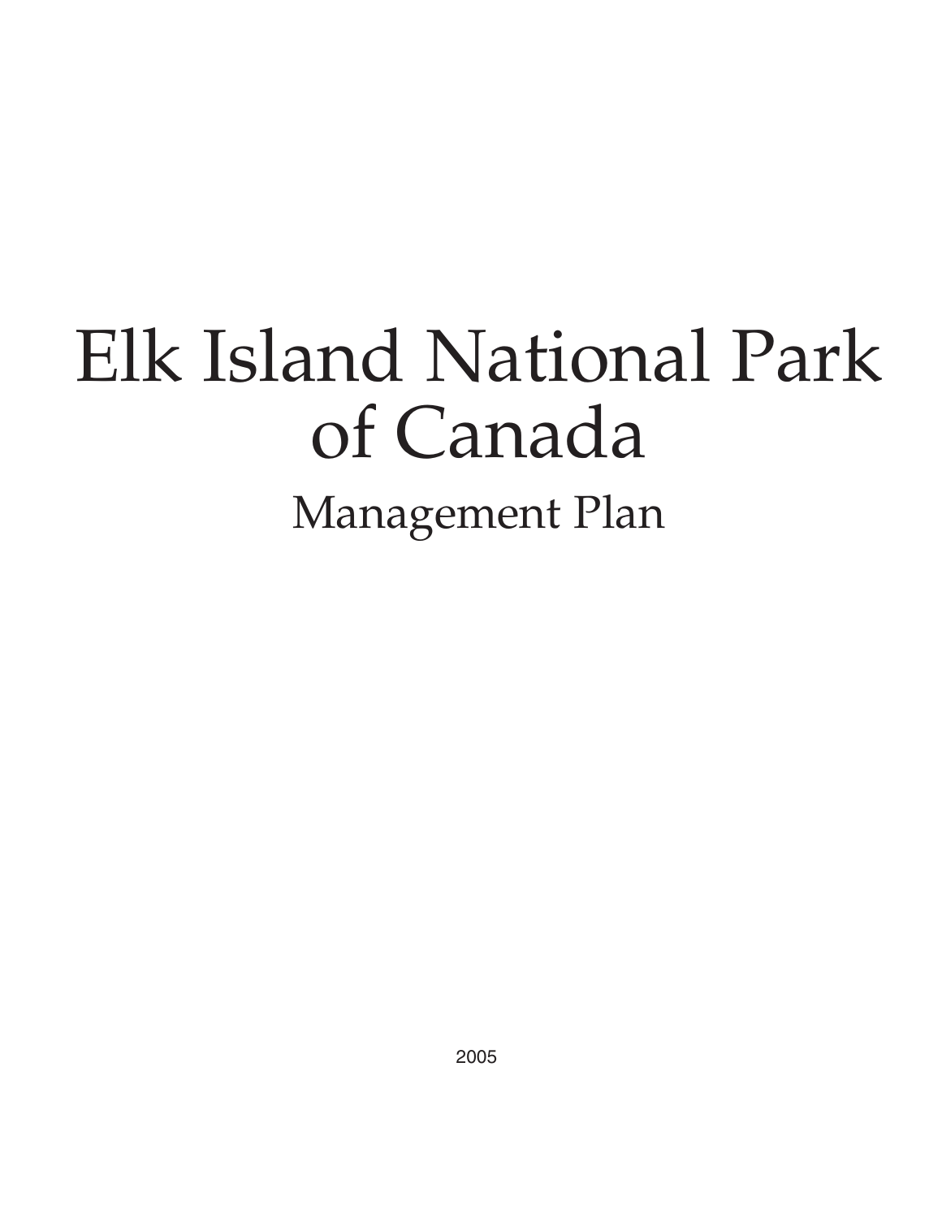# Elk Island National Park of Canada

## Management Plan

2005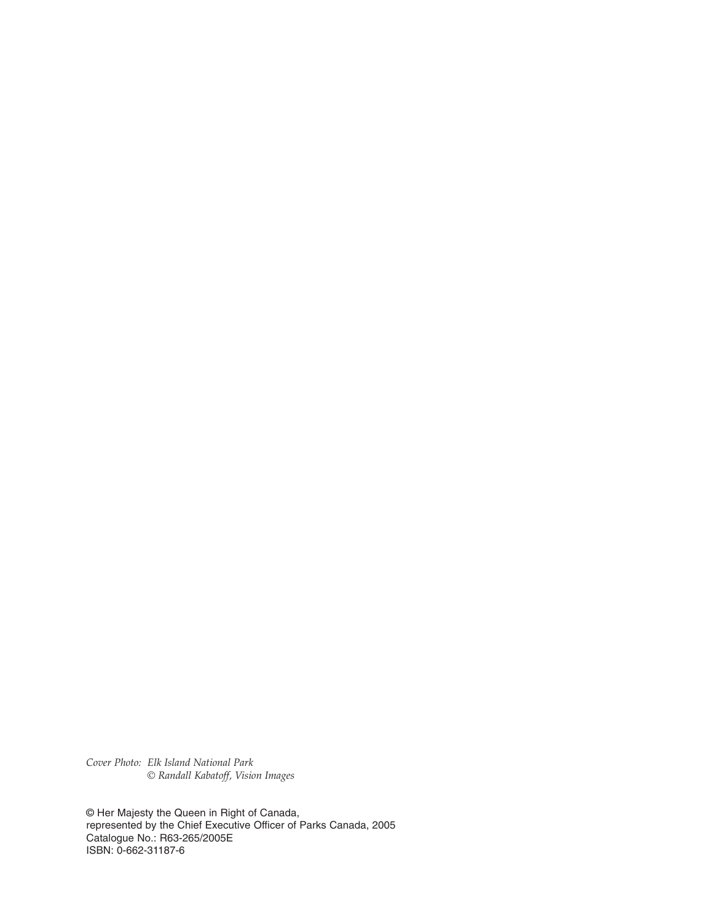*Cover Photo: Elk Island National Park*
*© Randall Kabatoff, Vision Images*

© Her Majesty the Queen in Right of Canada,
represented by the Chief Executive Officer of Parks Canada, 2005
Catalogue No.: R63-265/2005E
ISBN: 0-662-31187-6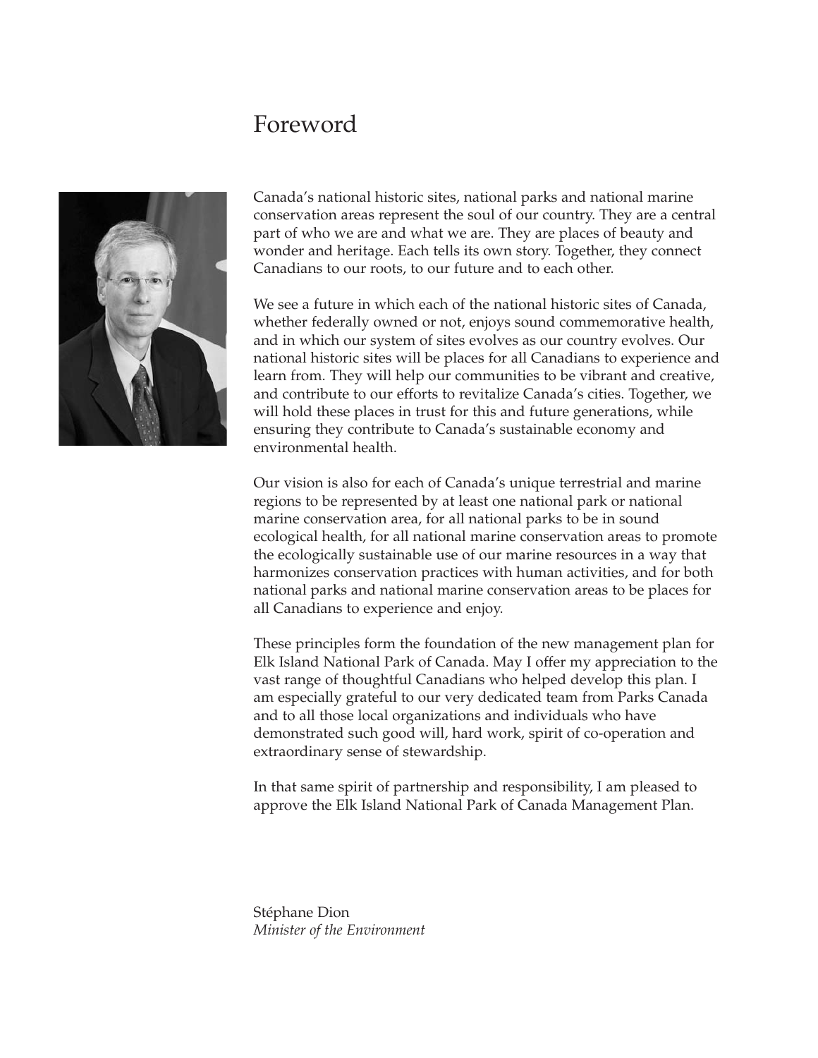# Foreword

Canada's national historic sites, national parks and national marine conservation areas represent the soul of our country. They are a central part of who we are and what we are. They are places of beauty and wonder and heritage. Each tells its own story. Together, they connect Canadians to our roots, to our future and to each other.

We see a future in which each of the national historic sites of Canada, whether federally owned or not, enjoys sound commemorative health, and in which our system of sites evolves as our country evolves. Our national historic sites will be places for all Canadians to experience and learn from. They will help our communities to be vibrant and creative, and contribute to our efforts to revitalize Canada's cities. Together, we will hold these places in trust for this and future generations, while ensuring they contribute to Canada's sustainable economy and environmental health.

Our vision is also for each of Canada's unique terrestrial and marine regions to be represented by at least one national park or national marine conservation area, for all national parks to be in sound ecological health, for all national marine conservation areas to promote the ecologically sustainable use of our marine resources in a way that harmonizes conservation practices with human activities, and for both national parks and national marine conservation areas to be places for all Canadians to experience and enjoy.

These principles form the foundation of the new management plan for Elk Island National Park of Canada. May I offer my appreciation to the vast range of thoughtful Canadians who helped develop this plan. I am especially grateful to our very dedicated team from Parks Canada and to all those local organizations and individuals who have demonstrated such good will, hard work, spirit of co-operation and extraordinary sense of stewardship.

In that same spirit of partnership and responsibility, I am pleased to approve the Elk Island National Park of Canada Management Plan.

Stéphane Dion
*Minister of the Environment*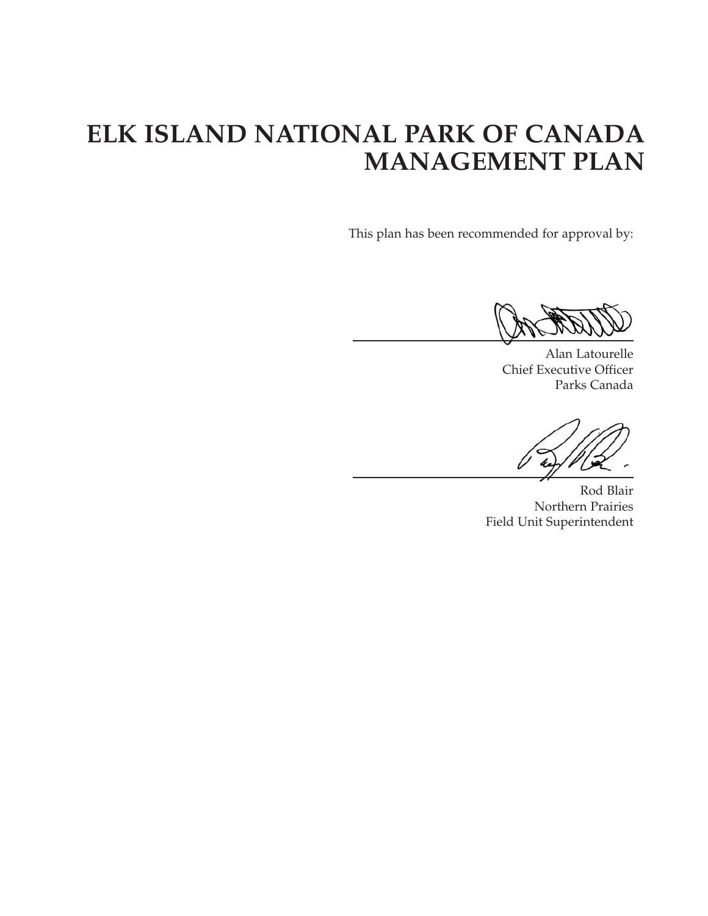# ELK ISLAND NATIONAL PARK OF CANADA MANAGEMENT PLAN

This plan has been recommended for approval by:

Alan Latourelle
Chief Executive Officer
Parks Canada

Rod Blair
Northern Prairies
Field Unit Superintendent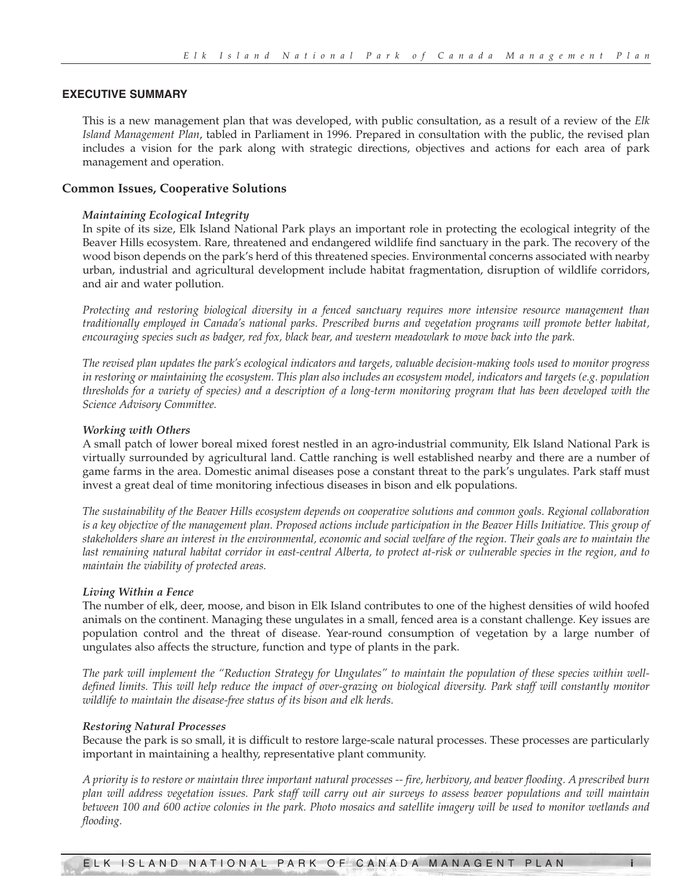## EXECUTIVE SUMMARY

This is a new management plan that was developed, with public consultation, as a result of a review of the *Elk Island Management Plan*, tabled in Parliament in 1996. Prepared in consultation with the public, the revised plan includes a vision for the park along with strategic directions, objectives and actions for each area of park management and operation.

### Common Issues, Cooperative Solutions

***Maintaining Ecological Integrity***

In spite of its size, Elk Island National Park plays an important role in protecting the ecological integrity of the Beaver Hills ecosystem. Rare, threatened and endangered wildlife find sanctuary in the park. The recovery of the wood bison depends on the park's herd of this threatened species. Environmental concerns associated with nearby urban, industrial and agricultural development include habitat fragmentation, disruption of wildlife corridors, and air and water pollution.

*Protecting and restoring biological diversity in a fenced sanctuary requires more intensive resource management than traditionally employed in Canada's national parks. Prescribed burns and vegetation programs will promote better habitat, encouraging species such as badger, red fox, black bear, and western meadowlark to move back into the park.*

*The revised plan updates the park's ecological indicators and targets, valuable decision-making tools used to monitor progress in restoring or maintaining the ecosystem. This plan also includes an ecosystem model, indicators and targets (e.g. population thresholds for a variety of species) and a description of a long-term monitoring program that has been developed with the Science Advisory Committee.*

***Working with Others***

A small patch of lower boreal mixed forest nestled in an agro-industrial community, Elk Island National Park is virtually surrounded by agricultural land. Cattle ranching is well established nearby and there are a number of game farms in the area. Domestic animal diseases pose a constant threat to the park's ungulates. Park staff must invest a great deal of time monitoring infectious diseases in bison and elk populations.

*The sustainability of the Beaver Hills ecosystem depends on cooperative solutions and common goals. Regional collaboration is a key objective of the management plan. Proposed actions include participation in the Beaver Hills Initiative. This group of stakeholders share an interest in the environmental, economic and social welfare of the region. Their goals are to maintain the last remaining natural habitat corridor in east-central Alberta, to protect at-risk or vulnerable species in the region, and to maintain the viability of protected areas.*

***Living Within a Fence***

The number of elk, deer, moose, and bison in Elk Island contributes to one of the highest densities of wild hoofed animals on the continent. Managing these ungulates in a small, fenced area is a constant challenge. Key issues are population control and the threat of disease. Year-round consumption of vegetation by a large number of ungulates also affects the structure, function and type of plants in the park.

*The park will implement the "Reduction Strategy for Ungulates" to maintain the population of these species within well-defined limits. This will help reduce the impact of over-grazing on biological diversity. Park staff will constantly monitor wildlife to maintain the disease-free status of its bison and elk herds.*

***Restoring Natural Processes***

Because the park is so small, it is difficult to restore large-scale natural processes. These processes are particularly important in maintaining a healthy, representative plant community.

*A priority is to restore or maintain three important natural processes -- fire, herbivory, and beaver flooding. A prescribed burn plan will address vegetation issues. Park staff will carry out air surveys to assess beaver populations and will maintain between 100 and 600 active colonies in the park. Photo mosaics and satellite imagery will be used to monitor wetlands and flooding.*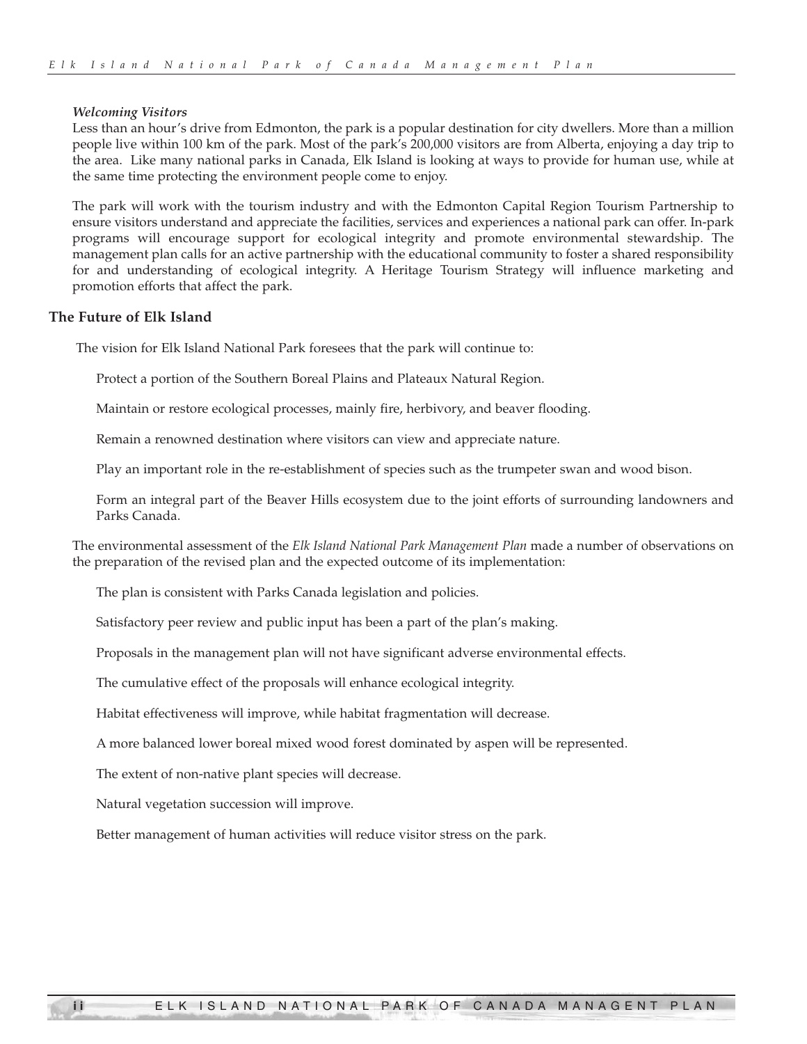### *Welcoming Visitors*

Less than an hour's drive from Edmonton, the park is a popular destination for city dwellers. More than a million people live within 100 km of the park. Most of the park's 200,000 visitors are from Alberta, enjoying a day trip to the area. Like many national parks in Canada, Elk Island is looking at ways to provide for human use, while at the same time protecting the environment people come to enjoy.

The park will work with the tourism industry and with the Edmonton Capital Region Tourism Partnership to ensure visitors understand and appreciate the facilities, services and experiences a national park can offer. In-park programs will encourage support for ecological integrity and promote environmental stewardship. The management plan calls for an active partnership with the educational community to foster a shared responsibility for and understanding of ecological integrity. A Heritage Tourism Strategy will influence marketing and promotion efforts that affect the park.

## The Future of Elk Island

The vision for Elk Island National Park foresees that the park will continue to:

Protect a portion of the Southern Boreal Plains and Plateaux Natural Region.

Maintain or restore ecological processes, mainly fire, herbivory, and beaver flooding.

Remain a renowned destination where visitors can view and appreciate nature.

Play an important role in the re-establishment of species such as the trumpeter swan and wood bison.

Form an integral part of the Beaver Hills ecosystem due to the joint efforts of surrounding landowners and Parks Canada.

The environmental assessment of the *Elk Island National Park Management Plan* made a number of observations on the preparation of the revised plan and the expected outcome of its implementation:

The plan is consistent with Parks Canada legislation and policies.

Satisfactory peer review and public input has been a part of the plan's making.

Proposals in the management plan will not have significant adverse environmental effects.

The cumulative effect of the proposals will enhance ecological integrity.

Habitat effectiveness will improve, while habitat fragmentation will decrease.

A more balanced lower boreal mixed wood forest dominated by aspen will be represented.

The extent of non-native plant species will decrease.

Natural vegetation succession will improve.

Better management of human activities will reduce visitor stress on the park.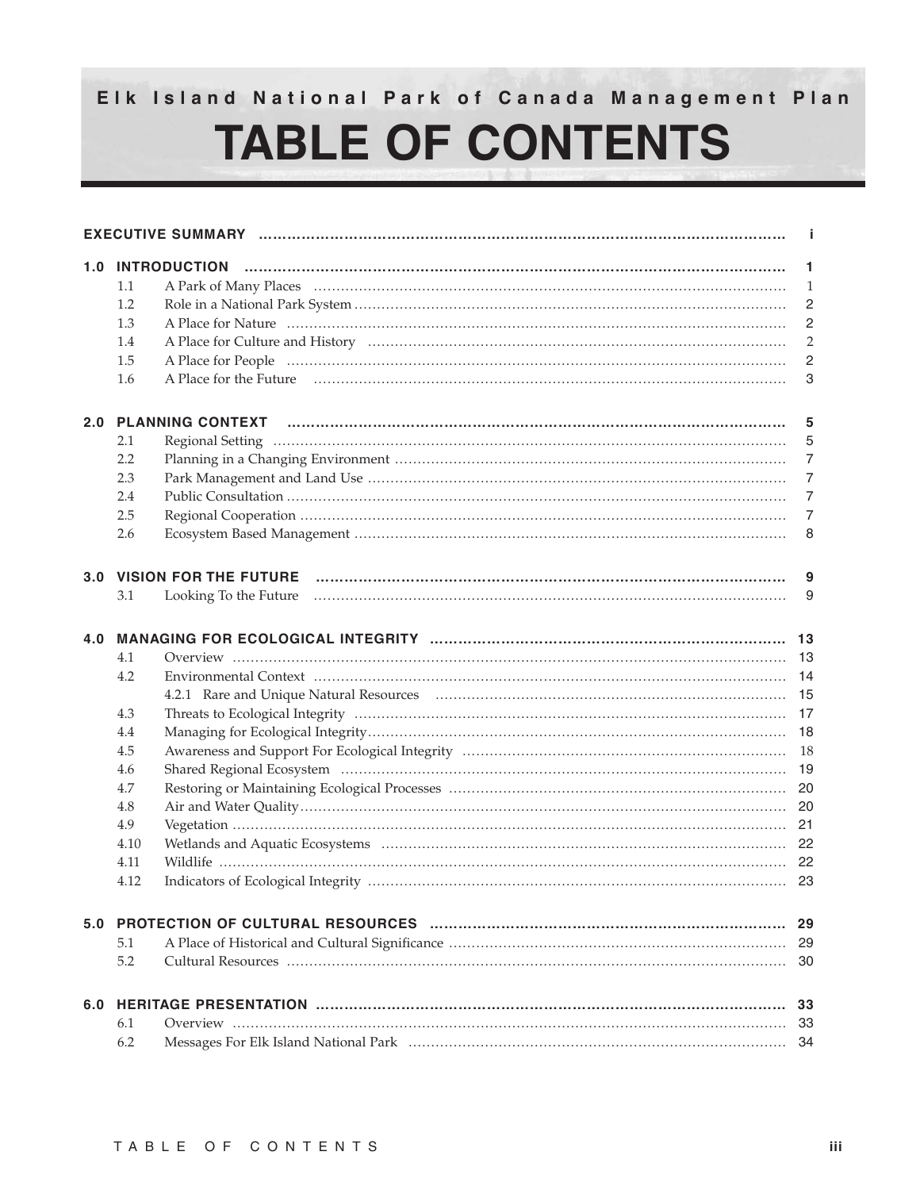Elk Island National Park of Canada Management Plan

# TABLE OF CONTENTS

| | | | |
|---|---|---|---|
| **EXECUTIVE SUMMARY** | | | **i** |
| **1.0** | **INTRODUCTION** | | **1** |
| | 1.1 | A Park of Many Places | 1 |
| | 1.2 | Role in a National Park System | 2 |
| | 1.3 | A Place for Nature | 2 |
| | 1.4 | A Place for Culture and History | 2 |
| | 1.5 | A Place for People | 2 |
| | 1.6 | A Place for the Future | 3 |
| **2.0** | **PLANNING CONTEXT** | | **5** |
| | 2.1 | Regional Setting | 5 |
| | 2.2 | Planning in a Changing Environment | 7 |
| | 2.3 | Park Management and Land Use | 7 |
| | 2.4 | Public Consultation | 7 |
| | 2.5 | Regional Cooperation | 7 |
| | 2.6 | Ecosystem Based Management | 8 |
| **3.0** | **VISION FOR THE FUTURE** | | **9** |
| | 3.1 | Looking To the Future | 9 |
| **4.0** | **MANAGING FOR ECOLOGICAL INTEGRITY** | | **13** |
| | 4.1 | Overview | 13 |
| | 4.2 | Environmental Context | 14 |
| | | 4.2.1 Rare and Unique Natural Resources | 15 |
| | 4.3 | Threats to Ecological Integrity | 17 |
| | 4.4 | Managing for Ecological Integrity | 18 |
| | 4.5 | Awareness and Support For Ecological Integrity | 18 |
| | 4.6 | Shared Regional Ecosystem | 19 |
| | 4.7 | Restoring or Maintaining Ecological Processes | 20 |
| | 4.8 | Air and Water Quality | 20 |
| | 4.9 | Vegetation | 21 |
| | 4.10 | Wetlands and Aquatic Ecosystems | 22 |
| | 4.11 | Wildlife | 22 |
| | 4.12 | Indicators of Ecological Integrity | 23 |
| **5.0** | **PROTECTION OF CULTURAL RESOURCES** | | **29** |
| | 5.1 | A Place of Historical and Cultural Significance | 29 |
| | 5.2 | Cultural Resources | 30 |
| **6.0** | **HERITAGE PRESENTATION** | | **33** |
| | 6.1 | Overview | 33 |
| | 6.2 | Messages For Elk Island National Park | 34 |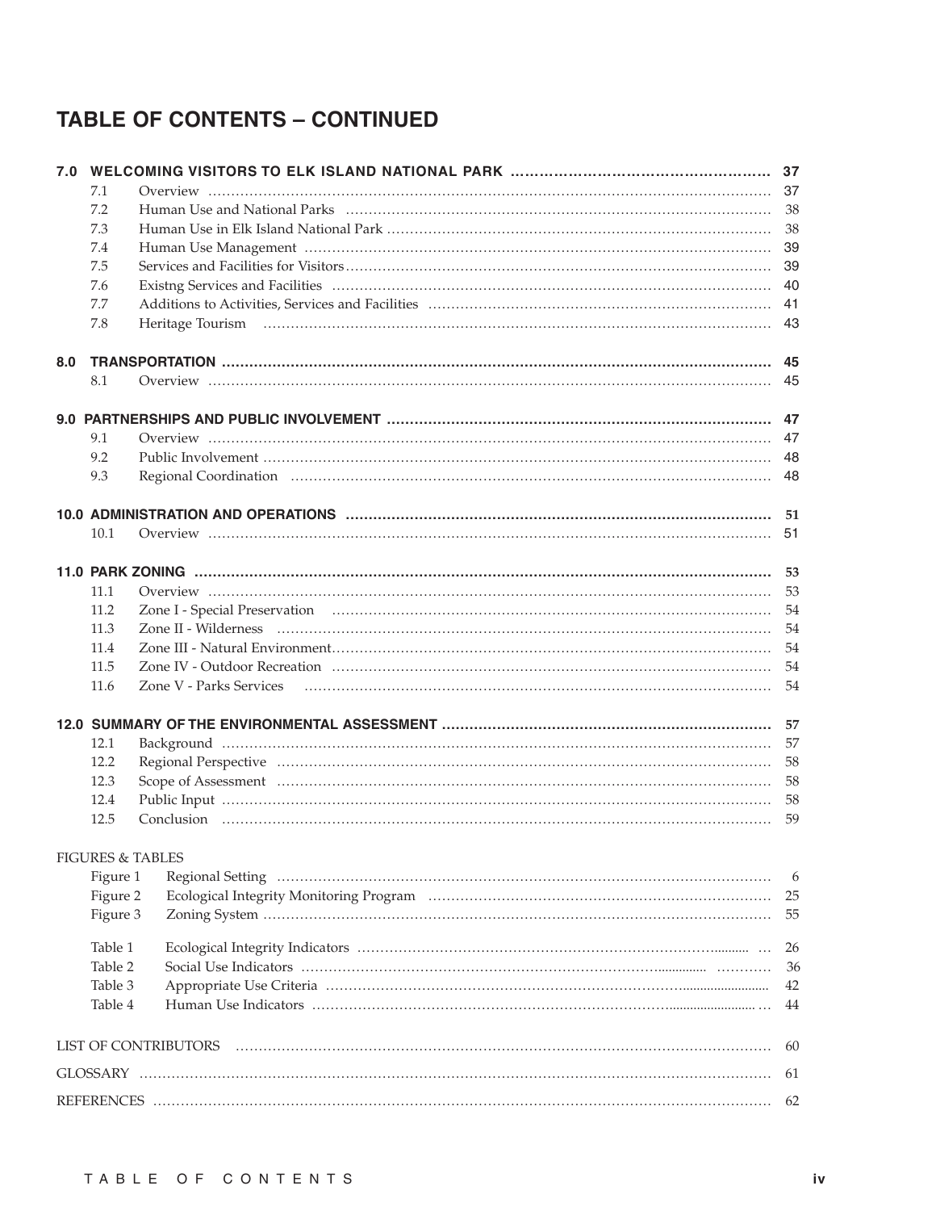## TABLE OF CONTENTS – CONTINUED

| | | |
|---|---|---|
| **7.0** | **WELCOMING VISITORS TO ELK ISLAND NATIONAL PARK** | **37** |
| 7.1 | Overview | 37 |
| 7.2 | Human Use and National Parks | 38 |
| 7.3 | Human Use in Elk Island National Park | 38 |
| 7.4 | Human Use Management | 39 |
| 7.5 | Services and Facilities for Visitors | 39 |
| 7.6 | Existng Services and Facilities | 40 |
| 7.7 | Additions to Activities, Services and Facilities | 41 |
| 7.8 | Heritage Tourism | 43 |
| **8.0** | **TRANSPORTATION** | **45** |
| 8.1 | Overview | 45 |
| **9.0** | **PARTNERSHIPS AND PUBLIC INVOLVEMENT** | **47** |
| 9.1 | Overview | 47 |
| 9.2 | Public Involvement | 48 |
| 9.3 | Regional Coordination | 48 |
| **10.0** | **ADMINISTRATION AND OPERATIONS** | **51** |
| 10.1 | Overview | 51 |
| **11.0** | **PARK ZONING** | **53** |
| 11.1 | Overview | 53 |
| 11.2 | Zone I - Special Preservation | 54 |
| 11.3 | Zone II - Wilderness | 54 |
| 11.4 | Zone III - Natural Environment | 54 |
| 11.5 | Zone IV - Outdoor Recreation | 54 |
| 11.6 | Zone V - Parks Services | 54 |
| **12.0** | **SUMMARY OF THE ENVIRONMENTAL ASSESSMENT** | **57** |
| 12.1 | Background | 57 |
| 12.2 | Regional Perspective | 58 |
| 12.3 | Scope of Assessment | 58 |
| 12.4 | Public Input | 58 |
| 12.5 | Conclusion | 59 |

FIGURES & TABLES

| | | |
|---|---|---|
| Figure 1 | Regional Setting | 6 |
| Figure 2 | Ecological Integrity Monitoring Program | 25 |
| Figure 3 | Zoning System | 55 |
| Table 1 | Ecological Integrity Indicators | 26 |
| Table 2 | Social Use Indicators | 36 |
| Table 3 | Appropriate Use Criteria | 42 |
| Table 4 | Human Use Indicators | 44 |

| | |
|---|---|
| LIST OF CONTRIBUTORS | 60 |
| GLOSSARY | 61 |
| REFERENCES | 62 |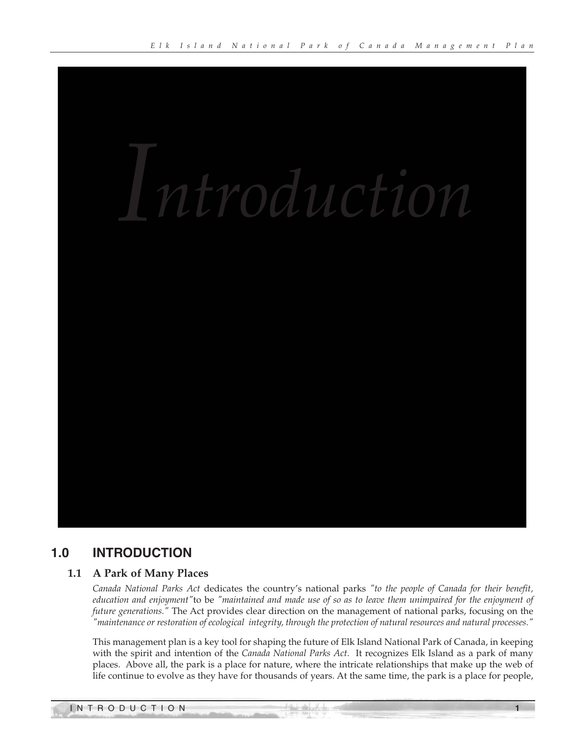# Introduction

## 1.0 INTRODUCTION

### 1.1 A Park of Many Places

*Canada National Parks Act* dedicates the country's national parks *"to the people of Canada for their benefit, education and enjoyment"*to be *"maintained and made use of so as to leave them unimpaired for the enjoyment of future generations."* The Act provides clear direction on the management of national parks, focusing on the *"maintenance or restoration of ecological integrity, through the protection of natural resources and natural processes."*

This management plan is a key tool for shaping the future of Elk Island National Park of Canada, in keeping with the spirit and intention of the *Canada National Parks Act*. It recognizes Elk Island as a park of many places. Above all, the park is a place for nature, where the intricate relationships that make up the web of life continue to evolve as they have for thousands of years. At the same time, the park is a place for people,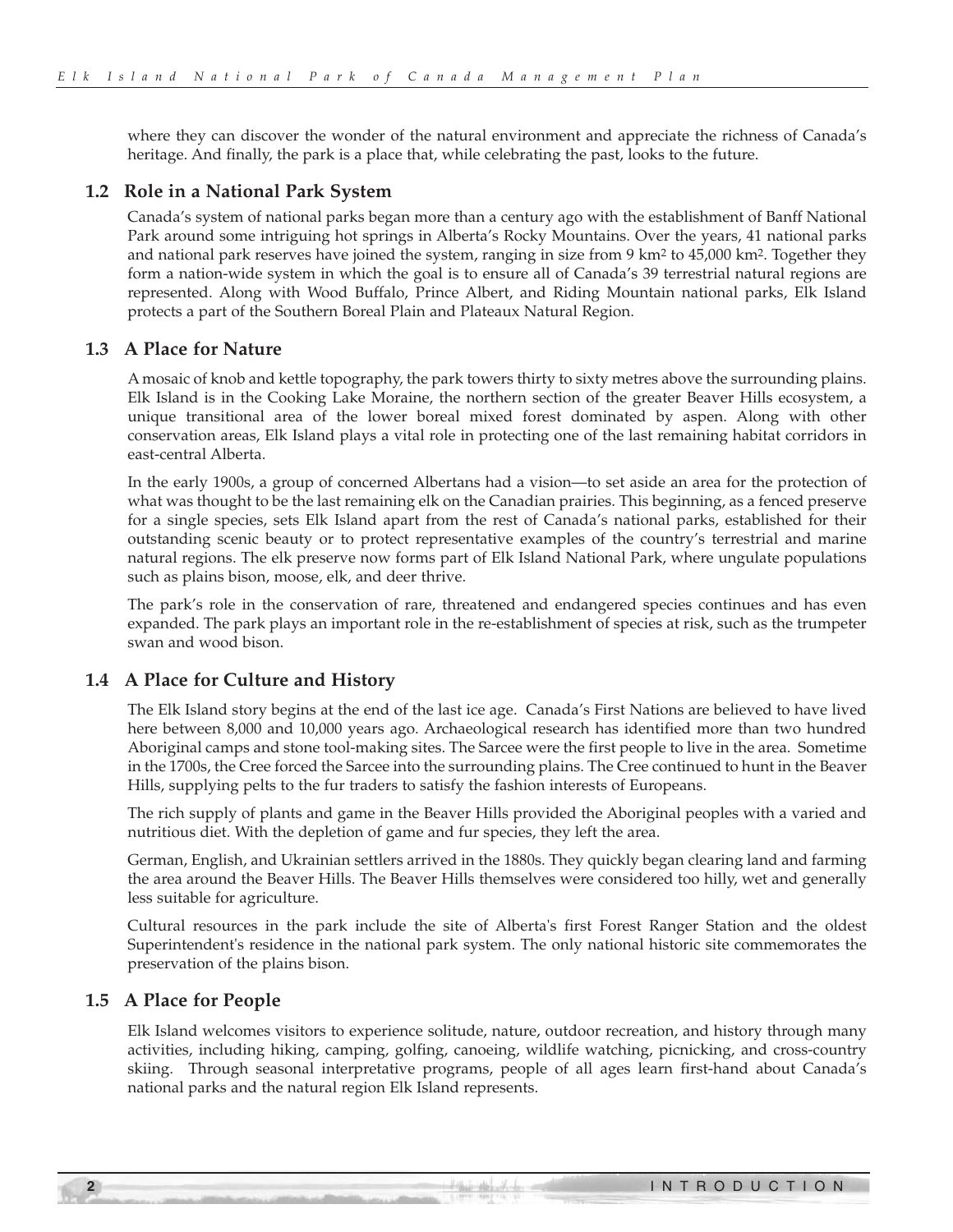where they can discover the wonder of the natural environment and appreciate the richness of Canada's heritage. And finally, the park is a place that, while celebrating the past, looks to the future.

## 1.2 Role in a National Park System

Canada's system of national parks began more than a century ago with the establishment of Banff National Park around some intriguing hot springs in Alberta's Rocky Mountains. Over the years, 41 national parks and national park reserves have joined the system, ranging in size from 9 $km^2$ to 45,000 $km^2$. Together they form a nation-wide system in which the goal is to ensure all of Canada's 39 terrestrial natural regions are represented. Along with Wood Buffalo, Prince Albert, and Riding Mountain national parks, Elk Island protects a part of the Southern Boreal Plain and Plateaux Natural Region.

## 1.3 A Place for Nature

A mosaic of knob and kettle topography, the park towers thirty to sixty metres above the surrounding plains. Elk Island is in the Cooking Lake Moraine, the northern section of the greater Beaver Hills ecosystem, a unique transitional area of the lower boreal mixed forest dominated by aspen. Along with other conservation areas, Elk Island plays a vital role in protecting one of the last remaining habitat corridors in east-central Alberta.

In the early 1900s, a group of concerned Albertans had a vision—to set aside an area for the protection of what was thought to be the last remaining elk on the Canadian prairies. This beginning, as a fenced preserve for a single species, sets Elk Island apart from the rest of Canada's national parks, established for their outstanding scenic beauty or to protect representative examples of the country's terrestrial and marine natural regions. The elk preserve now forms part of Elk Island National Park, where ungulate populations such as plains bison, moose, elk, and deer thrive.

The park's role in the conservation of rare, threatened and endangered species continues and has even expanded. The park plays an important role in the re-establishment of species at risk, such as the trumpeter swan and wood bison.

## 1.4 A Place for Culture and History

The Elk Island story begins at the end of the last ice age. Canada's First Nations are believed to have lived here between 8,000 and 10,000 years ago. Archaeological research has identified more than two hundred Aboriginal camps and stone tool-making sites. The Sarcee were the first people to live in the area. Sometime in the 1700s, the Cree forced the Sarcee into the surrounding plains. The Cree continued to hunt in the Beaver Hills, supplying pelts to the fur traders to satisfy the fashion interests of Europeans.

The rich supply of plants and game in the Beaver Hills provided the Aboriginal peoples with a varied and nutritious diet. With the depletion of game and fur species, they left the area.

German, English, and Ukrainian settlers arrived in the 1880s. They quickly began clearing land and farming the area around the Beaver Hills. The Beaver Hills themselves were considered too hilly, wet and generally less suitable for agriculture.

Cultural resources in the park include the site of Alberta's first Forest Ranger Station and the oldest Superintendent's residence in the national park system. The only national historic site commemorates the preservation of the plains bison.

## 1.5 A Place for People

Elk Island welcomes visitors to experience solitude, nature, outdoor recreation, and history through many activities, including hiking, camping, golfing, canoeing, wildlife watching, picnicking, and cross-country skiing. Through seasonal interpretative programs, people of all ages learn first-hand about Canada's national parks and the natural region Elk Island represents.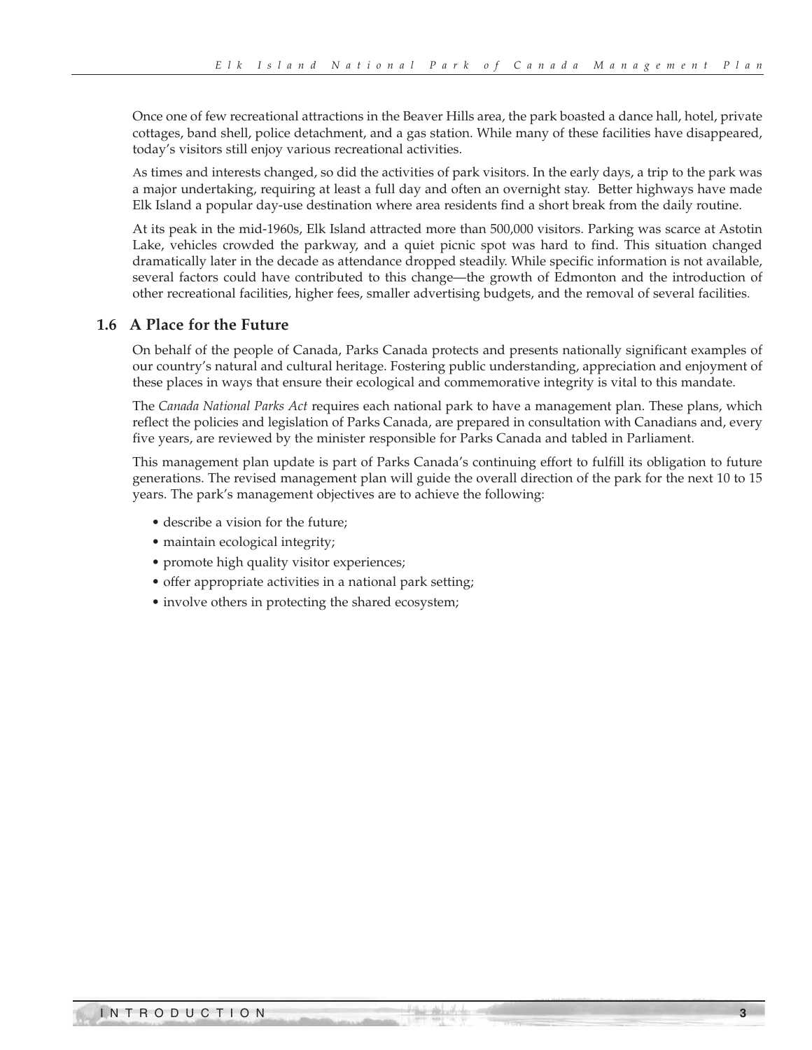Once one of few recreational attractions in the Beaver Hills area, the park boasted a dance hall, hotel, private cottages, band shell, police detachment, and a gas station. While many of these facilities have disappeared, today's visitors still enjoy various recreational activities.

As times and interests changed, so did the activities of park visitors. In the early days, a trip to the park was a major undertaking, requiring at least a full day and often an overnight stay. Better highways have made Elk Island a popular day-use destination where area residents find a short break from the daily routine.

At its peak in the mid-1960s, Elk Island attracted more than 500,000 visitors. Parking was scarce at Astotin Lake, vehicles crowded the parkway, and a quiet picnic spot was hard to find. This situation changed dramatically later in the decade as attendance dropped steadily. While specific information is not available, several factors could have contributed to this change—the growth of Edmonton and the introduction of other recreational facilities, higher fees, smaller advertising budgets, and the removal of several facilities.

## 1.6 A Place for the Future

On behalf of the people of Canada, Parks Canada protects and presents nationally significant examples of our country's natural and cultural heritage. Fostering public understanding, appreciation and enjoyment of these places in ways that ensure their ecological and commemorative integrity is vital to this mandate.

The *Canada National Parks Act* requires each national park to have a management plan. These plans, which reflect the policies and legislation of Parks Canada, are prepared in consultation with Canadians and, every five years, are reviewed by the minister responsible for Parks Canada and tabled in Parliament.

This management plan update is part of Parks Canada's continuing effort to fulfill its obligation to future generations. The revised management plan will guide the overall direction of the park for the next 10 to 15 years. The park's management objectives are to achieve the following:

- describe a vision for the future;
- maintain ecological integrity;
- promote high quality visitor experiences;
- offer appropriate activities in a national park setting;
- involve others in protecting the shared ecosystem;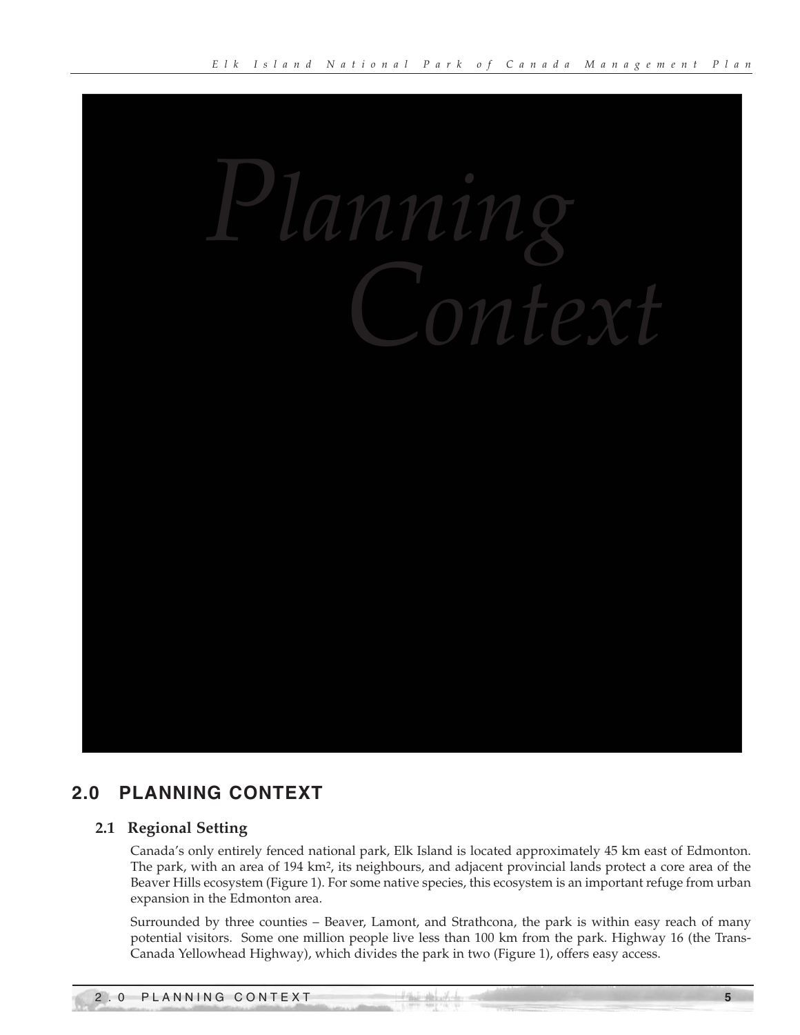# Planning Context

## 2.0 PLANNING CONTEXT

### 2.1 Regional Setting

Canada's only entirely fenced national park, Elk Island is located approximately 45 km east of Edmonton. The park, with an area of 194 $km^2$, its neighbours, and adjacent provincial lands protect a core area of the Beaver Hills ecosystem (Figure 1). For some native species, this ecosystem is an important refuge from urban expansion in the Edmonton area.

Surrounded by three counties – Beaver, Lamont, and Strathcona, the park is within easy reach of many potential visitors. Some one million people live less than 100 km from the park. Highway 16 (the Trans-Canada Yellowhead Highway), which divides the park in two (Figure 1), offers easy access.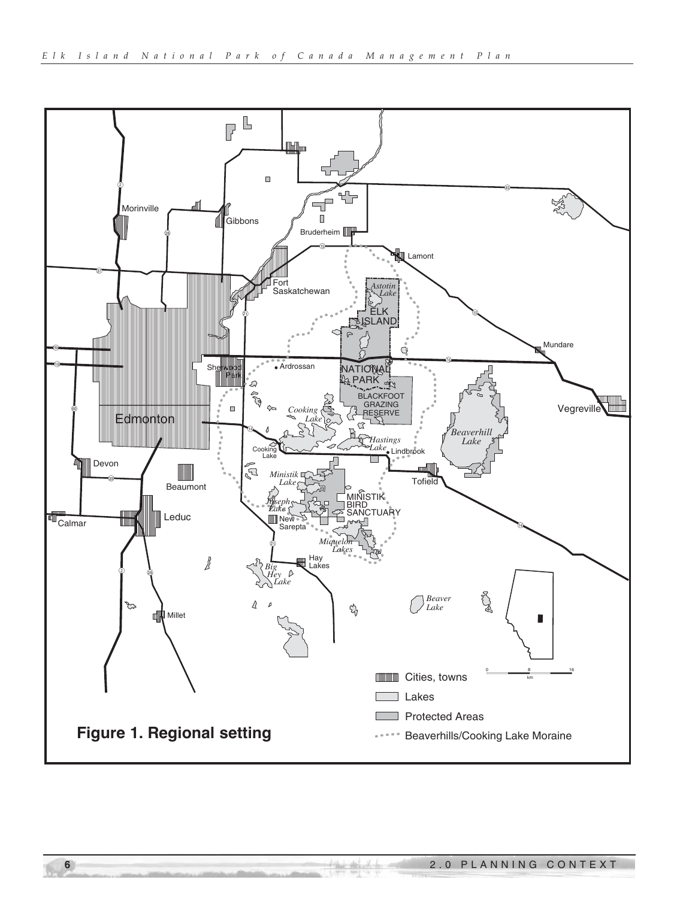**Figure 1. Regional setting**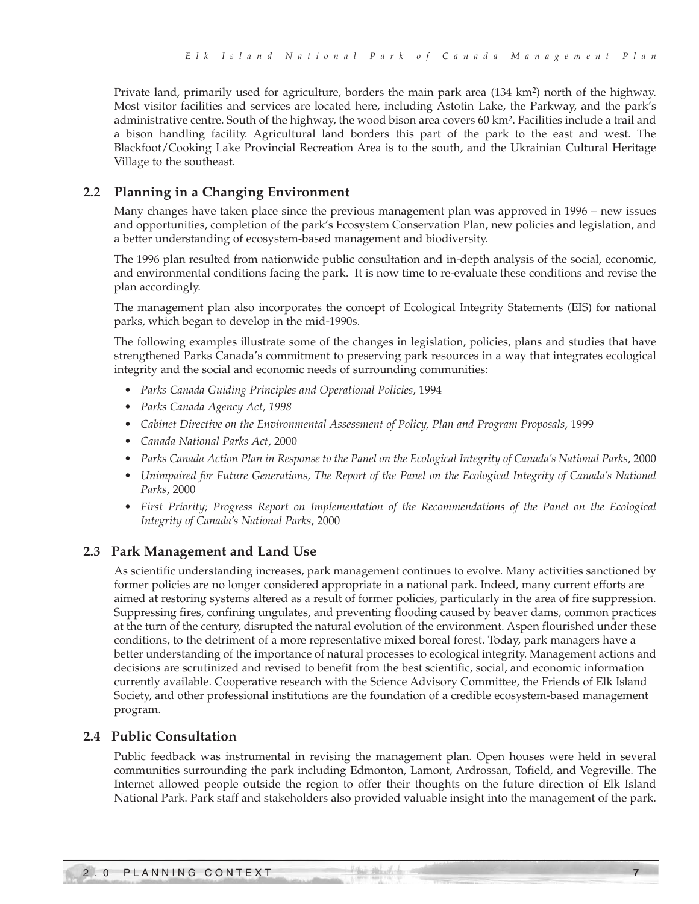Private land, primarily used for agriculture, borders the main park area (134 km$^2$) north of the highway. Most visitor facilities and services are located here, including Astotin Lake, the Parkway, and the park's administrative centre. South of the highway, the wood bison area covers 60 km$^2$. Facilities include a trail and a bison handling facility. Agricultural land borders this part of the park to the east and west. The Blackfoot/Cooking Lake Provincial Recreation Area is to the south, and the Ukrainian Cultural Heritage Village to the southeast.

## 2.2 Planning in a Changing Environment

Many changes have taken place since the previous management plan was approved in 1996 – new issues and opportunities, completion of the park's Ecosystem Conservation Plan, new policies and legislation, and a better understanding of ecosystem-based management and biodiversity.

The 1996 plan resulted from nationwide public consultation and in-depth analysis of the social, economic, and environmental conditions facing the park. It is now time to re-evaluate these conditions and revise the plan accordingly.

The management plan also incorporates the concept of Ecological Integrity Statements (EIS) for national parks, which began to develop in the mid-1990s.

The following examples illustrate some of the changes in legislation, policies, plans and studies that have strengthened Parks Canada's commitment to preserving park resources in a way that integrates ecological integrity and the social and economic needs of surrounding communities:

- *Parks Canada Guiding Principles and Operational Policies*, 1994
- *Parks Canada Agency Act, 1998*
- *Cabinet Directive on the Environmental Assessment of Policy, Plan and Program Proposals*, 1999
- *Canada National Parks Act*, 2000
- *Parks Canada Action Plan in Response to the Panel on the Ecological Integrity of Canada's National Parks*, 2000
- *Unimpaired for Future Generations, The Report of the Panel on the Ecological Integrity of Canada's National Parks*, 2000
- *First Priority; Progress Report on Implementation of the Recommendations of the Panel on the Ecological Integrity of Canada's National Parks*, 2000

## 2.3 Park Management and Land Use

As scientific understanding increases, park management continues to evolve. Many activities sanctioned by former policies are no longer considered appropriate in a national park. Indeed, many current efforts are aimed at restoring systems altered as a result of former policies, particularly in the area of fire suppression. Suppressing fires, confining ungulates, and preventing flooding caused by beaver dams, common practices at the turn of the century, disrupted the natural evolution of the environment. Aspen flourished under these conditions, to the detriment of a more representative mixed boreal forest. Today, park managers have a better understanding of the importance of natural processes to ecological integrity. Management actions and decisions are scrutinized and revised to benefit from the best scientific, social, and economic information currently available. Cooperative research with the Science Advisory Committee, the Friends of Elk Island Society, and other professional institutions are the foundation of a credible ecosystem-based management program.

## 2.4 Public Consultation

Public feedback was instrumental in revising the management plan. Open houses were held in several communities surrounding the park including Edmonton, Lamont, Ardrossan, Tofield, and Vegreville. The Internet allowed people outside the region to offer their thoughts on the future direction of Elk Island National Park. Park staff and stakeholders also provided valuable insight into the management of the park.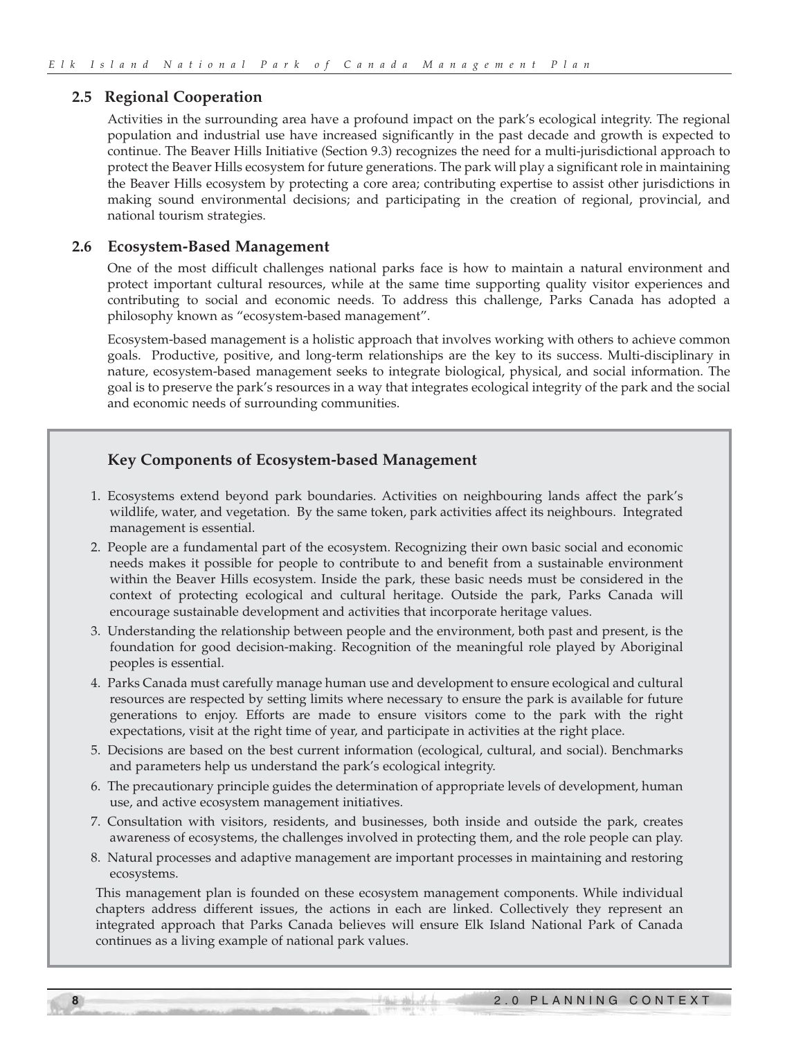### 2.5 Regional Cooperation

Activities in the surrounding area have a profound impact on the park's ecological integrity. The regional population and industrial use have increased significantly in the past decade and growth is expected to continue. The Beaver Hills Initiative (Section 9.3) recognizes the need for a multi-jurisdictional approach to protect the Beaver Hills ecosystem for future generations. The park will play a significant role in maintaining the Beaver Hills ecosystem by protecting a core area; contributing expertise to assist other jurisdictions in making sound environmental decisions; and participating in the creation of regional, provincial, and national tourism strategies.

### 2.6 Ecosystem-Based Management

One of the most difficult challenges national parks face is how to maintain a natural environment and protect important cultural resources, while at the same time supporting quality visitor experiences and contributing to social and economic needs. To address this challenge, Parks Canada has adopted a philosophy known as "ecosystem-based management".

Ecosystem-based management is a holistic approach that involves working with others to achieve common goals. Productive, positive, and long-term relationships are the key to its success. Multi-disciplinary in nature, ecosystem-based management seeks to integrate biological, physical, and social information. The goal is to preserve the park's resources in a way that integrates ecological integrity of the park and the social and economic needs of surrounding communities.

#### Key Components of Ecosystem-based Management

1. Ecosystems extend beyond park boundaries. Activities on neighbouring lands affect the park's wildlife, water, and vegetation. By the same token, park activities affect its neighbours. Integrated management is essential.
2. People are a fundamental part of the ecosystem. Recognizing their own basic social and economic needs makes it possible for people to contribute to and benefit from a sustainable environment within the Beaver Hills ecosystem. Inside the park, these basic needs must be considered in the context of protecting ecological and cultural heritage. Outside the park, Parks Canada will encourage sustainable development and activities that incorporate heritage values.
3. Understanding the relationship between people and the environment, both past and present, is the foundation for good decision-making. Recognition of the meaningful role played by Aboriginal peoples is essential.
4. Parks Canada must carefully manage human use and development to ensure ecological and cultural resources are respected by setting limits where necessary to ensure the park is available for future generations to enjoy. Efforts are made to ensure visitors come to the park with the right expectations, visit at the right time of year, and participate in activities at the right place.
5. Decisions are based on the best current information (ecological, cultural, and social). Benchmarks and parameters help us understand the park's ecological integrity.
6. The precautionary principle guides the determination of appropriate levels of development, human use, and active ecosystem management initiatives.
7. Consultation with visitors, residents, and businesses, both inside and outside the park, creates awareness of ecosystems, the challenges involved in protecting them, and the role people can play.
8. Natural processes and adaptive management are important processes in maintaining and restoring ecosystems.

This management plan is founded on these ecosystem management components. While individual chapters address different issues, the actions in each are linked. Collectively they represent an integrated approach that Parks Canada believes will ensure Elk Island National Park of Canada continues as a living example of national park values.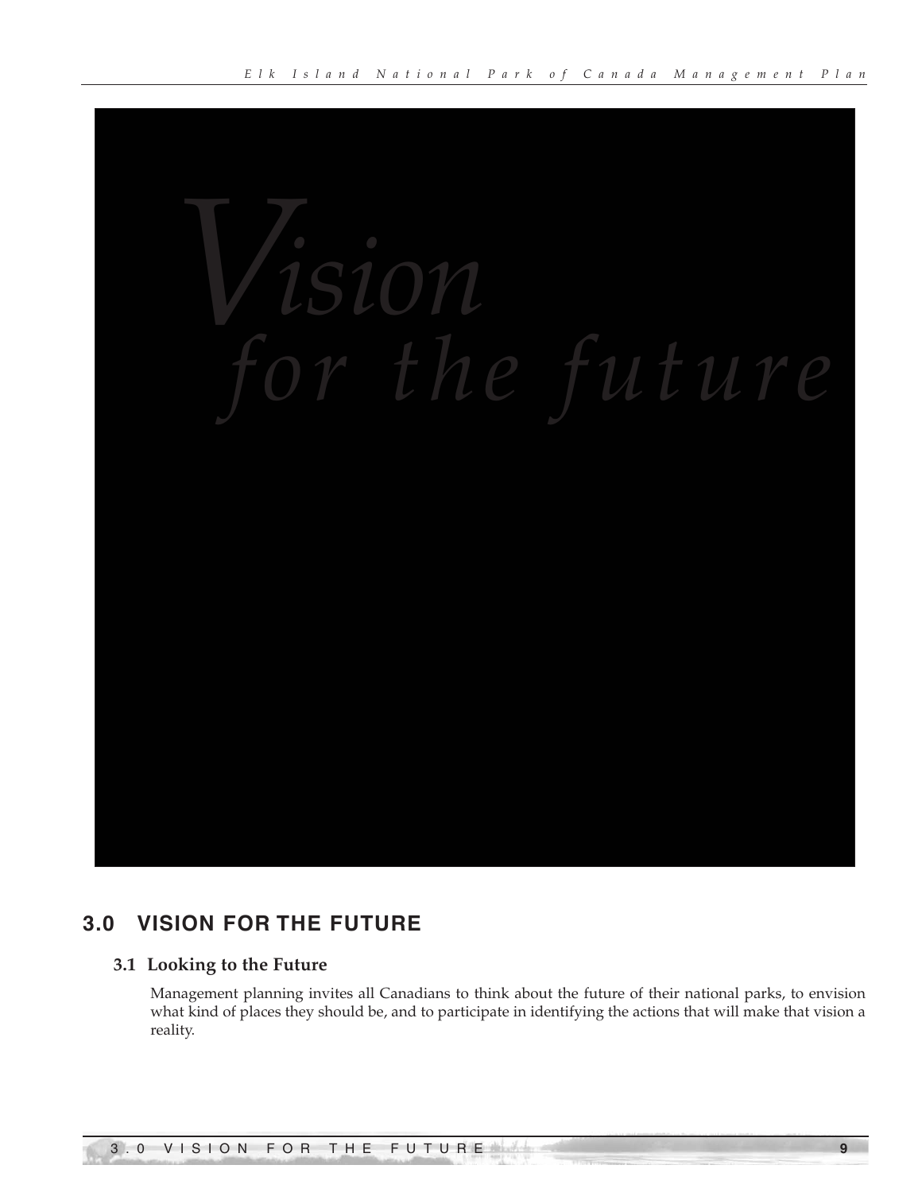*Vision for the future*

## 3.0 VISION FOR THE FUTURE

### 3.1 Looking to the Future

Management planning invites all Canadians to think about the future of their national parks, to envision what kind of places they should be, and to participate in identifying the actions that will make that vision a reality.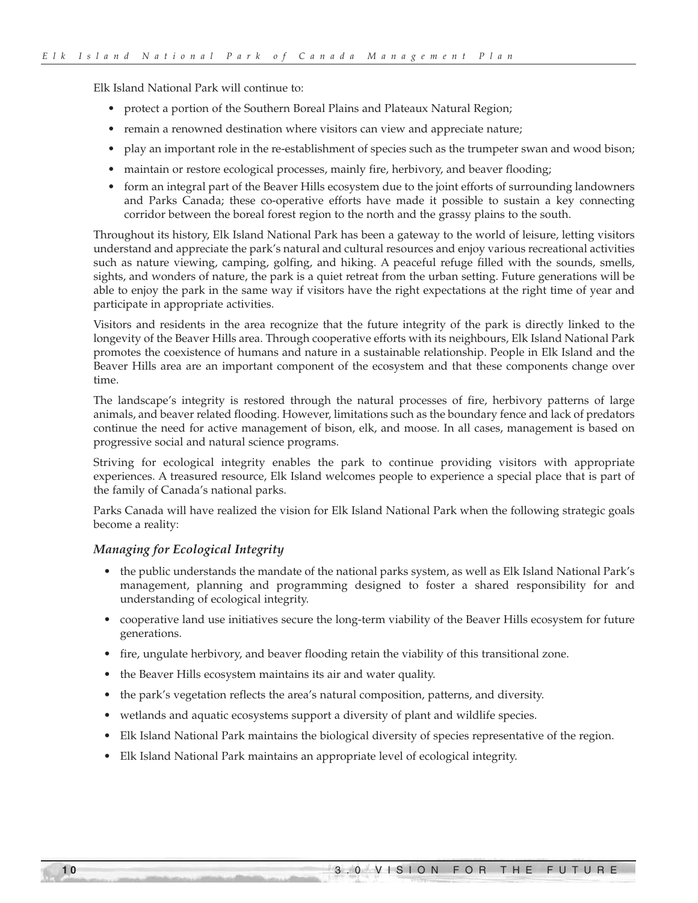Elk Island National Park will continue to:

- protect a portion of the Southern Boreal Plains and Plateaux Natural Region;
- remain a renowned destination where visitors can view and appreciate nature;
- play an important role in the re-establishment of species such as the trumpeter swan and wood bison;
- maintain or restore ecological processes, mainly fire, herbivory, and beaver flooding;
- form an integral part of the Beaver Hills ecosystem due to the joint efforts of surrounding landowners and Parks Canada; these co-operative efforts have made it possible to sustain a key connecting corridor between the boreal forest region to the north and the grassy plains to the south.

Throughout its history, Elk Island National Park has been a gateway to the world of leisure, letting visitors understand and appreciate the park's natural and cultural resources and enjoy various recreational activities such as nature viewing, camping, golfing, and hiking. A peaceful refuge filled with the sounds, smells, sights, and wonders of nature, the park is a quiet retreat from the urban setting. Future generations will be able to enjoy the park in the same way if visitors have the right expectations at the right time of year and participate in appropriate activities.

Visitors and residents in the area recognize that the future integrity of the park is directly linked to the longevity of the Beaver Hills area. Through cooperative efforts with its neighbours, Elk Island National Park promotes the coexistence of humans and nature in a sustainable relationship. People in Elk Island and the Beaver Hills area are an important component of the ecosystem and that these components change over time.

The landscape's integrity is restored through the natural processes of fire, herbivory patterns of large animals, and beaver related flooding. However, limitations such as the boundary fence and lack of predators continue the need for active management of bison, elk, and moose. In all cases, management is based on progressive social and natural science programs.

Striving for ecological integrity enables the park to continue providing visitors with appropriate experiences. A treasured resource, Elk Island welcomes people to experience a special place that is part of the family of Canada's national parks.

Parks Canada will have realized the vision for Elk Island National Park when the following strategic goals become a reality:

### *Managing for Ecological Integrity*

- the public understands the mandate of the national parks system, as well as Elk Island National Park's management, planning and programming designed to foster a shared responsibility for and understanding of ecological integrity.
- cooperative land use initiatives secure the long-term viability of the Beaver Hills ecosystem for future generations.
- fire, ungulate herbivory, and beaver flooding retain the viability of this transitional zone.
- the Beaver Hills ecosystem maintains its air and water quality.
- the park's vegetation reflects the area's natural composition, patterns, and diversity.
- wetlands and aquatic ecosystems support a diversity of plant and wildlife species.
- Elk Island National Park maintains the biological diversity of species representative of the region.
- Elk Island National Park maintains an appropriate level of ecological integrity.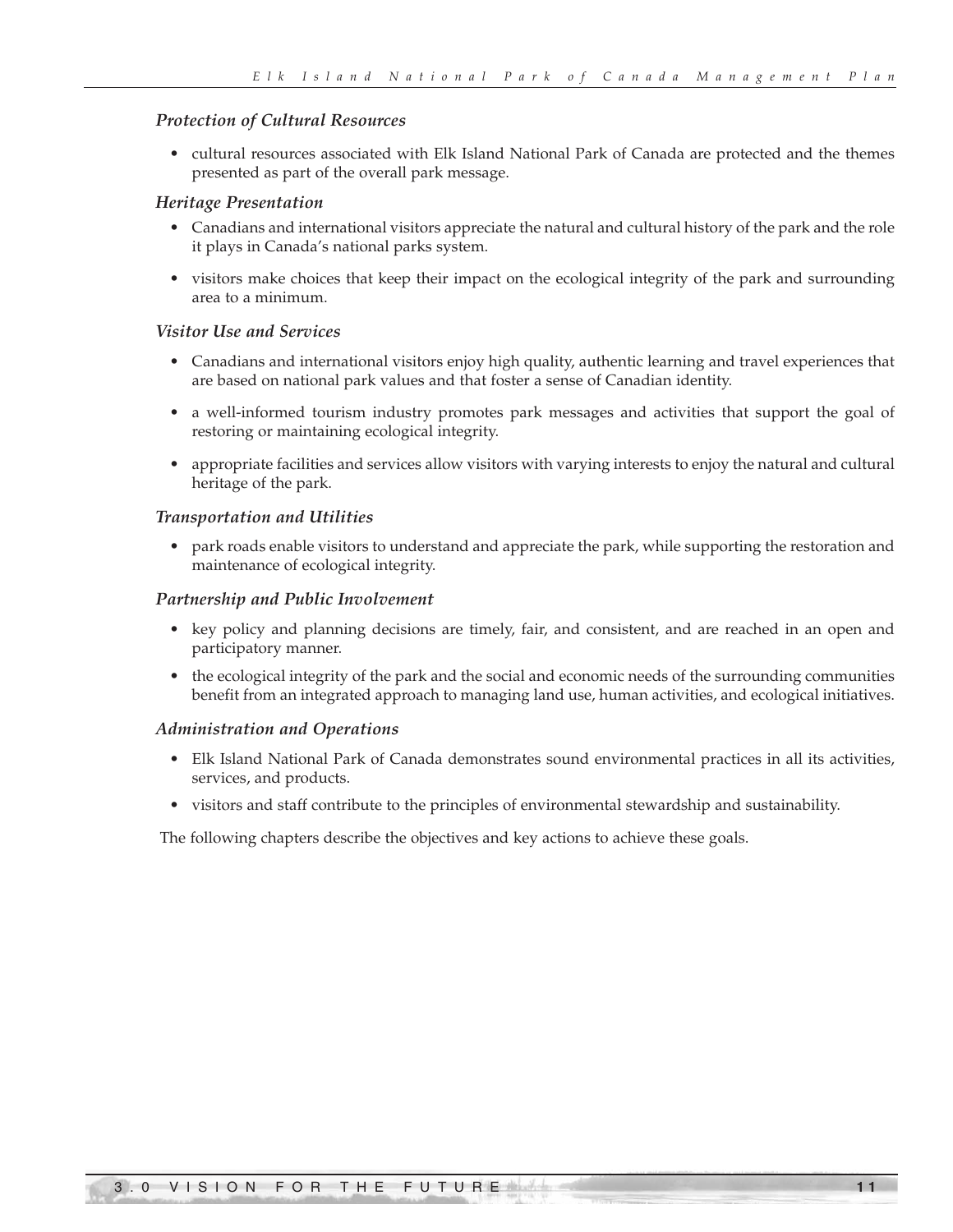### *Protection of Cultural Resources*

- cultural resources associated with Elk Island National Park of Canada are protected and the themes presented as part of the overall park message.

### *Heritage Presentation*

- Canadians and international visitors appreciate the natural and cultural history of the park and the role it plays in Canada's national parks system.
- visitors make choices that keep their impact on the ecological integrity of the park and surrounding area to a minimum.

### *Visitor Use and Services*

- Canadians and international visitors enjoy high quality, authentic learning and travel experiences that are based on national park values and that foster a sense of Canadian identity.
- a well-informed tourism industry promotes park messages and activities that support the goal of restoring or maintaining ecological integrity.
- appropriate facilities and services allow visitors with varying interests to enjoy the natural and cultural heritage of the park.

### *Transportation and Utilities*

- park roads enable visitors to understand and appreciate the park, while supporting the restoration and maintenance of ecological integrity.

### *Partnership and Public Involvement*

- key policy and planning decisions are timely, fair, and consistent, and are reached in an open and participatory manner.
- the ecological integrity of the park and the social and economic needs of the surrounding communities benefit from an integrated approach to managing land use, human activities, and ecological initiatives.

### *Administration and Operations*

- Elk Island National Park of Canada demonstrates sound environmental practices in all its activities, services, and products.
- visitors and staff contribute to the principles of environmental stewardship and sustainability.

The following chapters describe the objectives and key actions to achieve these goals.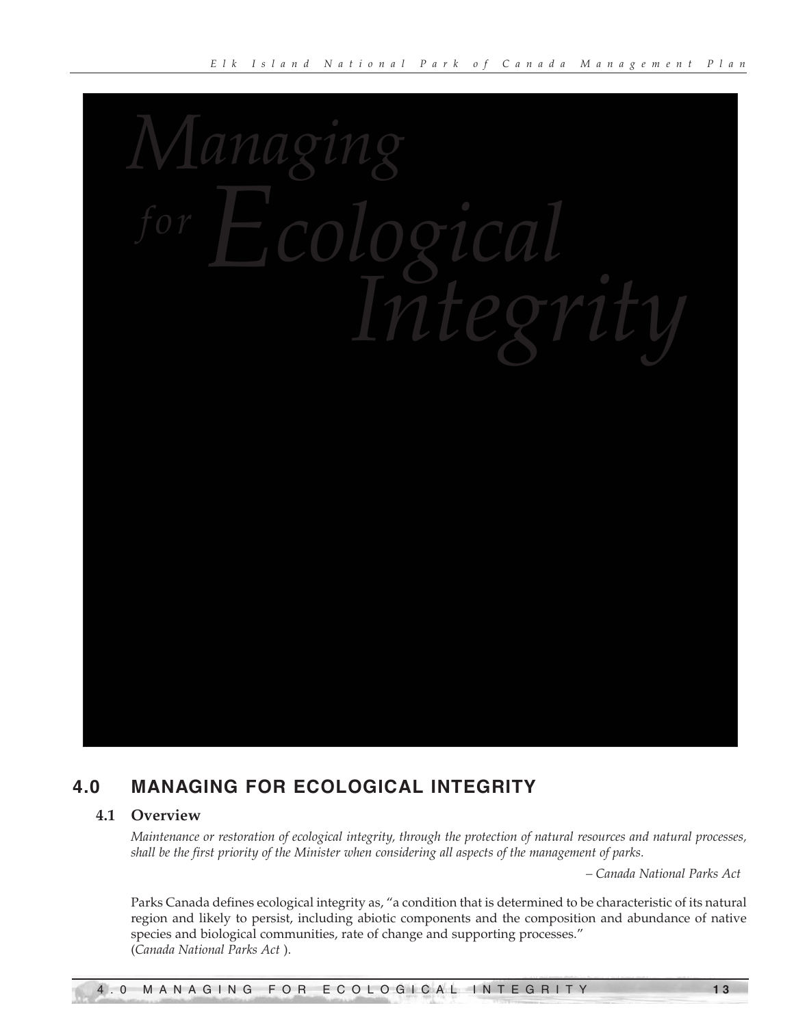# Managing for Ecological Integrity

## 4.0 MANAGING FOR ECOLOGICAL INTEGRITY

### 4.1 Overview

*Maintenance or restoration of ecological integrity, through the protection of natural resources and natural processes, shall be the first priority of the Minister when considering all aspects of the management of parks.*

*– Canada National Parks Act*

Parks Canada defines ecological integrity as, "a condition that is determined to be characteristic of its natural region and likely to persist, including abiotic components and the composition and abundance of native species and biological communities, rate of change and supporting processes." (*Canada National Parks Act* ).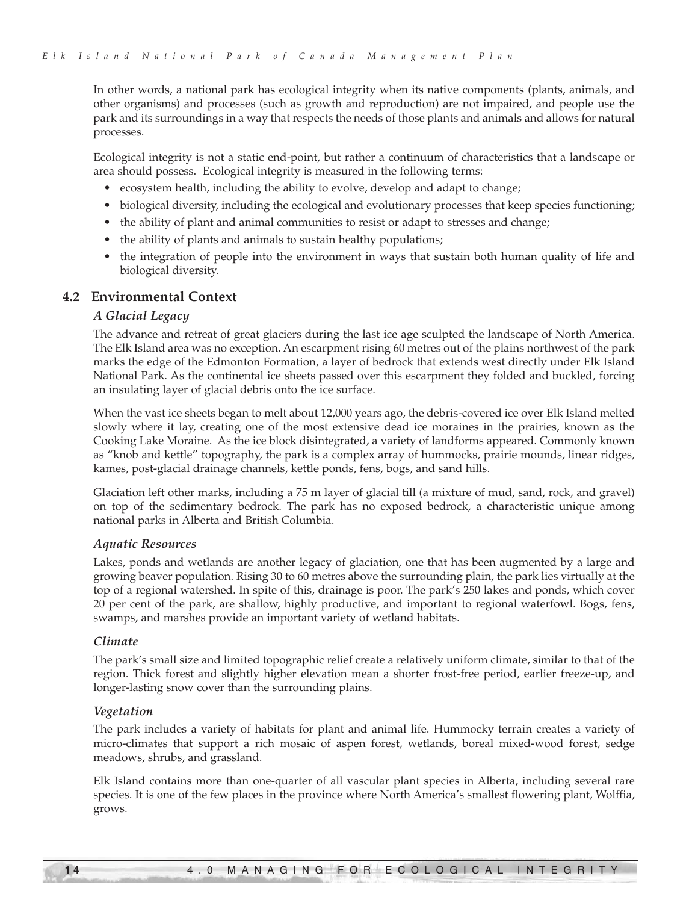In other words, a national park has ecological integrity when its native components (plants, animals, and other organisms) and processes (such as growth and reproduction) are not impaired, and people use the park and its surroundings in a way that respects the needs of those plants and animals and allows for natural processes.

Ecological integrity is not a static end-point, but rather a continuum of characteristics that a landscape or area should possess. Ecological integrity is measured in the following terms:

- ecosystem health, including the ability to evolve, develop and adapt to change;
- biological diversity, including the ecological and evolutionary processes that keep species functioning;
- the ability of plant and animal communities to resist or adapt to stresses and change;
- the ability of plants and animals to sustain healthy populations;
- the integration of people into the environment in ways that sustain both human quality of life and biological diversity.

## 4.2 Environmental Context

### *A Glacial Legacy*

The advance and retreat of great glaciers during the last ice age sculpted the landscape of North America. The Elk Island area was no exception. An escarpment rising 60 metres out of the plains northwest of the park marks the edge of the Edmonton Formation, a layer of bedrock that extends west directly under Elk Island National Park. As the continental ice sheets passed over this escarpment they folded and buckled, forcing an insulating layer of glacial debris onto the ice surface.

When the vast ice sheets began to melt about 12,000 years ago, the debris-covered ice over Elk Island melted slowly where it lay, creating one of the most extensive dead ice moraines in the prairies, known as the Cooking Lake Moraine. As the ice block disintegrated, a variety of landforms appeared. Commonly known as "knob and kettle" topography, the park is a complex array of hummocks, prairie mounds, linear ridges, kames, post-glacial drainage channels, kettle ponds, fens, bogs, and sand hills.

Glaciation left other marks, including a 75 m layer of glacial till (a mixture of mud, sand, rock, and gravel) on top of the sedimentary bedrock. The park has no exposed bedrock, a characteristic unique among national parks in Alberta and British Columbia.

### *Aquatic Resources*

Lakes, ponds and wetlands are another legacy of glaciation, one that has been augmented by a large and growing beaver population. Rising 30 to 60 metres above the surrounding plain, the park lies virtually at the top of a regional watershed. In spite of this, drainage is poor. The park's 250 lakes and ponds, which cover 20 per cent of the park, are shallow, highly productive, and important to regional waterfowl. Bogs, fens, swamps, and marshes provide an important variety of wetland habitats.

### *Climate*

The park's small size and limited topographic relief create a relatively uniform climate, similar to that of the region. Thick forest and slightly higher elevation mean a shorter frost-free period, earlier freeze-up, and longer-lasting snow cover than the surrounding plains.

### *Vegetation*

The park includes a variety of habitats for plant and animal life. Hummocky terrain creates a variety of micro-climates that support a rich mosaic of aspen forest, wetlands, boreal mixed-wood forest, sedge meadows, shrubs, and grassland.

Elk Island contains more than one-quarter of all vascular plant species in Alberta, including several rare species. It is one of the few places in the province where North America's smallest flowering plant, Wolffia, grows.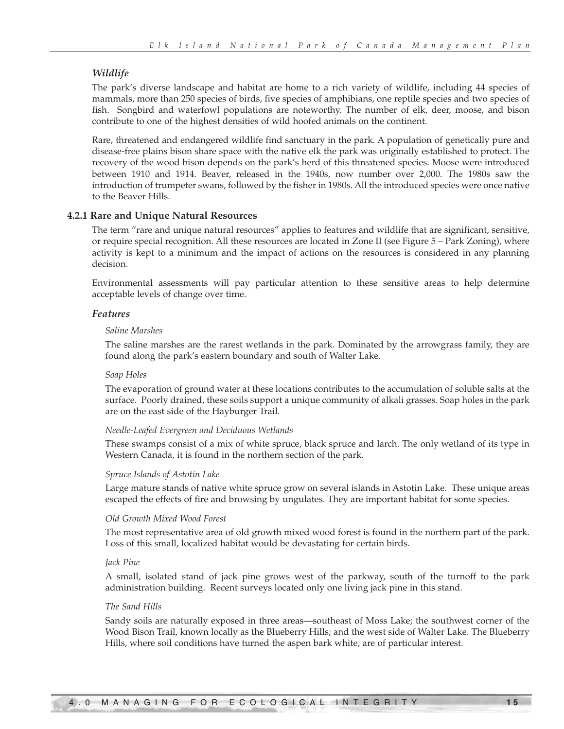### *Wildlife*

The park's diverse landscape and habitat are home to a rich variety of wildlife, including 44 species of mammals, more than 250 species of birds, five species of amphibians, one reptile species and two species of fish. Songbird and waterfowl populations are noteworthy. The number of elk, deer, moose, and bison contribute to one of the highest densities of wild hoofed animals on the continent.

Rare, threatened and endangered wildlife find sanctuary in the park. A population of genetically pure and disease-free plains bison share space with the native elk the park was originally established to protect. The recovery of the wood bison depends on the park's herd of this threatened species. Moose were introduced between 1910 and 1914. Beaver, released in the 1940s, now number over 2,000. The 1980s saw the introduction of trumpeter swans, followed by the fisher in 1980s. All the introduced species were once native to the Beaver Hills.

## 4.2.1 Rare and Unique Natural Resources

The term "rare and unique natural resources" applies to features and wildlife that are significant, sensitive, or require special recognition. All these resources are located in Zone II (see Figure 5 – Park Zoning), where activity is kept to a minimum and the impact of actions on the resources is considered in any planning decision.

Environmental assessments will pay particular attention to these sensitive areas to help determine acceptable levels of change over time.

### *Features*

*Saline Marshes*

The saline marshes are the rarest wetlands in the park. Dominated by the arrowgrass family, they are found along the park's eastern boundary and south of Walter Lake.

*Soap Holes*

The evaporation of ground water at these locations contributes to the accumulation of soluble salts at the surface. Poorly drained, these soils support a unique community of alkali grasses. Soap holes in the park are on the east side of the Hayburger Trail.

*Needle-Leafed Evergreen and Deciduous Wetlands*

These swamps consist of a mix of white spruce, black spruce and larch. The only wetland of its type in Western Canada, it is found in the northern section of the park.

*Spruce Islands of Astotin Lake*

Large mature stands of native white spruce grow on several islands in Astotin Lake. These unique areas escaped the effects of fire and browsing by ungulates. They are important habitat for some species.

*Old Growth Mixed Wood Forest*

The most representative area of old growth mixed wood forest is found in the northern part of the park. Loss of this small, localized habitat would be devastating for certain birds.

*Jack Pine*

A small, isolated stand of jack pine grows west of the parkway, south of the turnoff to the park administration building. Recent surveys located only one living jack pine in this stand.

*The Sand Hills*

Sandy soils are naturally exposed in three areas—southeast of Moss Lake; the southwest corner of the Wood Bison Trail, known locally as the Blueberry Hills; and the west side of Walter Lake. The Blueberry Hills, where soil conditions have turned the aspen bark white, are of particular interest.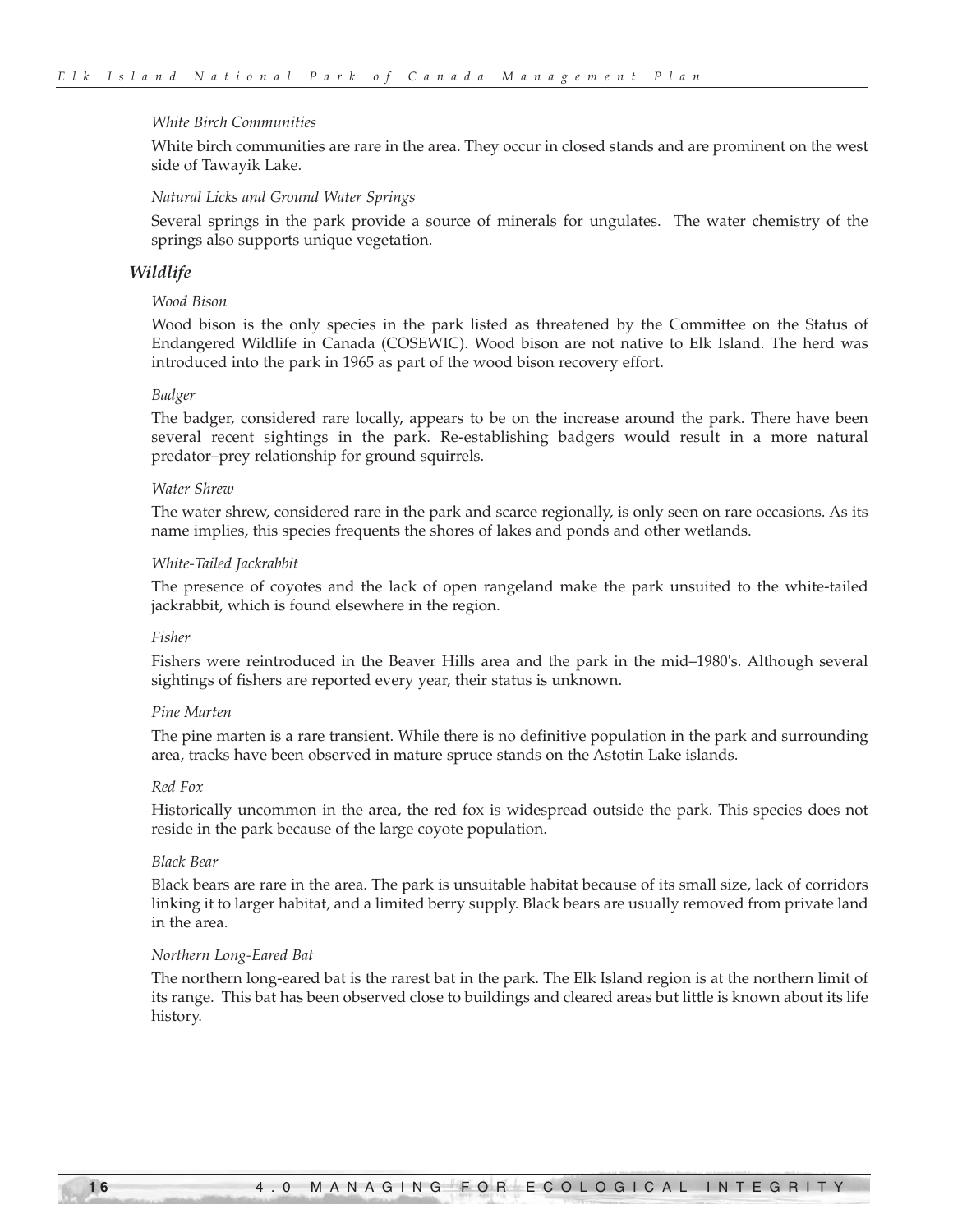#### *White Birch Communities*

White birch communities are rare in the area. They occur in closed stands and are prominent on the west side of Tawayik Lake.

#### *Natural Licks and Ground Water Springs*

Several springs in the park provide a source of minerals for ungulates. The water chemistry of the springs also supports unique vegetation.

### *Wildlife*

#### *Wood Bison*

Wood bison is the only species in the park listed as threatened by the Committee on the Status of Endangered Wildlife in Canada (COSEWIC). Wood bison are not native to Elk Island. The herd was introduced into the park in 1965 as part of the wood bison recovery effort.

#### *Badger*

The badger, considered rare locally, appears to be on the increase around the park. There have been several recent sightings in the park. Re-establishing badgers would result in a more natural predator–prey relationship for ground squirrels.

#### *Water Shrew*

The water shrew, considered rare in the park and scarce regionally, is only seen on rare occasions. As its name implies, this species frequents the shores of lakes and ponds and other wetlands.

#### *White-Tailed Jackrabbit*

The presence of coyotes and the lack of open rangeland make the park unsuited to the white-tailed jackrabbit, which is found elsewhere in the region.

#### *Fisher*

Fishers were reintroduced in the Beaver Hills area and the park in the mid–1980's. Although several sightings of fishers are reported every year, their status is unknown.

#### *Pine Marten*

The pine marten is a rare transient. While there is no definitive population in the park and surrounding area, tracks have been observed in mature spruce stands on the Astotin Lake islands.

#### *Red Fox*

Historically uncommon in the area, the red fox is widespread outside the park. This species does not reside in the park because of the large coyote population.

#### *Black Bear*

Black bears are rare in the area. The park is unsuitable habitat because of its small size, lack of corridors linking it to larger habitat, and a limited berry supply. Black bears are usually removed from private land in the area.

#### *Northern Long-Eared Bat*

The northern long-eared bat is the rarest bat in the park. The Elk Island region is at the northern limit of its range. This bat has been observed close to buildings and cleared areas but little is known about its life history.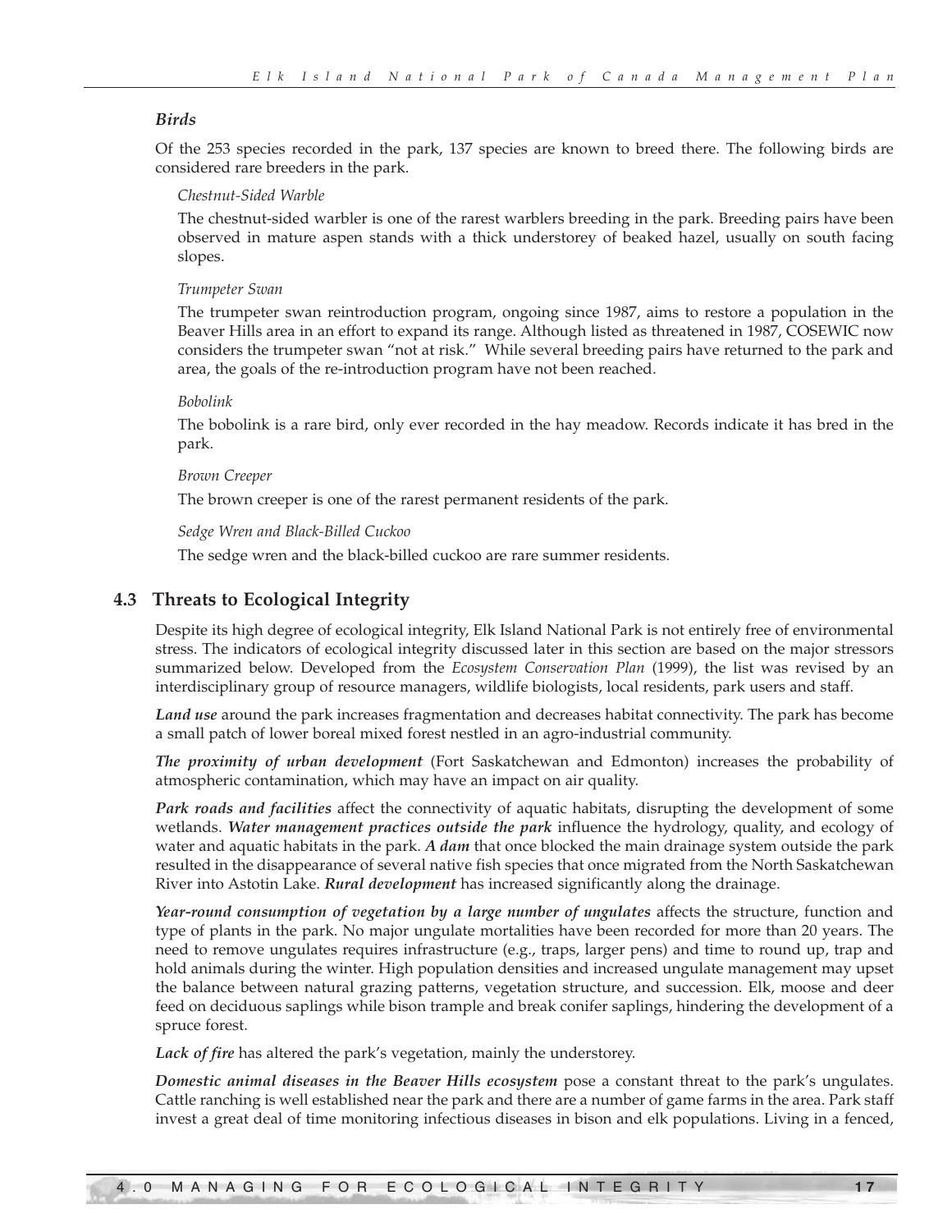*Birds*

Of the 253 species recorded in the park, 137 species are known to breed there. The following birds are considered rare breeders in the park.

*Chestnut-Sided Warble*

The chestnut-sided warbler is one of the rarest warblers breeding in the park. Breeding pairs have been observed in mature aspen stands with a thick understorey of beaked hazel, usually on south facing slopes.

*Trumpeter Swan*

The trumpeter swan reintroduction program, ongoing since 1987, aims to restore a population in the Beaver Hills area in an effort to expand its range. Although listed as threatened in 1987, COSEWIC now considers the trumpeter swan "not at risk." While several breeding pairs have returned to the park and area, the goals of the re-introduction program have not been reached.

*Bobolink*

The bobolink is a rare bird, only ever recorded in the hay meadow. Records indicate it has bred in the park.

*Brown Creeper*

The brown creeper is one of the rarest permanent residents of the park.

*Sedge Wren and Black-Billed Cuckoo*

The sedge wren and the black-billed cuckoo are rare summer residents.

## 4.3 Threats to Ecological Integrity

Despite its high degree of ecological integrity, Elk Island National Park is not entirely free of environmental stress. The indicators of ecological integrity discussed later in this section are based on the major stressors summarized below. Developed from the *Ecosystem Conservation Plan* (1999), the list was revised by an interdisciplinary group of resource managers, wildlife biologists, local residents, park users and staff.

***Land use*** around the park increases fragmentation and decreases habitat connectivity. The park has become a small patch of lower boreal mixed forest nestled in an agro-industrial community.

***The proximity of urban development*** (Fort Saskatchewan and Edmonton) increases the probability of atmospheric contamination, which may have an impact on air quality.

***Park roads and facilities*** affect the connectivity of aquatic habitats, disrupting the development of some wetlands. ***Water management practices outside the park*** influence the hydrology, quality, and ecology of water and aquatic habitats in the park. ***A dam*** that once blocked the main drainage system outside the park resulted in the disappearance of several native fish species that once migrated from the North Saskatchewan River into Astotin Lake. ***Rural development*** has increased significantly along the drainage.

***Year-round consumption of vegetation by a large number of ungulates*** affects the structure, function and type of plants in the park. No major ungulate mortalities have been recorded for more than 20 years. The need to remove ungulates requires infrastructure (e.g., traps, larger pens) and time to round up, trap and hold animals during the winter. High population densities and increased ungulate management may upset the balance between natural grazing patterns, vegetation structure, and succession. Elk, moose and deer feed on deciduous saplings while bison trample and break conifer saplings, hindering the development of a spruce forest.

***Lack of fire*** has altered the park's vegetation, mainly the understorey.

***Domestic animal diseases in the Beaver Hills ecosystem*** pose a constant threat to the park's ungulates. Cattle ranching is well established near the park and there are a number of game farms in the area. Park staff invest a great deal of time monitoring infectious diseases in bison and elk populations. Living in a fenced,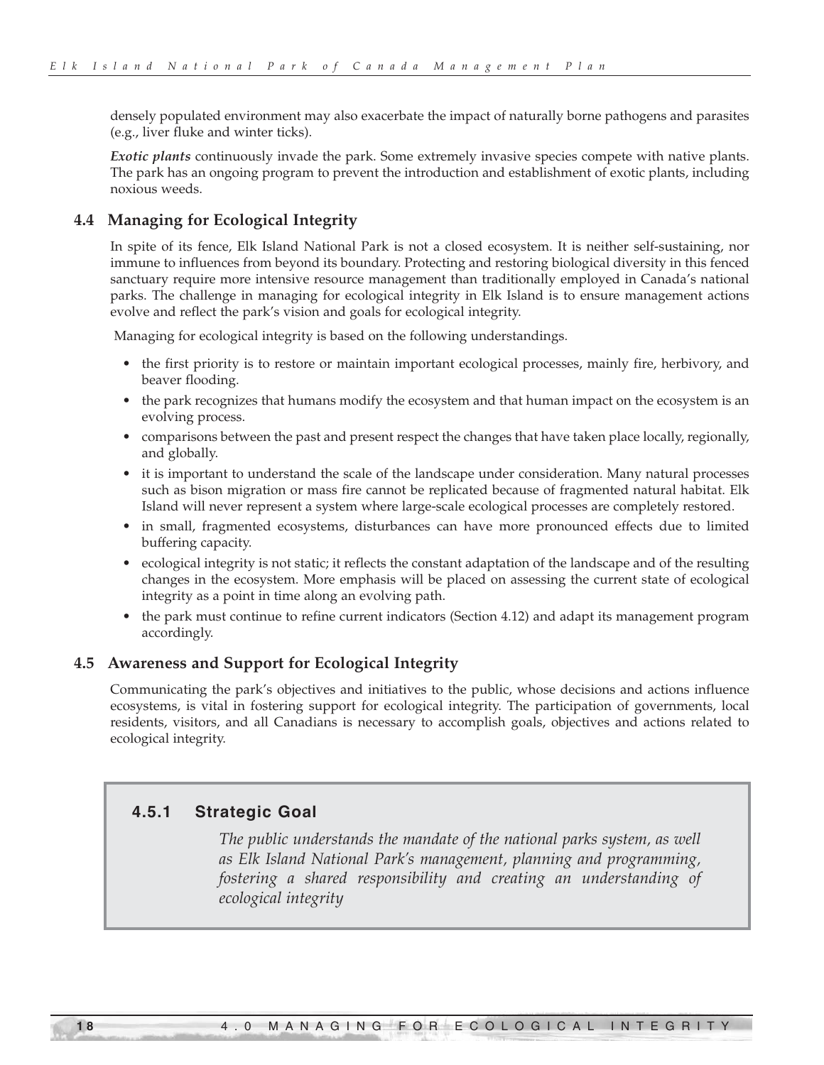densely populated environment may also exacerbate the impact of naturally borne pathogens and parasites (e.g., liver fluke and winter ticks).

***Exotic plants*** continuously invade the park. Some extremely invasive species compete with native plants. The park has an ongoing program to prevent the introduction and establishment of exotic plants, including noxious weeds.

### 4.4 Managing for Ecological Integrity

In spite of its fence, Elk Island National Park is not a closed ecosystem. It is neither self-sustaining, nor immune to influences from beyond its boundary. Protecting and restoring biological diversity in this fenced sanctuary require more intensive resource management than traditionally employed in Canada's national parks. The challenge in managing for ecological integrity in Elk Island is to ensure management actions evolve and reflect the park's vision and goals for ecological integrity.

Managing for ecological integrity is based on the following understandings.

- the first priority is to restore or maintain important ecological processes, mainly fire, herbivory, and beaver flooding.
- the park recognizes that humans modify the ecosystem and that human impact on the ecosystem is an evolving process.
- comparisons between the past and present respect the changes that have taken place locally, regionally, and globally.
- it is important to understand the scale of the landscape under consideration. Many natural processes such as bison migration or mass fire cannot be replicated because of fragmented natural habitat. Elk Island will never represent a system where large-scale ecological processes are completely restored.
- in small, fragmented ecosystems, disturbances can have more pronounced effects due to limited buffering capacity.
- ecological integrity is not static; it reflects the constant adaptation of the landscape and of the resulting changes in the ecosystem. More emphasis will be placed on assessing the current state of ecological integrity as a point in time along an evolving path.
- the park must continue to refine current indicators (Section 4.12) and adapt its management program accordingly.

### 4.5 Awareness and Support for Ecological Integrity

Communicating the park's objectives and initiatives to the public, whose decisions and actions influence ecosystems, is vital in fostering support for ecological integrity. The participation of governments, local residents, visitors, and all Canadians is necessary to accomplish goals, objectives and actions related to ecological integrity.

#### 4.5.1 Strategic Goal

*The public understands the mandate of the national parks system, as well as Elk Island National Park's management, planning and programming, fostering a shared responsibility and creating an understanding of ecological integrity*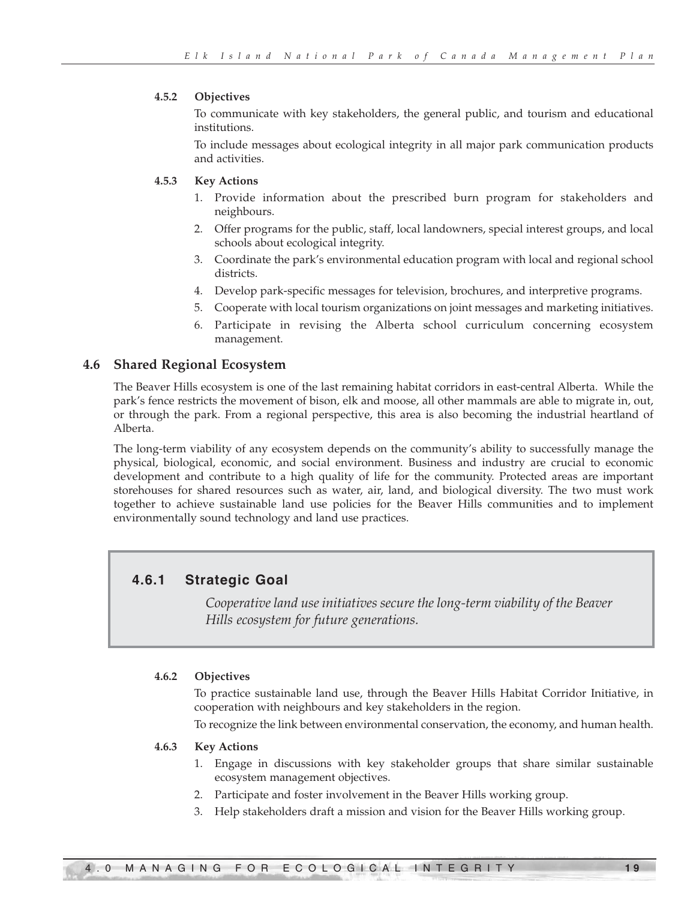#### 4.5.2 Objectives

To communicate with key stakeholders, the general public, and tourism and educational institutions.

To include messages about ecological integrity in all major park communication products and activities.

#### 4.5.3 Key Actions

1. Provide information about the prescribed burn program for stakeholders and neighbours.
2. Offer programs for the public, staff, local landowners, special interest groups, and local schools about ecological integrity.
3. Coordinate the park's environmental education program with local and regional school districts.
4. Develop park-specific messages for television, brochures, and interpretive programs.
5. Cooperate with local tourism organizations on joint messages and marketing initiatives.
6. Participate in revising the Alberta school curriculum concerning ecosystem management.

## 4.6 Shared Regional Ecosystem

The Beaver Hills ecosystem is one of the last remaining habitat corridors in east-central Alberta. While the park's fence restricts the movement of bison, elk and moose, all other mammals are able to migrate in, out, or through the park. From a regional perspective, this area is also becoming the industrial heartland of Alberta.

The long-term viability of any ecosystem depends on the community's ability to successfully manage the physical, biological, economic, and social environment. Business and industry are crucial to economic development and contribute to a high quality of life for the community. Protected areas are important storehouses for shared resources such as water, air, land, and biological diversity. The two must work together to achieve sustainable land use policies for the Beaver Hills communities and to implement environmentally sound technology and land use practices.

### 4.6.1 Strategic Goal

*Cooperative land use initiatives secure the long-term viability of the Beaver Hills ecosystem for future generations.*

#### 4.6.2 Objectives

To practice sustainable land use, through the Beaver Hills Habitat Corridor Initiative, in cooperation with neighbours and key stakeholders in the region.

To recognize the link between environmental conservation, the economy, and human health.

#### 4.6.3 Key Actions

1. Engage in discussions with key stakeholder groups that share similar sustainable ecosystem management objectives.
2. Participate and foster involvement in the Beaver Hills working group.
3. Help stakeholders draft a mission and vision for the Beaver Hills working group.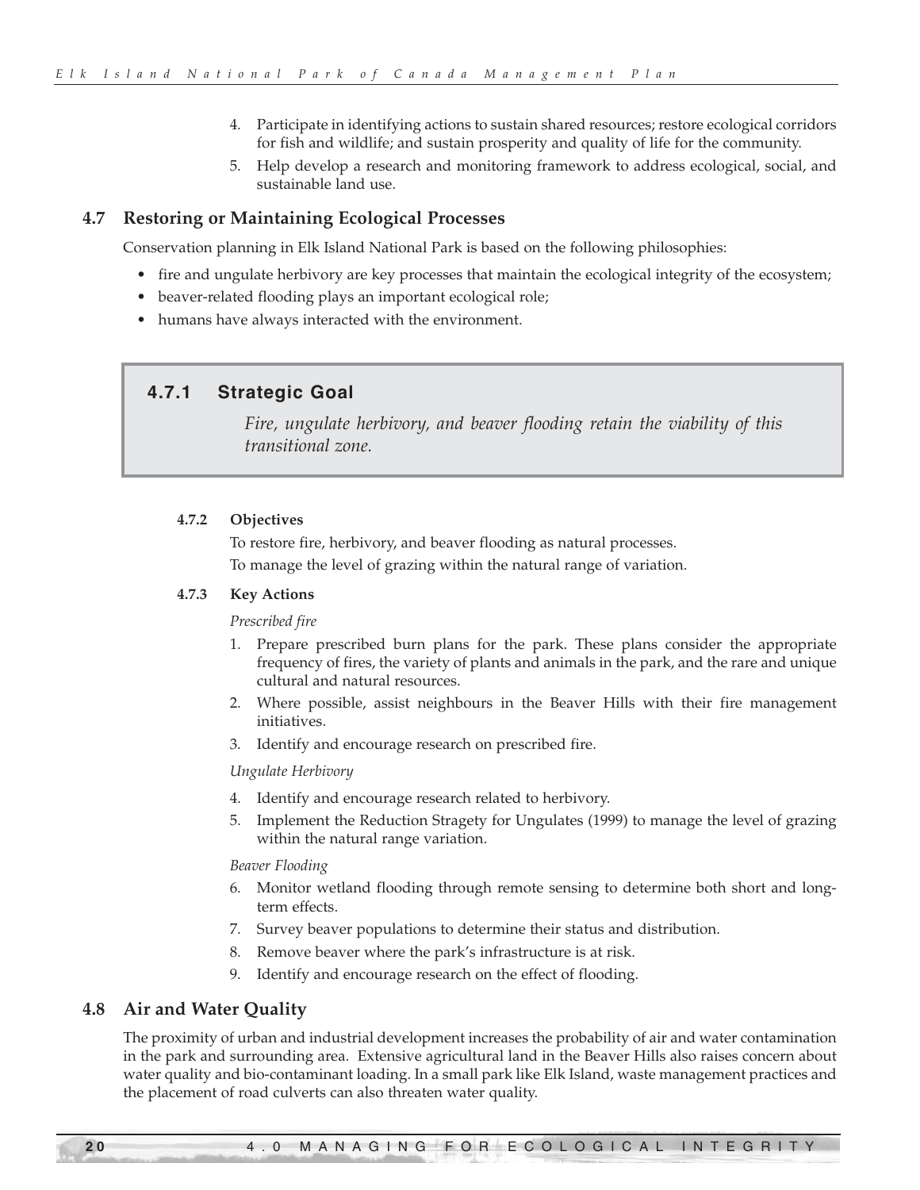4. Participate in identifying actions to sustain shared resources; restore ecological corridors for fish and wildlife; and sustain prosperity and quality of life for the community.
5. Help develop a research and monitoring framework to address ecological, social, and sustainable land use.

## 4.7 Restoring or Maintaining Ecological Processes

Conservation planning in Elk Island National Park is based on the following philosophies:

- fire and ungulate herbivory are key processes that maintain the ecological integrity of the ecosystem;
- beaver-related flooding plays an important ecological role;
- humans have always interacted with the environment.

### 4.7.1 Strategic Goal

*Fire, ungulate herbivory, and beaver flooding retain the viability of this transitional zone.*

#### 4.7.2 Objectives

To restore fire, herbivory, and beaver flooding as natural processes.

To manage the level of grazing within the natural range of variation.

#### 4.7.3 Key Actions

*Prescribed fire*

1. Prepare prescribed burn plans for the park. These plans consider the appropriate frequency of fires, the variety of plants and animals in the park, and the rare and unique cultural and natural resources.
2. Where possible, assist neighbours in the Beaver Hills with their fire management initiatives.
3. Identify and encourage research on prescribed fire.

*Ungulate Herbivory*

4. Identify and encourage research related to herbivory.
5. Implement the Reduction Stragety for Ungulates (1999) to manage the level of grazing within the natural range variation.

*Beaver Flooding*

6. Monitor wetland flooding through remote sensing to determine both short and long-term effects.
7. Survey beaver populations to determine their status and distribution.
8. Remove beaver where the park's infrastructure is at risk.
9. Identify and encourage research on the effect of flooding.

## 4.8 Air and Water Quality

The proximity of urban and industrial development increases the probability of air and water contamination in the park and surrounding area. Extensive agricultural land in the Beaver Hills also raises concern about water quality and bio-contaminant loading. In a small park like Elk Island, waste management practices and the placement of road culverts can also threaten water quality.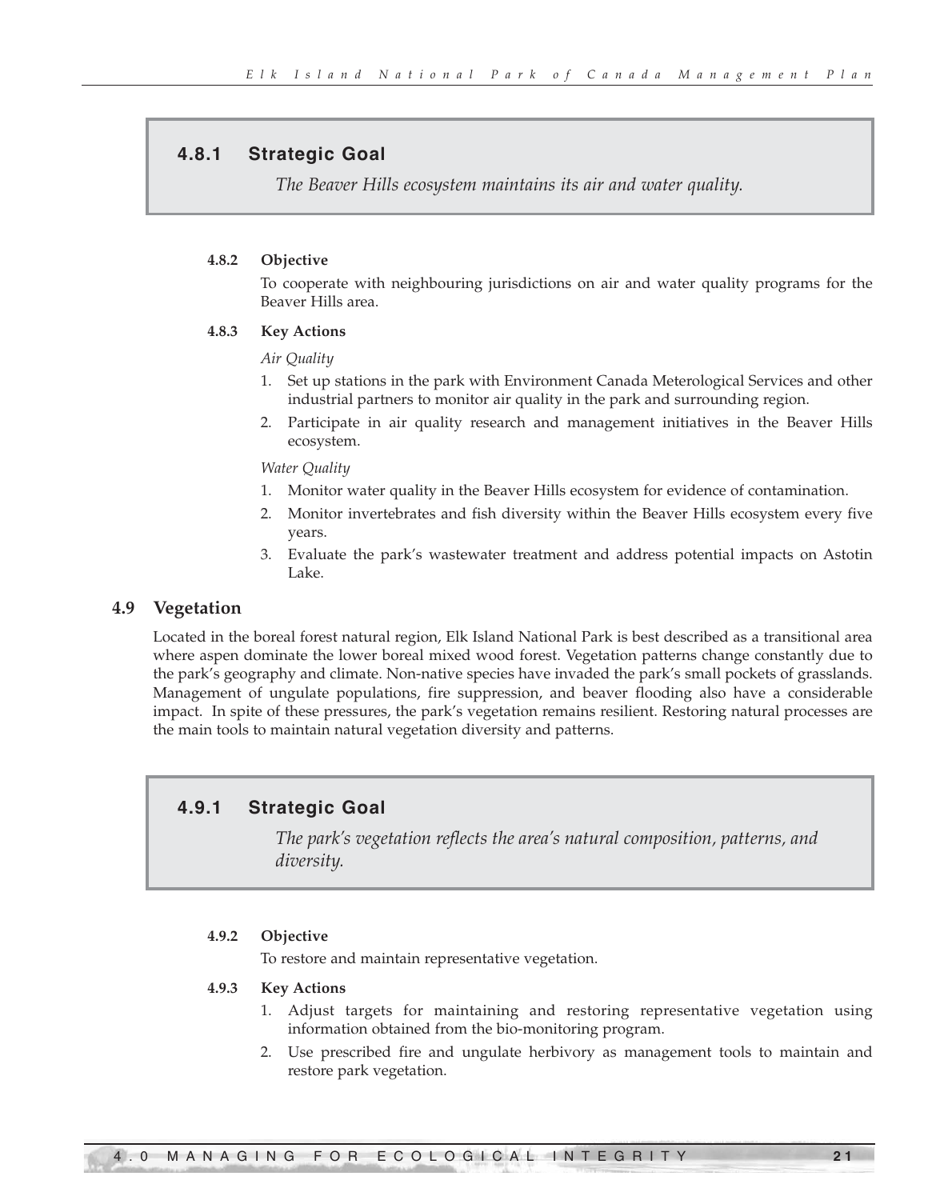### 4.8.1 Strategic Goal

*The Beaver Hills ecosystem maintains its air and water quality.*

**4.8.2 Objective**

To cooperate with neighbouring jurisdictions on air and water quality programs for the Beaver Hills area.

**4.8.3 Key Actions**

*Air Quality*

1. Set up stations in the park with Environment Canada Meterological Services and other industrial partners to monitor air quality in the park and surrounding region.
2. Participate in air quality research and management initiatives in the Beaver Hills ecosystem.

*Water Quality*

1. Monitor water quality in the Beaver Hills ecosystem for evidence of contamination.
2. Monitor invertebrates and fish diversity within the Beaver Hills ecosystem every five years.
3. Evaluate the park's wastewater treatment and address potential impacts on Astotin Lake.

## 4.9 Vegetation

Located in the boreal forest natural region, Elk Island National Park is best described as a transitional area where aspen dominate the lower boreal mixed wood forest. Vegetation patterns change constantly due to the park's geography and climate. Non-native species have invaded the park's small pockets of grasslands. Management of ungulate populations, fire suppression, and beaver flooding also have a considerable impact. In spite of these pressures, the park's vegetation remains resilient. Restoring natural processes are the main tools to maintain natural vegetation diversity and patterns.

### 4.9.1 Strategic Goal

*The park's vegetation reflects the area's natural composition, patterns, and diversity.*

**4.9.2 Objective**

To restore and maintain representative vegetation.

**4.9.3 Key Actions**

1. Adjust targets for maintaining and restoring representative vegetation using information obtained from the bio-monitoring program.
2. Use prescribed fire and ungulate herbivory as management tools to maintain and restore park vegetation.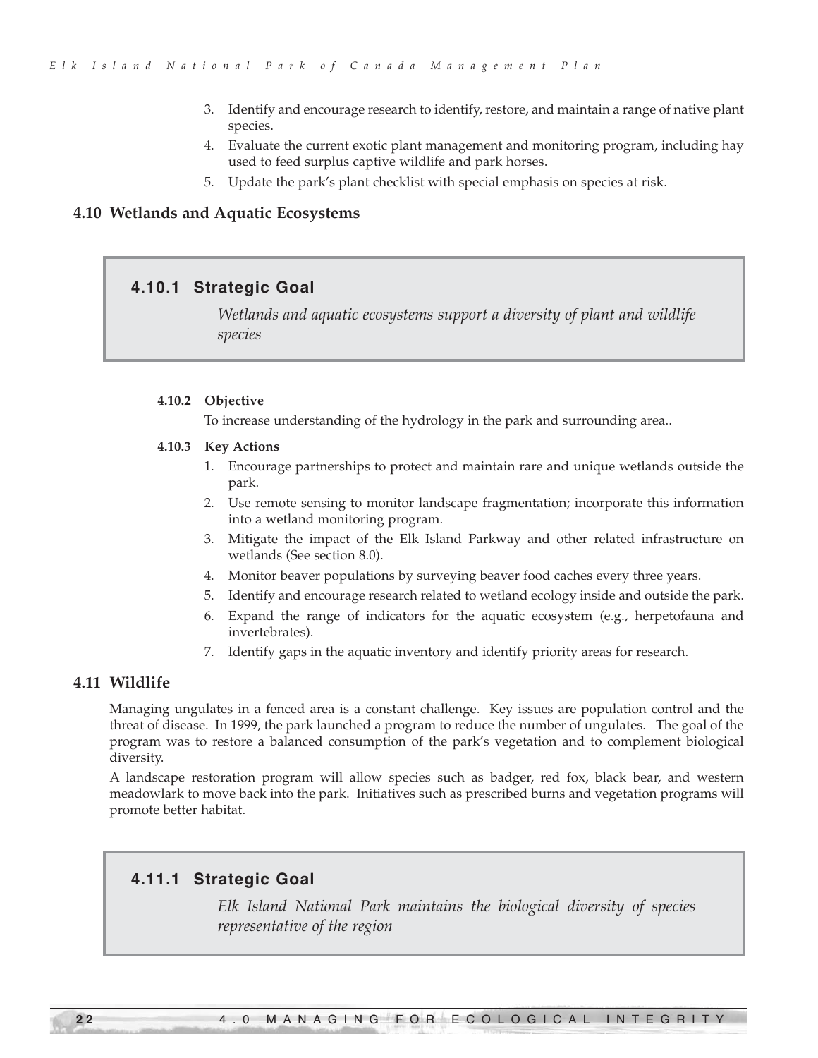3. Identify and encourage research to identify, restore, and maintain a range of native plant species.
4. Evaluate the current exotic plant management and monitoring program, including hay used to feed surplus captive wildlife and park horses.
5. Update the park's plant checklist with special emphasis on species at risk.

## 4.10 Wetlands and Aquatic Ecosystems

### 4.10.1 Strategic Goal

*Wetlands and aquatic ecosystems support a diversity of plant and wildlife species*

#### 4.10.2 Objective

To increase understanding of the hydrology in the park and surrounding area..

#### 4.10.3 Key Actions

1. Encourage partnerships to protect and maintain rare and unique wetlands outside the park.
2. Use remote sensing to monitor landscape fragmentation; incorporate this information into a wetland monitoring program.
3. Mitigate the impact of the Elk Island Parkway and other related infrastructure on wetlands (See section 8.0).
4. Monitor beaver populations by surveying beaver food caches every three years.
5. Identify and encourage research related to wetland ecology inside and outside the park.
6. Expand the range of indicators for the aquatic ecosystem (e.g., herpetofauna and invertebrates).
7. Identify gaps in the aquatic inventory and identify priority areas for research.

## 4.11 Wildlife

Managing ungulates in a fenced area is a constant challenge. Key issues are population control and the threat of disease. In 1999, the park launched a program to reduce the number of ungulates. The goal of the program was to restore a balanced consumption of the park's vegetation and to complement biological diversity.

A landscape restoration program will allow species such as badger, red fox, black bear, and western meadowlark to move back into the park. Initiatives such as prescribed burns and vegetation programs will promote better habitat.

### 4.11.1 Strategic Goal

*Elk Island National Park maintains the biological diversity of species representative of the region*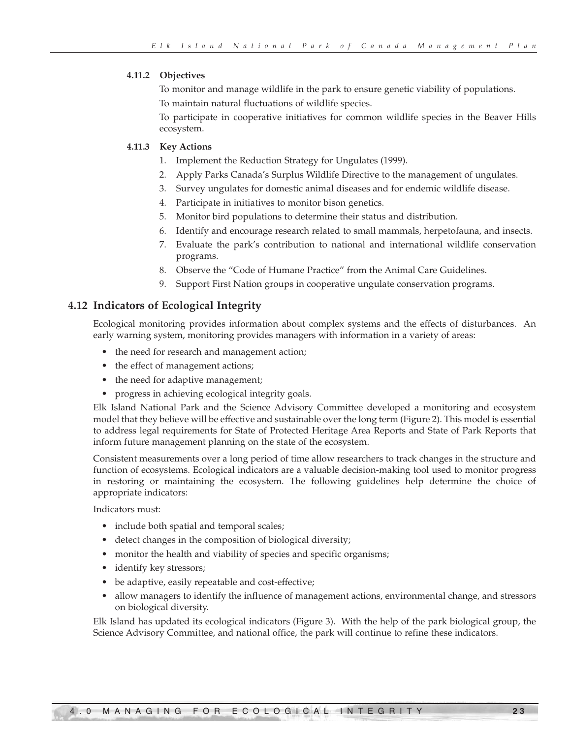#### 4.11.2 Objectives

To monitor and manage wildlife in the park to ensure genetic viability of populations.

To maintain natural fluctuations of wildlife species.

To participate in cooperative initiatives for common wildlife species in the Beaver Hills ecosystem.

#### 4.11.3 Key Actions

1. Implement the Reduction Strategy for Ungulates (1999).
2. Apply Parks Canada's Surplus Wildlife Directive to the management of ungulates.
3. Survey ungulates for domestic animal diseases and for endemic wildlife disease.
4. Participate in initiatives to monitor bison genetics.
5. Monitor bird populations to determine their status and distribution.
6. Identify and encourage research related to small mammals, herpetofauna, and insects.
7. Evaluate the park's contribution to national and international wildlife conservation programs.
8. Observe the "Code of Humane Practice" from the Animal Care Guidelines.
9. Support First Nation groups in cooperative ungulate conservation programs.

## 4.12 Indicators of Ecological Integrity

Ecological monitoring provides information about complex systems and the effects of disturbances. An early warning system, monitoring provides managers with information in a variety of areas:

- the need for research and management action;
- the effect of management actions;
- the need for adaptive management;
- progress in achieving ecological integrity goals.

Elk Island National Park and the Science Advisory Committee developed a monitoring and ecosystem model that they believe will be effective and sustainable over the long term (Figure 2). This model is essential to address legal requirements for State of Protected Heritage Area Reports and State of Park Reports that inform future management planning on the state of the ecosystem.

Consistent measurements over a long period of time allow researchers to track changes in the structure and function of ecosystems. Ecological indicators are a valuable decision-making tool used to monitor progress in restoring or maintaining the ecosystem. The following guidelines help determine the choice of appropriate indicators:

Indicators must:

- include both spatial and temporal scales;
- detect changes in the composition of biological diversity;
- monitor the health and viability of species and specific organisms;
- identify key stressors;
- be adaptive, easily repeatable and cost-effective;
- allow managers to identify the influence of management actions, environmental change, and stressors on biological diversity.

Elk Island has updated its ecological indicators (Figure 3). With the help of the park biological group, the Science Advisory Committee, and national office, the park will continue to refine these indicators.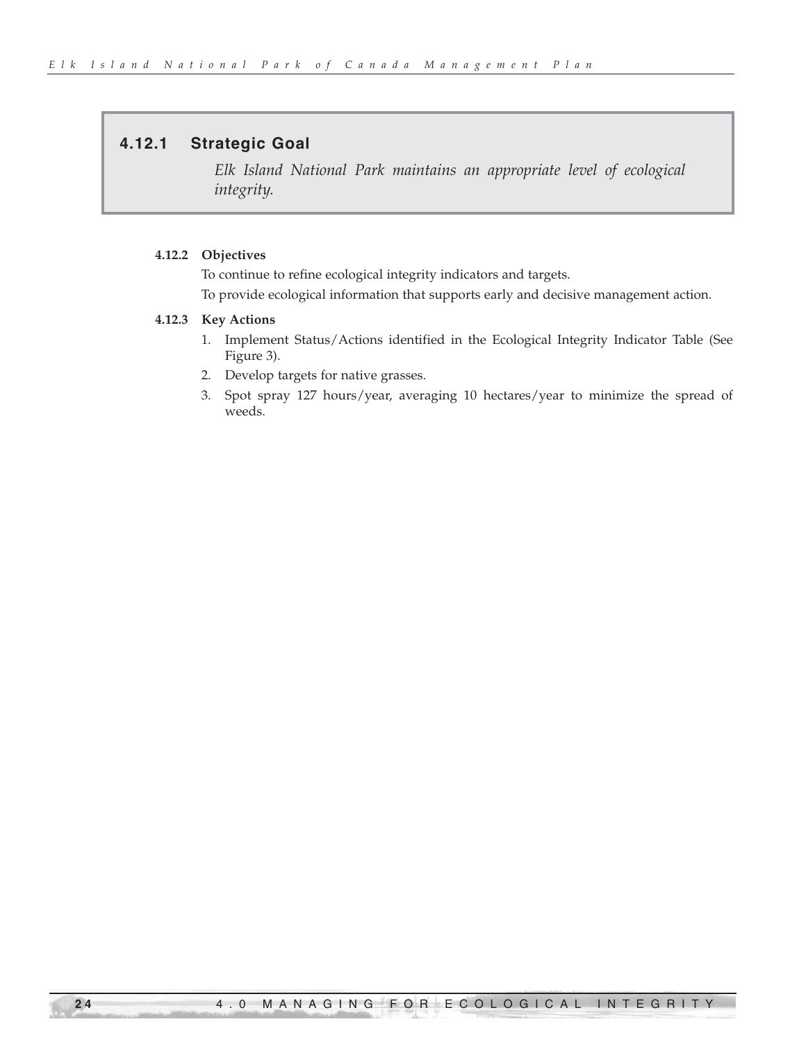### 4.12.1 Strategic Goal

*Elk Island National Park maintains an appropriate level of ecological integrity.*

#### 4.12.2 Objectives

To continue to refine ecological integrity indicators and targets.

To provide ecological information that supports early and decisive management action.

#### 4.12.3 Key Actions

1. Implement Status/Actions identified in the Ecological Integrity Indicator Table (See Figure 3).
2. Develop targets for native grasses.
3. Spot spray 127 hours/year, averaging 10 hectares/year to minimize the spread of weeds.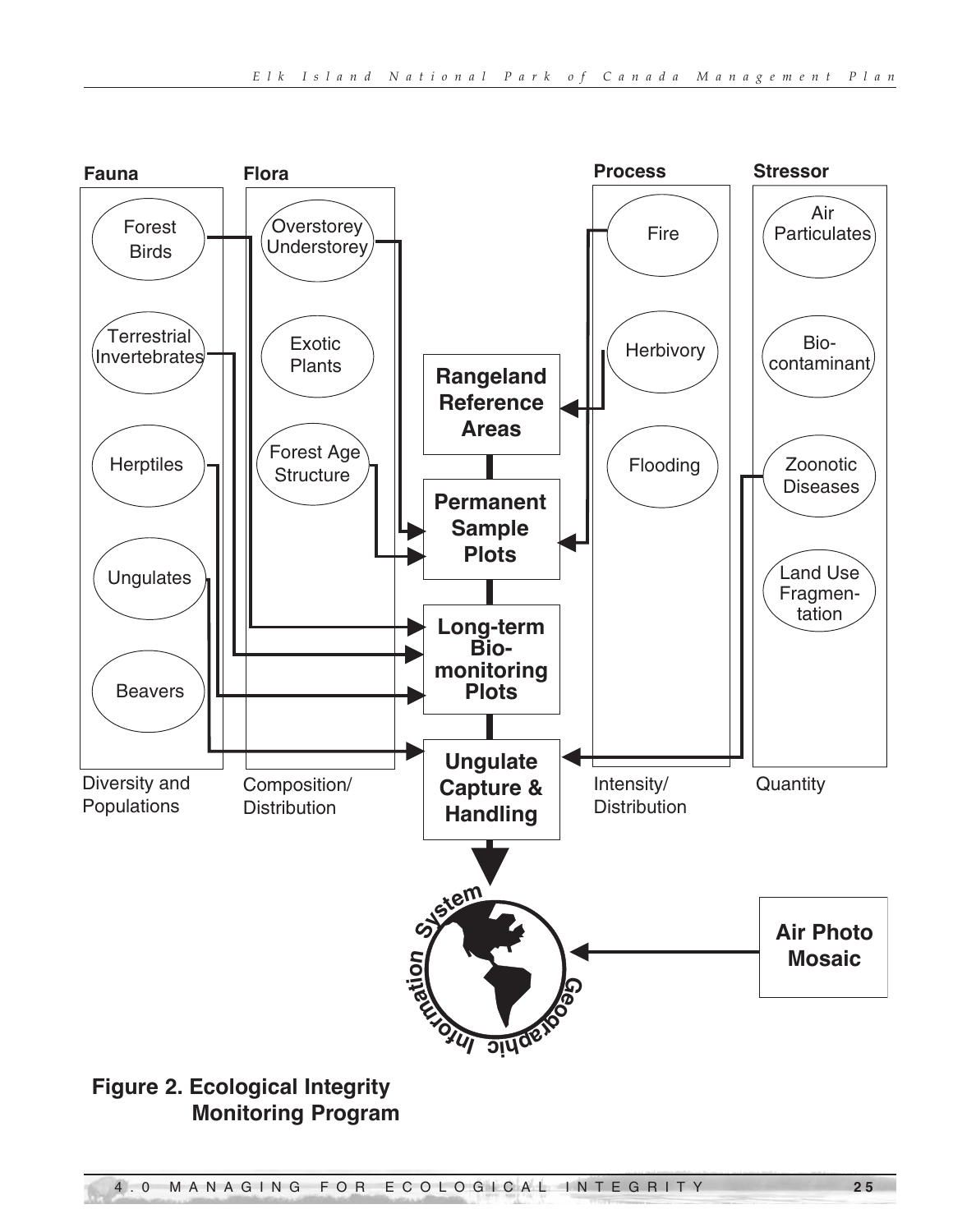**Fauna**

- Forest Birds
- Terrestrial Invertebrates
- Herptiles
- Ungulates
- Beavers

Diversity and Populations

**Flora**

- Overstorey Understorey
- Exotic Plants
- Forest Age Structure

Composition/ Distribution

**Process**

- Fire
- Herbivory
- Flooding

Intensity/ Distribution

**Stressor**

- Air Particulates
- Bio-contaminant
- Zoonotic Diseases
- Land Use Fragmentation

Quantity

**Rangeland Reference Areas**

**Permanent Sample Plots**

**Long-term Bio-monitoring Plots**

**Ungulate Capture & Handling**

Geographic Information System

**Air Photo Mosaic**

**Figure 2. Ecological Integrity Monitoring Program**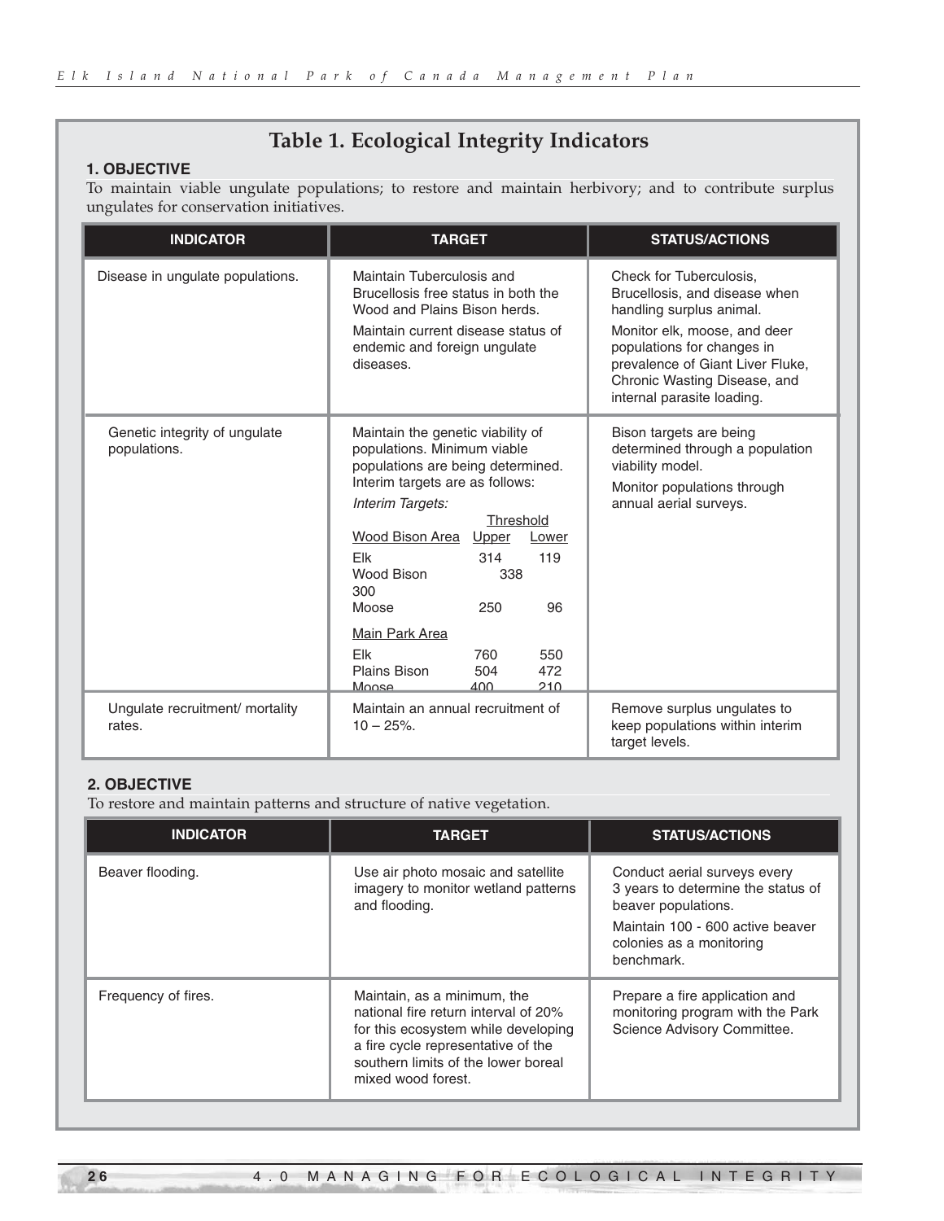## Table 1. Ecological Integrity Indicators

**1. OBJECTIVE**

To maintain viable ungulate populations; to restore and maintain herbivory; and to contribute surplus ungulates for conservation initiatives.

| INDICATOR | TARGET | STATUS/ACTIONS |
|---|---|---|
| Disease in ungulate populations. | Maintain Tuberculosis and Brucellosis free status in both the Wood and Plains Bison herds.<br><br>Maintain current disease status of endemic and foreign ungulate diseases. | Check for Tuberculosis, Brucellosis, and disease when handling surplus animal.<br><br>Monitor elk, moose, and deer populations for changes in prevalence of Giant Liver Fluke, Chronic Wasting Disease, and internal parasite loading. |
| Genetic integrity of ungulate populations. | Maintain the genetic viability of populations. Minimum viable populations are being determined. Interim targets are as follows:<br><br>*Interim Targets:*<br><br>Threshold<br>Wood Bison Area — Upper / Lower<br>Elk — 314 / 119<br>Wood Bison — 338 / 300<br>Moose — 250 / 96<br><br>Main Park Area<br>Elk — 760 / 550<br>Plains Bison — 504 / 472<br>Moose — 400 / 210 | Bison targets are being determined through a population viability model.<br><br>Monitor populations through annual aerial surveys. |
| Ungulate recruitment/ mortality rates. | Maintain an annual recruitment of 10 – 25%. | Remove surplus ungulates to keep populations within interim target levels. |

**2. OBJECTIVE**

To restore and maintain patterns and structure of native vegetation.

| INDICATOR | TARGET | STATUS/ACTIONS |
|---|---|---|
| Beaver flooding. | Use air photo mosaic and satellite imagery to monitor wetland patterns and flooding. | Conduct aerial surveys every 3 years to determine the status of beaver populations.<br><br>Maintain 100 - 600 active beaver colonies as a monitoring benchmark. |
| Frequency of fires. | Maintain, as a minimum, the national fire return interval of 20% for this ecosystem while developing a fire cycle representative of the southern limits of the lower boreal mixed wood forest. | Prepare a fire application and monitoring program with the Park Science Advisory Committee. |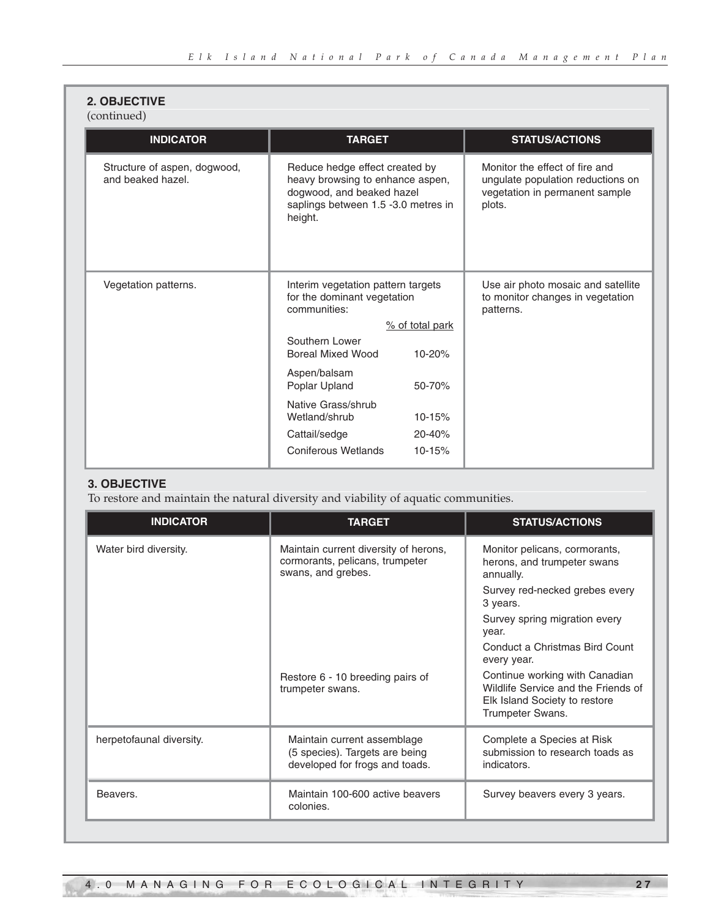**2. OBJECTIVE**
(continued)

| INDICATOR | TARGET | STATUS/ACTIONS |
|---|---|---|
| Structure of aspen, dogwood, and beaked hazel. | Reduce hedge effect created by heavy browsing to enhance aspen, dogwood, and beaked hazel saplings between 1.5 -3.0 metres in height. | Monitor the effect of fire and ungulate population reductions on vegetation in permanent sample plots. |
| Vegetation patterns. | Interim vegetation pattern targets for the dominant vegetation communities:<br>% of total park<br>Southern Lower Boreal Mixed Wood 10-20%<br>Aspen/balsam Poplar Upland 50-70%<br>Native Grass/shrub Wetland/shrub 10-15%<br>Cattail/sedge 20-40%<br>Coniferous Wetlands 10-15% | Use air photo mosaic and satellite to monitor changes in vegetation patterns. |

**3. OBJECTIVE**
To restore and maintain the natural diversity and viability of aquatic communities.

| INDICATOR | TARGET | STATUS/ACTIONS |
|---|---|---|
| Water bird diversity. | Maintain current diversity of herons, cormorants, pelicans, trumpeter swans, and grebes. | Monitor pelicans, cormorants, herons, and trumpeter swans annually.<br>Survey red-necked grebes every 3 years.<br>Survey spring migration every year.<br>Conduct a Christmas Bird Count every year. |
| | Restore 6 - 10 breeding pairs of trumpeter swans. | Continue working with Canadian Wildlife Service and the Friends of Elk Island Society to restore Trumpeter Swans. |
| herpetofaunal diversity. | Maintain current assemblage (5 species). Targets are being developed for frogs and toads. | Complete a Species at Risk submission to research toads as indicators. |
| Beavers. | Maintain 100-600 active beavers colonies. | Survey beavers every 3 years. |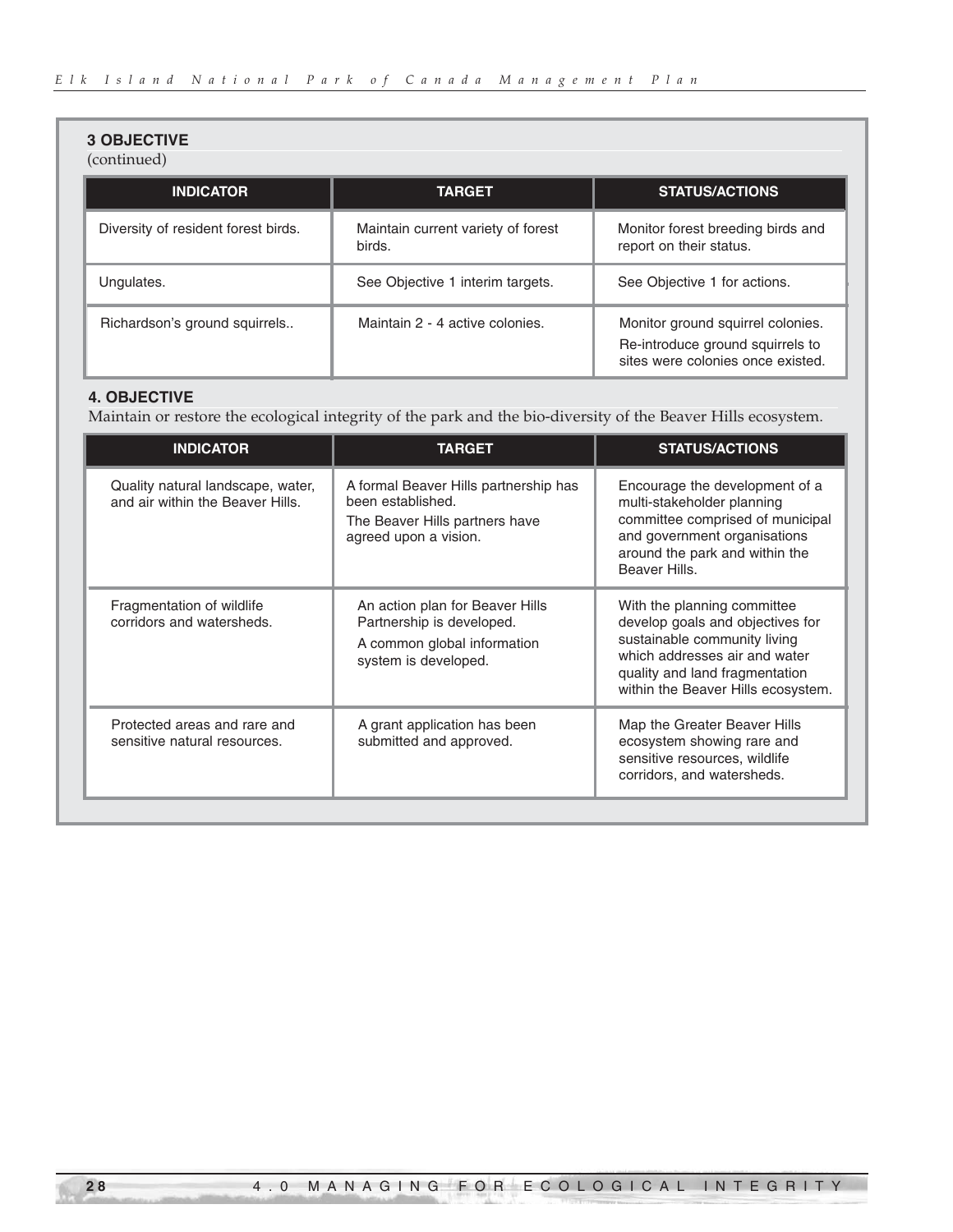### 3 OBJECTIVE

(continued)

| INDICATOR | TARGET | STATUS/ACTIONS |
| --- | --- | --- |
| Diversity of resident forest birds. | Maintain current variety of forest birds. | Monitor forest breeding birds and report on their status. |
| Ungulates. | See Objective 1 interim targets. | See Objective 1 for actions. |
| Richardson's ground squirrels.. | Maintain 2 - 4 active colonies. | Monitor ground squirrel colonies. Re-introduce ground squirrels to sites were colonies once existed. |

### 4. OBJECTIVE

Maintain or restore the ecological integrity of the park and the bio-diversity of the Beaver Hills ecosystem.

| INDICATOR | TARGET | STATUS/ACTIONS |
| --- | --- | --- |
| Quality natural landscape, water, and air within the Beaver Hills. | A formal Beaver Hills partnership has been established. The Beaver Hills partners have agreed upon a vision. | Encourage the development of a multi-stakeholder planning committee comprised of municipal and government organisations around the park and within the Beaver Hills. |
| Fragmentation of wildlife corridors and watersheds. | An action plan for Beaver Hills Partnership is developed. A common global information system is developed. | With the planning committee develop goals and objectives for sustainable community living which addresses air and water quality and land fragmentation within the Beaver Hills ecosystem. |
| Protected areas and rare and sensitive natural resources. | A grant application has been submitted and approved. | Map the Greater Beaver Hills ecosystem showing rare and sensitive resources, wildlife corridors, and watersheds. |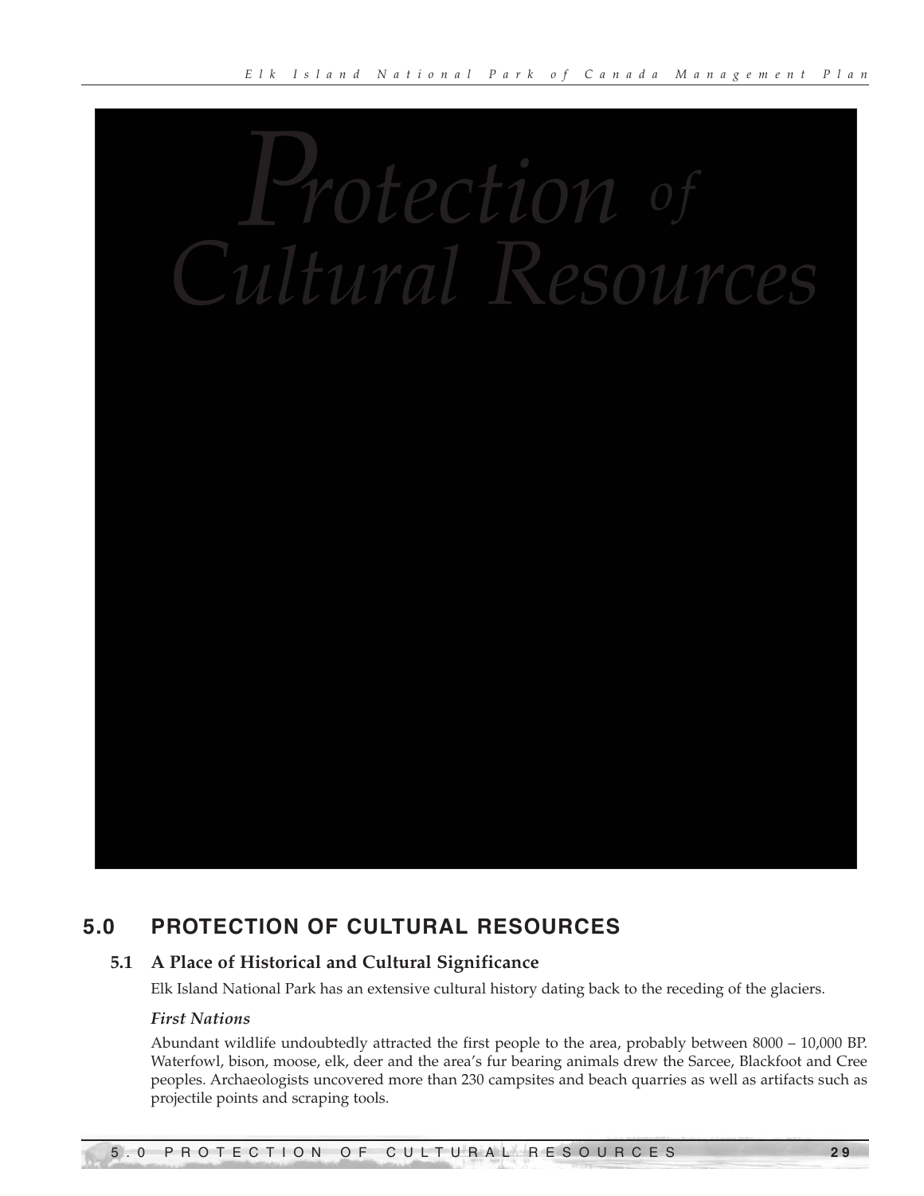# Protection of Cultural Resources

## 5.0 PROTECTION OF CULTURAL RESOURCES

### 5.1 A Place of Historical and Cultural Significance

Elk Island National Park has an extensive cultural history dating back to the receding of the glaciers.

#### *First Nations*

Abundant wildlife undoubtedly attracted the first people to the area, probably between 8000 – 10,000 BP. Waterfowl, bison, moose, elk, deer and the area's fur bearing animals drew the Sarcee, Blackfoot and Cree peoples. Archaeologists uncovered more than 230 campsites and beach quarries as well as artifacts such as projectile points and scraping tools.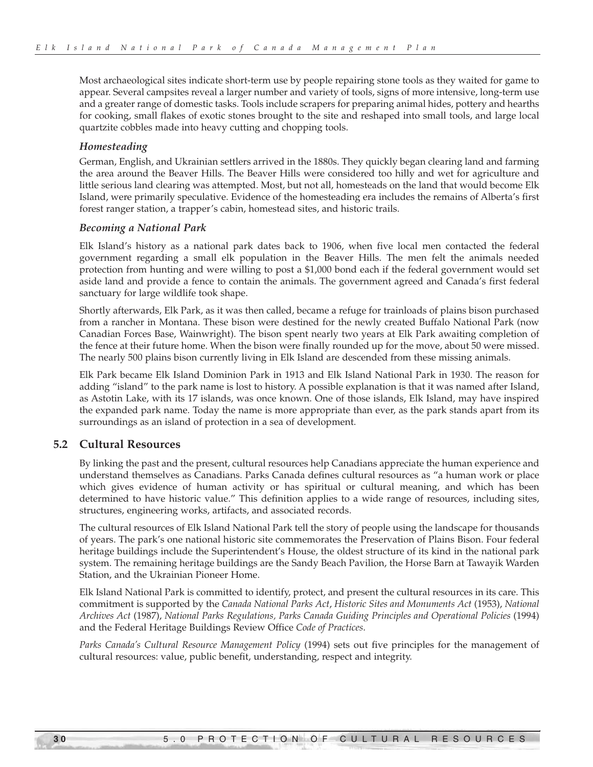Most archaeological sites indicate short-term use by people repairing stone tools as they waited for game to appear. Several campsites reveal a larger number and variety of tools, signs of more intensive, long-term use and a greater range of domestic tasks. Tools include scrapers for preparing animal hides, pottery and hearths for cooking, small flakes of exotic stones brought to the site and reshaped into small tools, and large local quartzite cobbles made into heavy cutting and chopping tools.

### *Homesteading*

German, English, and Ukrainian settlers arrived in the 1880s. They quickly began clearing land and farming the area around the Beaver Hills. The Beaver Hills were considered too hilly and wet for agriculture and little serious land clearing was attempted. Most, but not all, homesteads on the land that would become Elk Island, were primarily speculative. Evidence of the homesteading era includes the remains of Alberta's first forest ranger station, a trapper's cabin, homestead sites, and historic trails.

### *Becoming a National Park*

Elk Island's history as a national park dates back to 1906, when five local men contacted the federal government regarding a small elk population in the Beaver Hills. The men felt the animals needed protection from hunting and were willing to post a $1,000 bond each if the federal government would set aside land and provide a fence to contain the animals. The government agreed and Canada's first federal sanctuary for large wildlife took shape.

Shortly afterwards, Elk Park, as it was then called, became a refuge for trainloads of plains bison purchased from a rancher in Montana. These bison were destined for the newly created Buffalo National Park (now Canadian Forces Base, Wainwright). The bison spent nearly two years at Elk Park awaiting completion of the fence at their future home. When the bison were finally rounded up for the move, about 50 were missed. The nearly 500 plains bison currently living in Elk Island are descended from these missing animals.

Elk Park became Elk Island Dominion Park in 1913 and Elk Island National Park in 1930. The reason for adding "island" to the park name is lost to history. A possible explanation is that it was named after Island, as Astotin Lake, with its 17 islands, was once known. One of those islands, Elk Island, may have inspired the expanded park name. Today the name is more appropriate than ever, as the park stands apart from its surroundings as an island of protection in a sea of development.

## 5.2 Cultural Resources

By linking the past and the present, cultural resources help Canadians appreciate the human experience and understand themselves as Canadians. Parks Canada defines cultural resources as "a human work or place which gives evidence of human activity or has spiritual or cultural meaning, and which has been determined to have historic value." This definition applies to a wide range of resources, including sites, structures, engineering works, artifacts, and associated records.

The cultural resources of Elk Island National Park tell the story of people using the landscape for thousands of years. The park's one national historic site commemorates the Preservation of Plains Bison. Four federal heritage buildings include the Superintendent's House, the oldest structure of its kind in the national park system. The remaining heritage buildings are the Sandy Beach Pavilion, the Horse Barn at Tawayik Warden Station, and the Ukrainian Pioneer Home.

Elk Island National Park is committed to identify, protect, and present the cultural resources in its care. This commitment is supported by the *Canada National Parks Act*, *Historic Sites and Monuments Act* (1953), *National Archives Act* (1987), *National Parks Regulations, Parks Canada Guiding Principles and Operational Policies* (1994) and the Federal Heritage Buildings Review Office *Code of Practices*.

*Parks Canada's Cultural Resource Management Policy* (1994) sets out five principles for the management of cultural resources: value, public benefit, understanding, respect and integrity.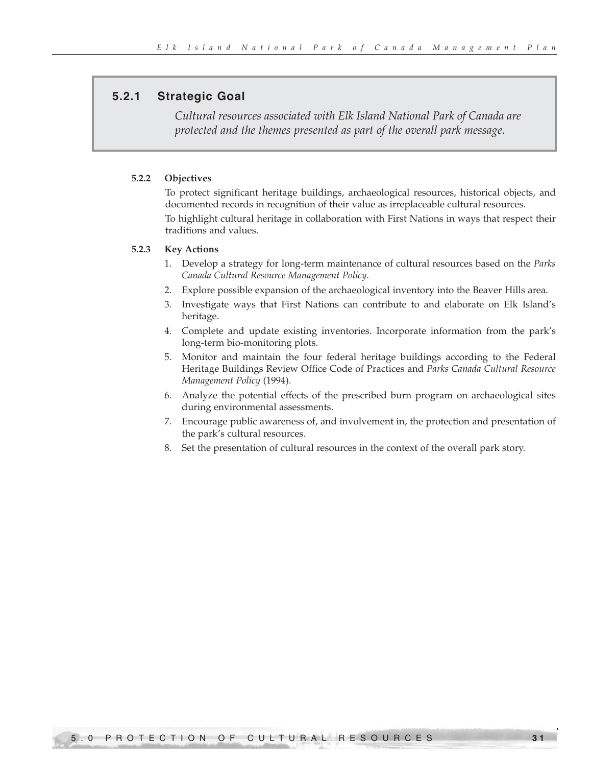### 5.2.1 Strategic Goal

*Cultural resources associated with Elk Island National Park of Canada are protected and the themes presented as part of the overall park message.*

#### 5.2.2 Objectives

To protect significant heritage buildings, archaeological resources, historical objects, and documented records in recognition of their value as irreplaceable cultural resources.

To highlight cultural heritage in collaboration with First Nations in ways that respect their traditions and values.

#### 5.2.3 Key Actions

1. Develop a strategy for long-term maintenance of cultural resources based on the *Parks Canada Cultural Resource Management Policy*.
2. Explore possible expansion of the archaeological inventory into the Beaver Hills area.
3. Investigate ways that First Nations can contribute to and elaborate on Elk Island's heritage.
4. Complete and update existing inventories. Incorporate information from the park's long-term bio-monitoring plots.
5. Monitor and maintain the four federal heritage buildings according to the Federal Heritage Buildings Review Office Code of Practices and *Parks Canada Cultural Resource Management Policy* (1994).
6. Analyze the potential effects of the prescribed burn program on archaeological sites during environmental assessments.
7. Encourage public awareness of, and involvement in, the protection and presentation of the park's cultural resources.
8. Set the presentation of cultural resources in the context of the overall park story.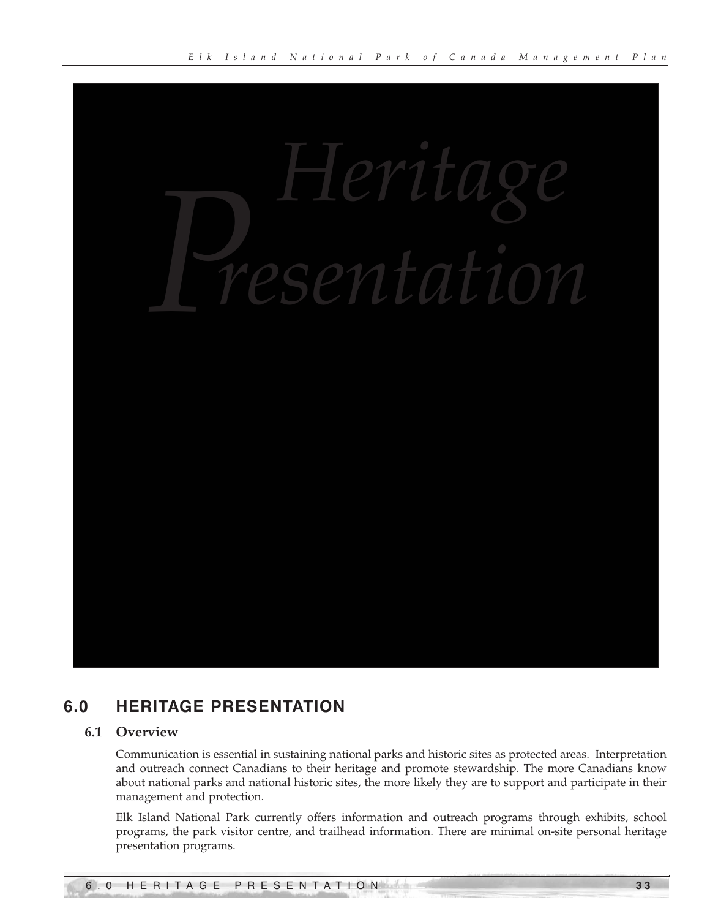# Heritage Presentation

## 6.0 HERITAGE PRESENTATION

### 6.1 Overview

Communication is essential in sustaining national parks and historic sites as protected areas. Interpretation and outreach connect Canadians to their heritage and promote stewardship. The more Canadians know about national parks and national historic sites, the more likely they are to support and participate in their management and protection.

Elk Island National Park currently offers information and outreach programs through exhibits, school programs, the park visitor centre, and trailhead information. There are minimal on-site personal heritage presentation programs.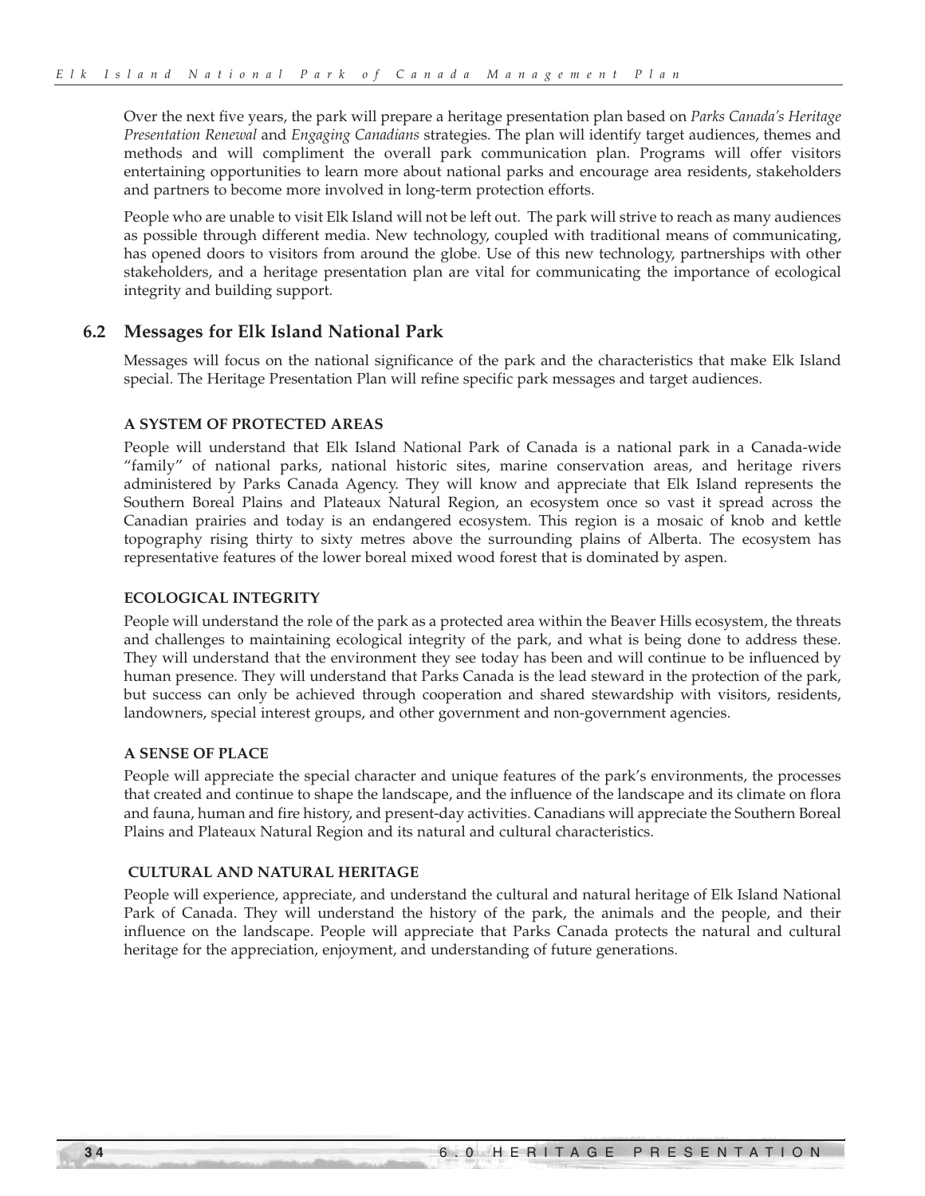Over the next five years, the park will prepare a heritage presentation plan based on *Parks Canada's Heritage Presentation Renewal* and *Engaging Canadians* strategies. The plan will identify target audiences, themes and methods and will compliment the overall park communication plan. Programs will offer visitors entertaining opportunities to learn more about national parks and encourage area residents, stakeholders and partners to become more involved in long-term protection efforts.

People who are unable to visit Elk Island will not be left out. The park will strive to reach as many audiences as possible through different media. New technology, coupled with traditional means of communicating, has opened doors to visitors from around the globe. Use of this new technology, partnerships with other stakeholders, and a heritage presentation plan are vital for communicating the importance of ecological integrity and building support.

## 6.2 Messages for Elk Island National Park

Messages will focus on the national significance of the park and the characteristics that make Elk Island special. The Heritage Presentation Plan will refine specific park messages and target audiences.

**A SYSTEM OF PROTECTED AREAS**

People will understand that Elk Island National Park of Canada is a national park in a Canada-wide "family" of national parks, national historic sites, marine conservation areas, and heritage rivers administered by Parks Canada Agency. They will know and appreciate that Elk Island represents the Southern Boreal Plains and Plateaux Natural Region, an ecosystem once so vast it spread across the Canadian prairies and today is an endangered ecosystem. This region is a mosaic of knob and kettle topography rising thirty to sixty metres above the surrounding plains of Alberta. The ecosystem has representative features of the lower boreal mixed wood forest that is dominated by aspen.

**ECOLOGICAL INTEGRITY**

People will understand the role of the park as a protected area within the Beaver Hills ecosystem, the threats and challenges to maintaining ecological integrity of the park, and what is being done to address these. They will understand that the environment they see today has been and will continue to be influenced by human presence. They will understand that Parks Canada is the lead steward in the protection of the park, but success can only be achieved through cooperation and shared stewardship with visitors, residents, landowners, special interest groups, and other government and non-government agencies.

**A SENSE OF PLACE**

People will appreciate the special character and unique features of the park's environments, the processes that created and continue to shape the landscape, and the influence of the landscape and its climate on flora and fauna, human and fire history, and present-day activities. Canadians will appreciate the Southern Boreal Plains and Plateaux Natural Region and its natural and cultural characteristics.

**CULTURAL AND NATURAL HERITAGE**

People will experience, appreciate, and understand the cultural and natural heritage of Elk Island National Park of Canada. They will understand the history of the park, the animals and the people, and their influence on the landscape. People will appreciate that Parks Canada protects the natural and cultural heritage for the appreciation, enjoyment, and understanding of future generations.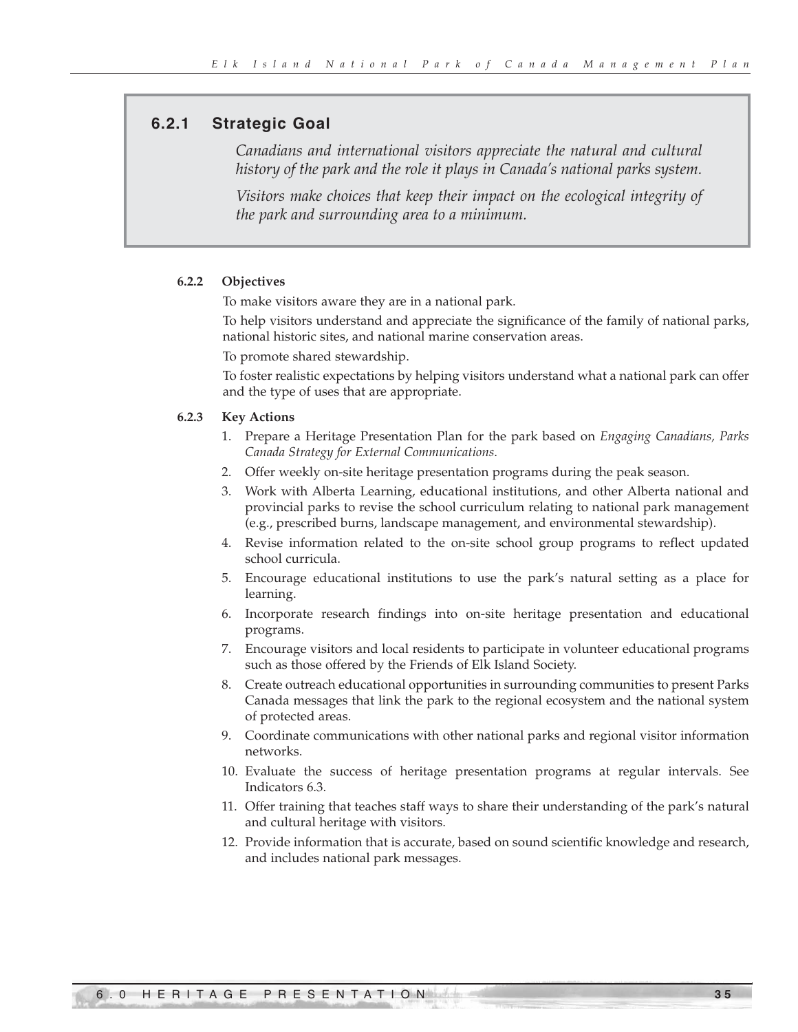### 6.2.1 Strategic Goal

*Canadians and international visitors appreciate the natural and cultural history of the park and the role it plays in Canada's national parks system.*

*Visitors make choices that keep their impact on the ecological integrity of the park and surrounding area to a minimum.*

#### 6.2.2 Objectives

To make visitors aware they are in a national park.

To help visitors understand and appreciate the significance of the family of national parks, national historic sites, and national marine conservation areas.

To promote shared stewardship.

To foster realistic expectations by helping visitors understand what a national park can offer and the type of uses that are appropriate.

#### 6.2.3 Key Actions

1. Prepare a Heritage Presentation Plan for the park based on *Engaging Canadians, Parks Canada Strategy for External Communications*.
2. Offer weekly on-site heritage presentation programs during the peak season.
3. Work with Alberta Learning, educational institutions, and other Alberta national and provincial parks to revise the school curriculum relating to national park management (e.g., prescribed burns, landscape management, and environmental stewardship).
4. Revise information related to the on-site school group programs to reflect updated school curricula.
5. Encourage educational institutions to use the park's natural setting as a place for learning.
6. Incorporate research findings into on-site heritage presentation and educational programs.
7. Encourage visitors and local residents to participate in volunteer educational programs such as those offered by the Friends of Elk Island Society.
8. Create outreach educational opportunities in surrounding communities to present Parks Canada messages that link the park to the regional ecosystem and the national system of protected areas.
9. Coordinate communications with other national parks and regional visitor information networks.
10. Evaluate the success of heritage presentation programs at regular intervals. See Indicators 6.3.
11. Offer training that teaches staff ways to share their understanding of the park's natural and cultural heritage with visitors.
12. Provide information that is accurate, based on sound scientific knowledge and research, and includes national park messages.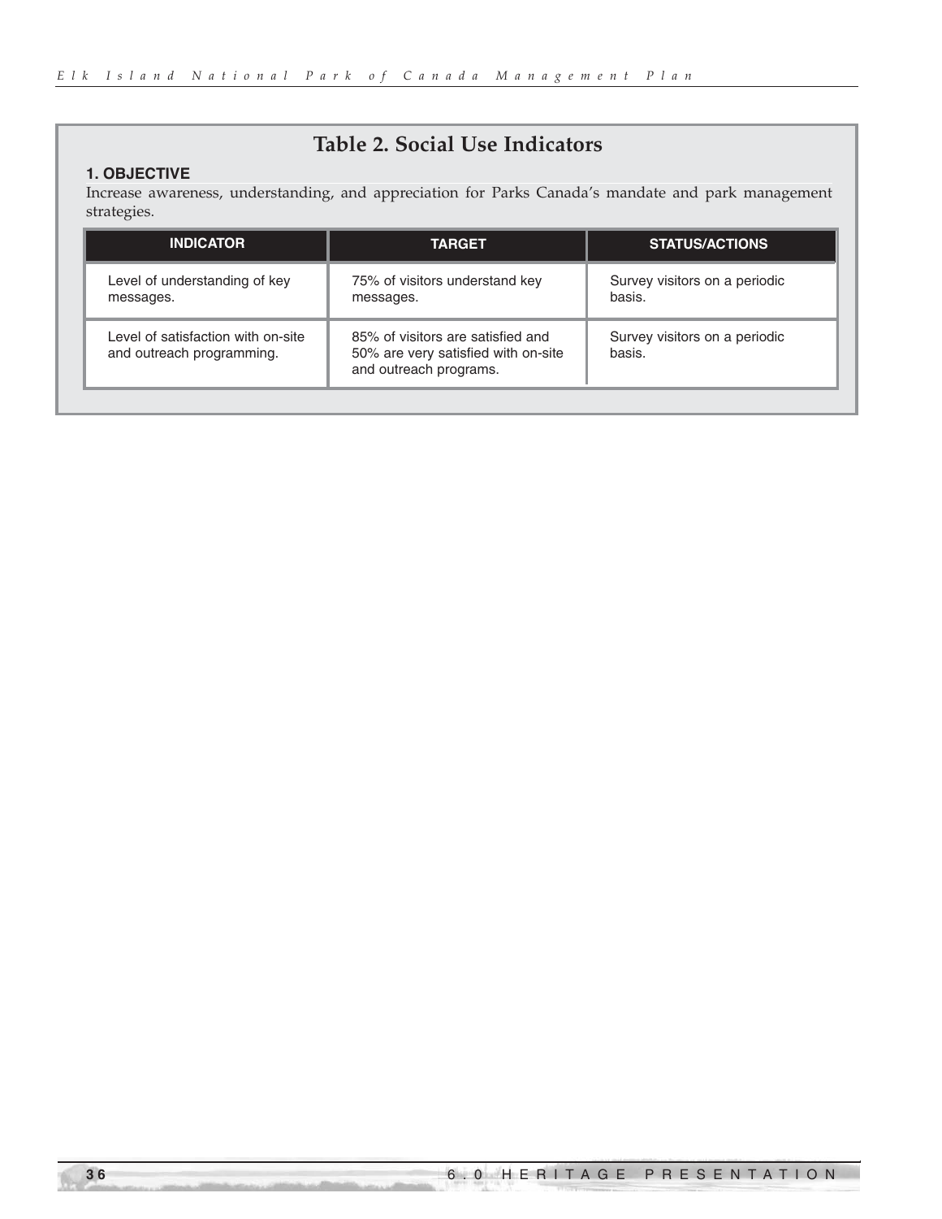## Table 2. Social Use Indicators

**1. OBJECTIVE**

Increase awareness, understanding, and appreciation for Parks Canada's mandate and park management strategies.

| INDICATOR | TARGET | STATUS/ACTIONS |
|---|---|---|
| Level of understanding of key messages. | 75% of visitors understand key messages. | Survey visitors on a periodic basis. |
| Level of satisfaction with on-site and outreach programming. | 85% of visitors are satisfied and 50% are very satisfied with on-site and outreach programs. | Survey visitors on a periodic basis. |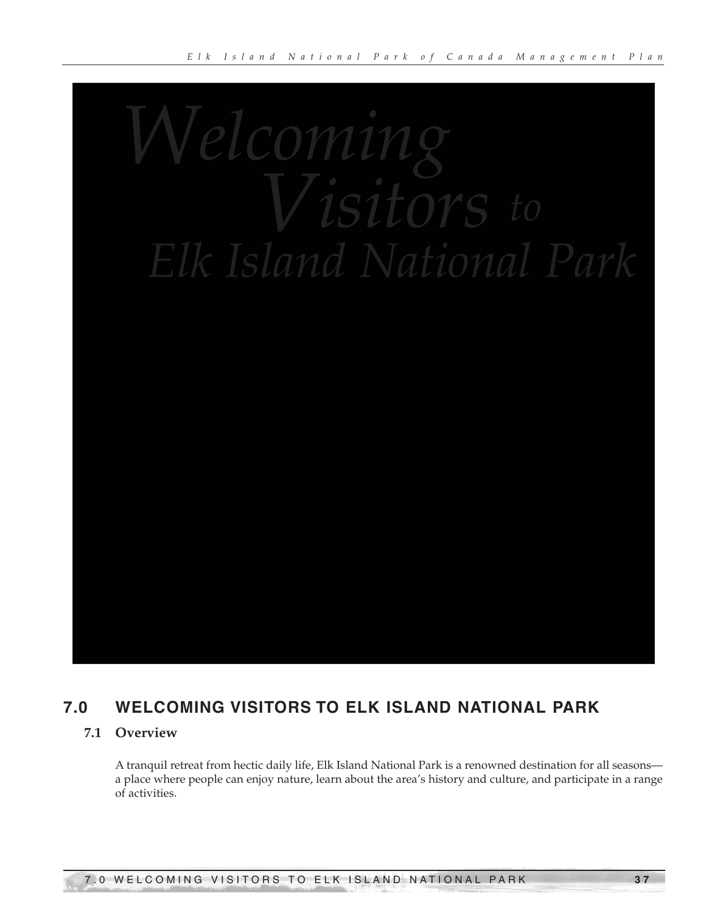*Welcoming Visitors to Elk Island National Park*

## 7.0 WELCOMING VISITORS TO ELK ISLAND NATIONAL PARK

### 7.1 Overview

A tranquil retreat from hectic daily life, Elk Island National Park is a renowned destination for all seasons—a place where people can enjoy nature, learn about the area's history and culture, and participate in a range of activities.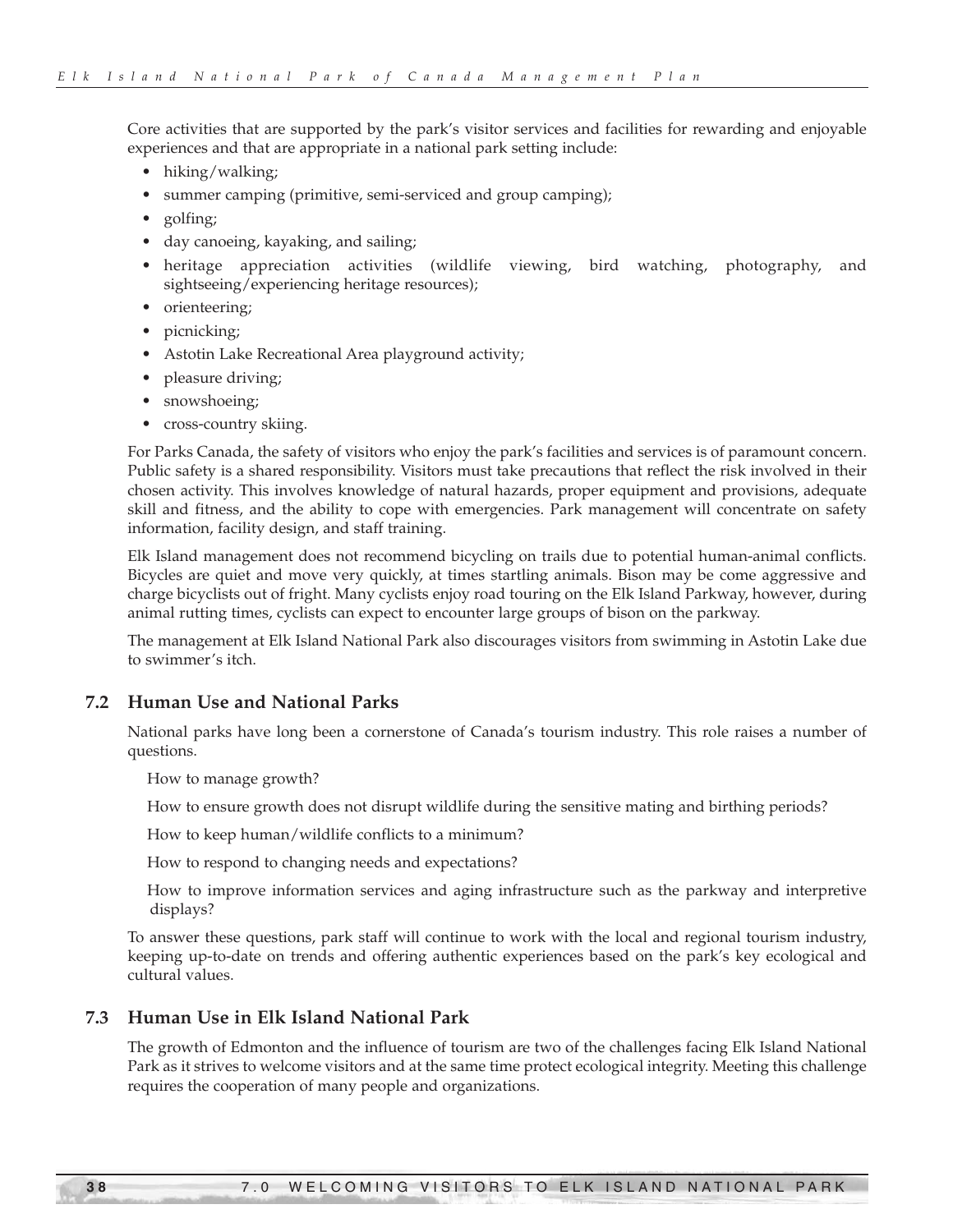Core activities that are supported by the park's visitor services and facilities for rewarding and enjoyable experiences and that are appropriate in a national park setting include:

- hiking/walking;
- summer camping (primitive, semi-serviced and group camping);
- golfing;
- day canoeing, kayaking, and sailing;
- heritage appreciation activities (wildlife viewing, bird watching, photography, and sightseeing/experiencing heritage resources);
- orienteering;
- picnicking;
- Astotin Lake Recreational Area playground activity;
- pleasure driving;
- snowshoeing;
- cross-country skiing.

For Parks Canada, the safety of visitors who enjoy the park's facilities and services is of paramount concern. Public safety is a shared responsibility. Visitors must take precautions that reflect the risk involved in their chosen activity. This involves knowledge of natural hazards, proper equipment and provisions, adequate skill and fitness, and the ability to cope with emergencies. Park management will concentrate on safety information, facility design, and staff training.

Elk Island management does not recommend bicycling on trails due to potential human-animal conflicts. Bicycles are quiet and move very quickly, at times startling animals. Bison may be come aggressive and charge bicyclists out of fright. Many cyclists enjoy road touring on the Elk Island Parkway, however, during animal rutting times, cyclists can expect to encounter large groups of bison on the parkway.

The management at Elk Island National Park also discourages visitors from swimming in Astotin Lake due to swimmer's itch.

## 7.2 Human Use and National Parks

National parks have long been a cornerstone of Canada's tourism industry. This role raises a number of questions.

How to manage growth?

How to ensure growth does not disrupt wildlife during the sensitive mating and birthing periods?

How to keep human/wildlife conflicts to a minimum?

How to respond to changing needs and expectations?

How to improve information services and aging infrastructure such as the parkway and interpretive displays?

To answer these questions, park staff will continue to work with the local and regional tourism industry, keeping up-to-date on trends and offering authentic experiences based on the park's key ecological and cultural values.

## 7.3 Human Use in Elk Island National Park

The growth of Edmonton and the influence of tourism are two of the challenges facing Elk Island National Park as it strives to welcome visitors and at the same time protect ecological integrity. Meeting this challenge requires the cooperation of many people and organizations.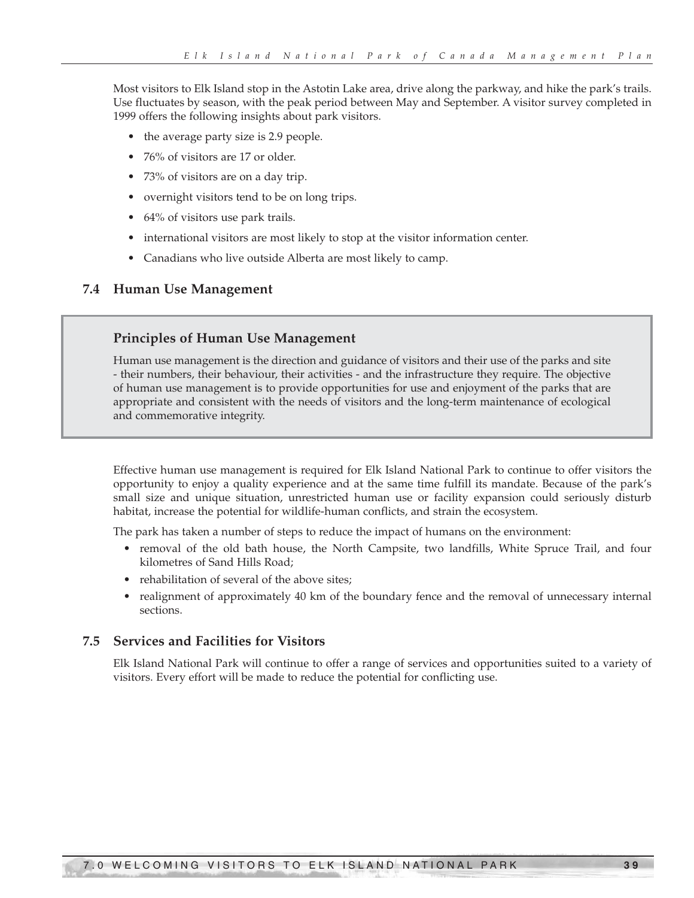Most visitors to Elk Island stop in the Astotin Lake area, drive along the parkway, and hike the park's trails. Use fluctuates by season, with the peak period between May and September. A visitor survey completed in 1999 offers the following insights about park visitors.

- the average party size is 2.9 people.
- 76% of visitors are 17 or older.
- 73% of visitors are on a day trip.
- overnight visitors tend to be on long trips.
- 64% of visitors use park trails.
- international visitors are most likely to stop at the visitor information center.
- Canadians who live outside Alberta are most likely to camp.

## 7.4 Human Use Management

### Principles of Human Use Management

Human use management is the direction and guidance of visitors and their use of the parks and site - their numbers, their behaviour, their activities - and the infrastructure they require. The objective of human use management is to provide opportunities for use and enjoyment of the parks that are appropriate and consistent with the needs of visitors and the long-term maintenance of ecological and commemorative integrity.

Effective human use management is required for Elk Island National Park to continue to offer visitors the opportunity to enjoy a quality experience and at the same time fulfill its mandate. Because of the park's small size and unique situation, unrestricted human use or facility expansion could seriously disturb habitat, increase the potential for wildlife-human conflicts, and strain the ecosystem.

The park has taken a number of steps to reduce the impact of humans on the environment:

- removal of the old bath house, the North Campsite, two landfills, White Spruce Trail, and four kilometres of Sand Hills Road;
- rehabilitation of several of the above sites;
- realignment of approximately 40 km of the boundary fence and the removal of unnecessary internal sections.

## 7.5 Services and Facilities for Visitors

Elk Island National Park will continue to offer a range of services and opportunities suited to a variety of visitors. Every effort will be made to reduce the potential for conflicting use.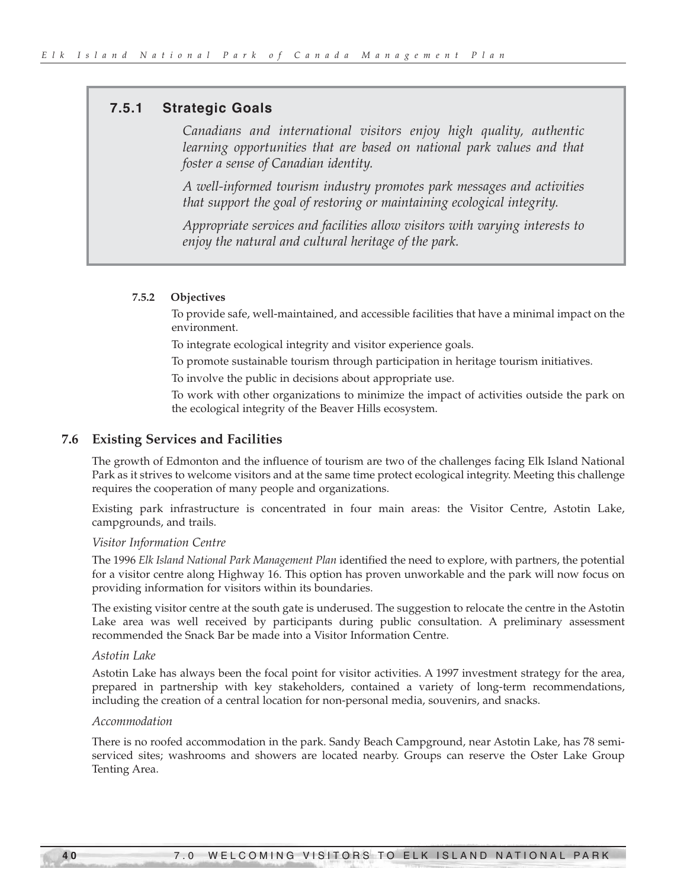### 7.5.1 Strategic Goals

*Canadians and international visitors enjoy high quality, authentic learning opportunities that are based on national park values and that foster a sense of Canadian identity.*

*A well-informed tourism industry promotes park messages and activities that support the goal of restoring or maintaining ecological integrity.*

*Appropriate services and facilities allow visitors with varying interests to enjoy the natural and cultural heritage of the park.*

#### 7.5.2 Objectives

To provide safe, well-maintained, and accessible facilities that have a minimal impact on the environment.

To integrate ecological integrity and visitor experience goals.

To promote sustainable tourism through participation in heritage tourism initiatives.

To involve the public in decisions about appropriate use.

To work with other organizations to minimize the impact of activities outside the park on the ecological integrity of the Beaver Hills ecosystem.

## 7.6 Existing Services and Facilities

The growth of Edmonton and the influence of tourism are two of the challenges facing Elk Island National Park as it strives to welcome visitors and at the same time protect ecological integrity. Meeting this challenge requires the cooperation of many people and organizations.

Existing park infrastructure is concentrated in four main areas: the Visitor Centre, Astotin Lake, campgrounds, and trails.

*Visitor Information Centre*

The 1996 *Elk Island National Park Management Plan* identified the need to explore, with partners, the potential for a visitor centre along Highway 16. This option has proven unworkable and the park will now focus on providing information for visitors within its boundaries.

The existing visitor centre at the south gate is underused. The suggestion to relocate the centre in the Astotin Lake area was well received by participants during public consultation. A preliminary assessment recommended the Snack Bar be made into a Visitor Information Centre.

*Astotin Lake*

Astotin Lake has always been the focal point for visitor activities. A 1997 investment strategy for the area, prepared in partnership with key stakeholders, contained a variety of long-term recommendations, including the creation of a central location for non-personal media, souvenirs, and snacks.

*Accommodation*

There is no roofed accommodation in the park. Sandy Beach Campground, near Astotin Lake, has 78 semi-serviced sites; washrooms and showers are located nearby. Groups can reserve the Oster Lake Group Tenting Area.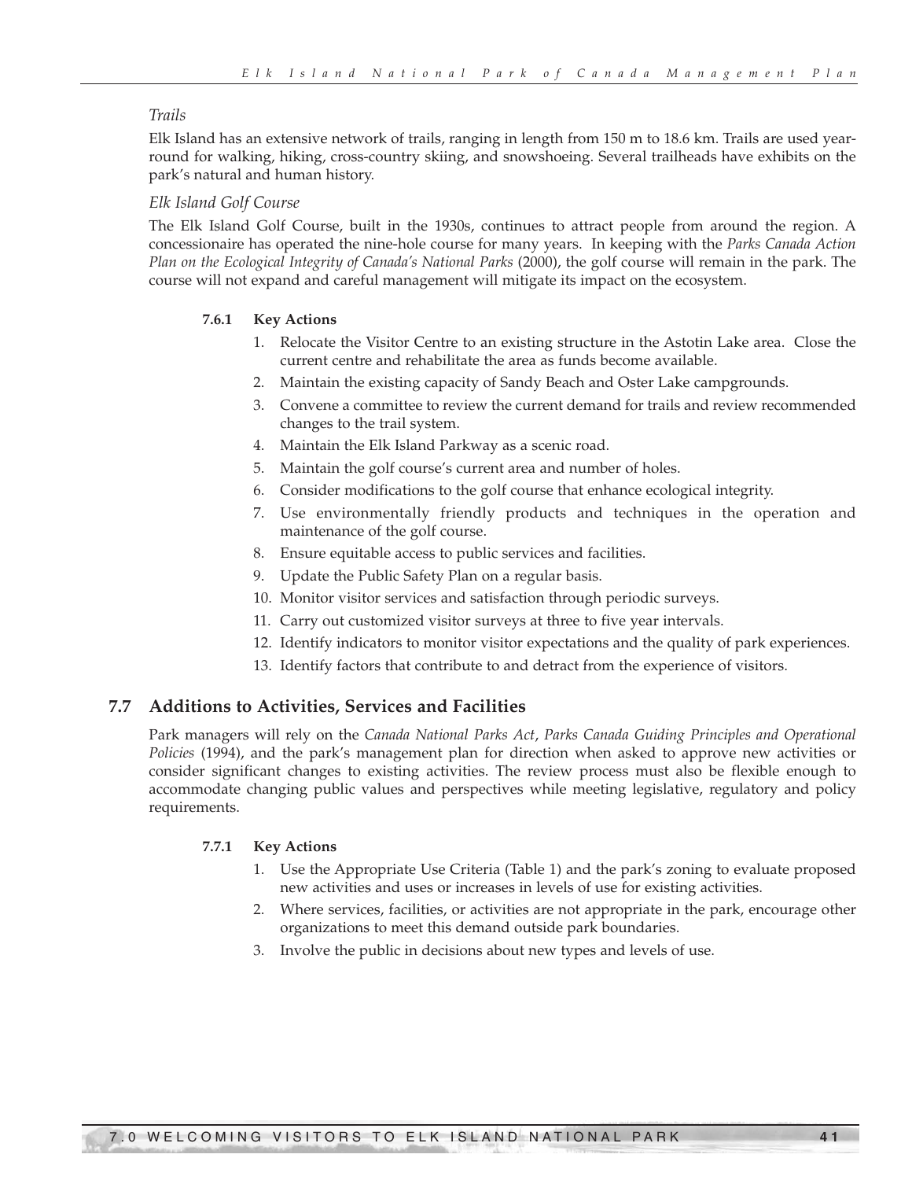*Trails*

Elk Island has an extensive network of trails, ranging in length from 150 m to 18.6 km. Trails are used year-round for walking, hiking, cross-country skiing, and snowshoeing. Several trailheads have exhibits on the park's natural and human history.

*Elk Island Golf Course*

The Elk Island Golf Course, built in the 1930s, continues to attract people from around the region. A concessionaire has operated the nine-hole course for many years. In keeping with the *Parks Canada Action Plan on the Ecological Integrity of Canada's National Parks* (2000), the golf course will remain in the park. The course will not expand and careful management will mitigate its impact on the ecosystem.

#### 7.6.1 Key Actions

1. Relocate the Visitor Centre to an existing structure in the Astotin Lake area. Close the current centre and rehabilitate the area as funds become available.
2. Maintain the existing capacity of Sandy Beach and Oster Lake campgrounds.
3. Convene a committee to review the current demand for trails and review recommended changes to the trail system.
4. Maintain the Elk Island Parkway as a scenic road.
5. Maintain the golf course's current area and number of holes.
6. Consider modifications to the golf course that enhance ecological integrity.
7. Use environmentally friendly products and techniques in the operation and maintenance of the golf course.
8. Ensure equitable access to public services and facilities.
9. Update the Public Safety Plan on a regular basis.
10. Monitor visitor services and satisfaction through periodic surveys.
11. Carry out customized visitor surveys at three to five year intervals.
12. Identify indicators to monitor visitor expectations and the quality of park experiences.
13. Identify factors that contribute to and detract from the experience of visitors.

### 7.7 Additions to Activities, Services and Facilities

Park managers will rely on the *Canada National Parks Act*, *Parks Canada Guiding Principles and Operational Policies* (1994), and the park's management plan for direction when asked to approve new activities or consider significant changes to existing activities. The review process must also be flexible enough to accommodate changing public values and perspectives while meeting legislative, regulatory and policy requirements.

#### 7.7.1 Key Actions

1. Use the Appropriate Use Criteria (Table 1) and the park's zoning to evaluate proposed new activities and uses or increases in levels of use for existing activities.
2. Where services, facilities, or activities are not appropriate in the park, encourage other organizations to meet this demand outside park boundaries.
3. Involve the public in decisions about new types and levels of use.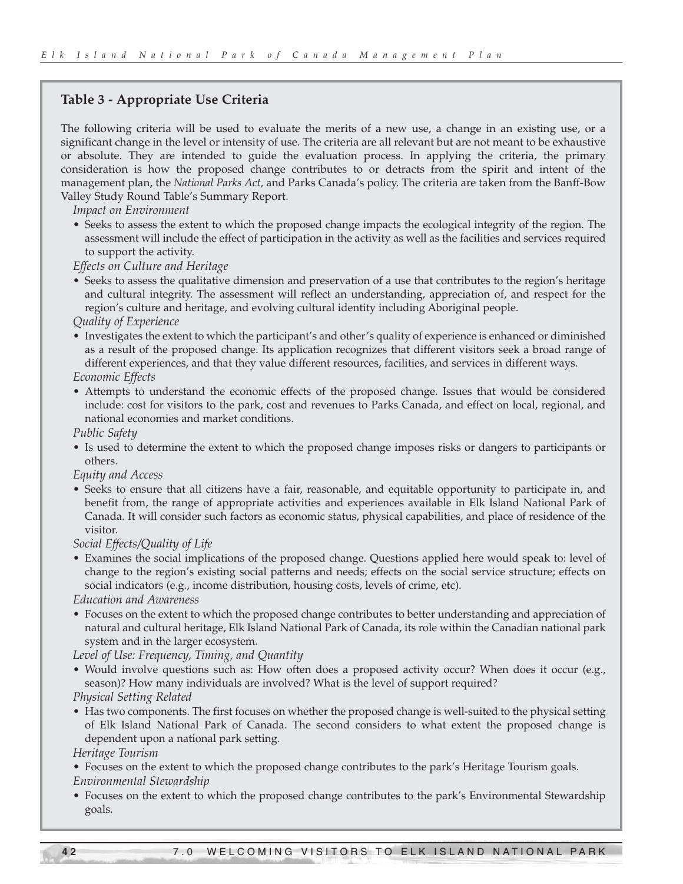### Table 3 - Appropriate Use Criteria

The following criteria will be used to evaluate the merits of a new use, a change in an existing use, or a significant change in the level or intensity of use. The criteria are all relevant but are not meant to be exhaustive or absolute. They are intended to guide the evaluation process. In applying the criteria, the primary consideration is how the proposed change contributes to or detracts from the spirit and intent of the management plan, the *National Parks Act,* and Parks Canada's policy. The criteria are taken from the Banff-Bow Valley Study Round Table's Summary Report.

*Impact on Environment*

- Seeks to assess the extent to which the proposed change impacts the ecological integrity of the region. The assessment will include the effect of participation in the activity as well as the facilities and services required to support the activity.

*Effects on Culture and Heritage*

- Seeks to assess the qualitative dimension and preservation of a use that contributes to the region's heritage and cultural integrity. The assessment will reflect an understanding, appreciation of, and respect for the region's culture and heritage, and evolving cultural identity including Aboriginal people.

*Quality of Experience*

- Investigates the extent to which the participant's and other's quality of experience is enhanced or diminished as a result of the proposed change. Its application recognizes that different visitors seek a broad range of different experiences, and that they value different resources, facilities, and services in different ways.

*Economic Effects*

- Attempts to understand the economic effects of the proposed change. Issues that would be considered include: cost for visitors to the park, cost and revenues to Parks Canada, and effect on local, regional, and national economies and market conditions.

*Public Safety*

- Is used to determine the extent to which the proposed change imposes risks or dangers to participants or others.

*Equity and Access*

- Seeks to ensure that all citizens have a fair, reasonable, and equitable opportunity to participate in, and benefit from, the range of appropriate activities and experiences available in Elk Island National Park of Canada. It will consider such factors as economic status, physical capabilities, and place of residence of the visitor.

*Social Effects/Quality of Life*

- Examines the social implications of the proposed change. Questions applied here would speak to: level of change to the region's existing social patterns and needs; effects on the social service structure; effects on social indicators (e.g., income distribution, housing costs, levels of crime, etc).

*Education and Awareness*

- Focuses on the extent to which the proposed change contributes to better understanding and appreciation of natural and cultural heritage, Elk Island National Park of Canada, its role within the Canadian national park system and in the larger ecosystem.

*Level of Use: Frequency, Timing, and Quantity*

- Would involve questions such as: How often does a proposed activity occur? When does it occur (e.g., season)? How many individuals are involved? What is the level of support required?

*Physical Setting Related*

- Has two components. The first focuses on whether the proposed change is well-suited to the physical setting of Elk Island National Park of Canada. The second considers to what extent the proposed change is dependent upon a national park setting.

*Heritage Tourism*

- Focuses on the extent to which the proposed change contributes to the park's Heritage Tourism goals.

*Environmental Stewardship*

- Focuses on the extent to which the proposed change contributes to the park's Environmental Stewardship goals.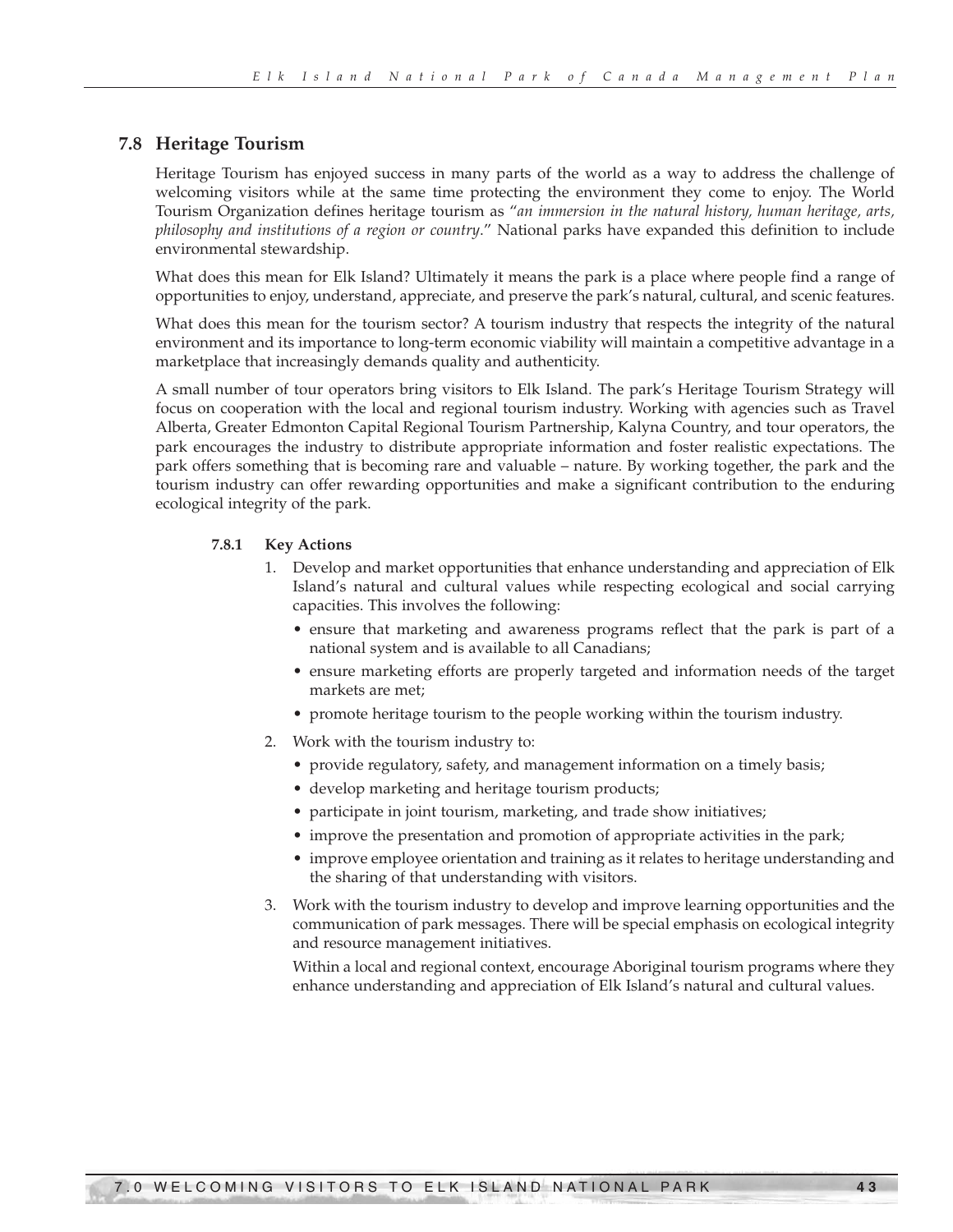## 7.8 Heritage Tourism

Heritage Tourism has enjoyed success in many parts of the world as a way to address the challenge of welcoming visitors while at the same time protecting the environment they come to enjoy. The World Tourism Organization defines heritage tourism as "*an immersion in the natural history, human heritage, arts, philosophy and institutions of a region or country*." National parks have expanded this definition to include environmental stewardship.

What does this mean for Elk Island? Ultimately it means the park is a place where people find a range of opportunities to enjoy, understand, appreciate, and preserve the park's natural, cultural, and scenic features.

What does this mean for the tourism sector? A tourism industry that respects the integrity of the natural environment and its importance to long-term economic viability will maintain a competitive advantage in a marketplace that increasingly demands quality and authenticity.

A small number of tour operators bring visitors to Elk Island. The park's Heritage Tourism Strategy will focus on cooperation with the local and regional tourism industry. Working with agencies such as Travel Alberta, Greater Edmonton Capital Regional Tourism Partnership, Kalyna Country, and tour operators, the park encourages the industry to distribute appropriate information and foster realistic expectations. The park offers something that is becoming rare and valuable – nature. By working together, the park and the tourism industry can offer rewarding opportunities and make a significant contribution to the enduring ecological integrity of the park.

### 7.8.1 Key Actions

1. Develop and market opportunities that enhance understanding and appreciation of Elk Island's natural and cultural values while respecting ecological and social carrying capacities. This involves the following:
   - ensure that marketing and awareness programs reflect that the park is part of a national system and is available to all Canadians;
   - ensure marketing efforts are properly targeted and information needs of the target markets are met;
   - promote heritage tourism to the people working within the tourism industry.
2. Work with the tourism industry to:
   - provide regulatory, safety, and management information on a timely basis;
   - develop marketing and heritage tourism products;
   - participate in joint tourism, marketing, and trade show initiatives;
   - improve the presentation and promotion of appropriate activities in the park;
   - improve employee orientation and training as it relates to heritage understanding and the sharing of that understanding with visitors.
3. Work with the tourism industry to develop and improve learning opportunities and the communication of park messages. There will be special emphasis on ecological integrity and resource management initiatives.

   Within a local and regional context, encourage Aboriginal tourism programs where they enhance understanding and appreciation of Elk Island's natural and cultural values.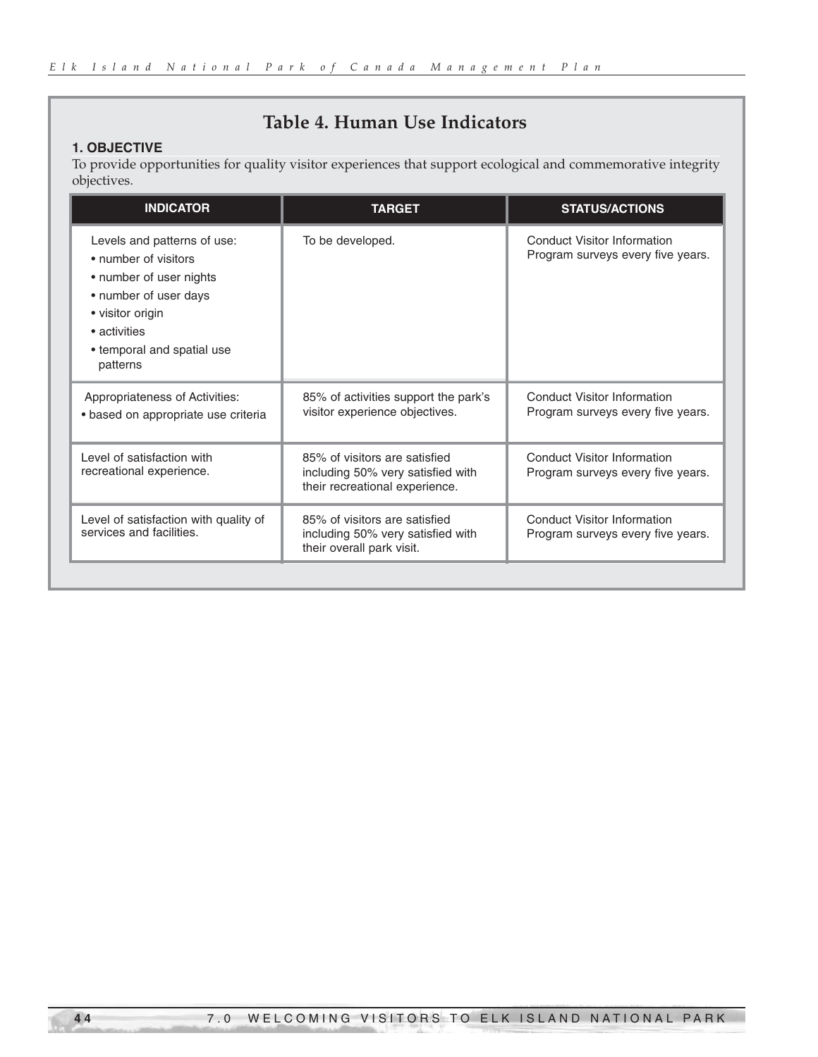## Table 4. Human Use Indicators

**1. OBJECTIVE**

To provide opportunities for quality visitor experiences that support ecological and commemorative integrity objectives.

| INDICATOR | TARGET | STATUS/ACTIONS |
|---|---|---|
| Levels and patterns of use:<br>• number of visitors<br>• number of user nights<br>• number of user days<br>• visitor origin<br>• activities<br>• temporal and spatial use patterns | To be developed. | Conduct Visitor Information Program surveys every five years. |
| Appropriateness of Activities:<br>• based on appropriate use criteria | 85% of activities support the park's visitor experience objectives. | Conduct Visitor Information Program surveys every five years. |
| Level of satisfaction with recreational experience. | 85% of visitors are satisfied including 50% very satisfied with their recreational experience. | Conduct Visitor Information Program surveys every five years. |
| Level of satisfaction with quality of services and facilities. | 85% of visitors are satisfied including 50% very satisfied with their overall park visit. | Conduct Visitor Information Program surveys every five years. |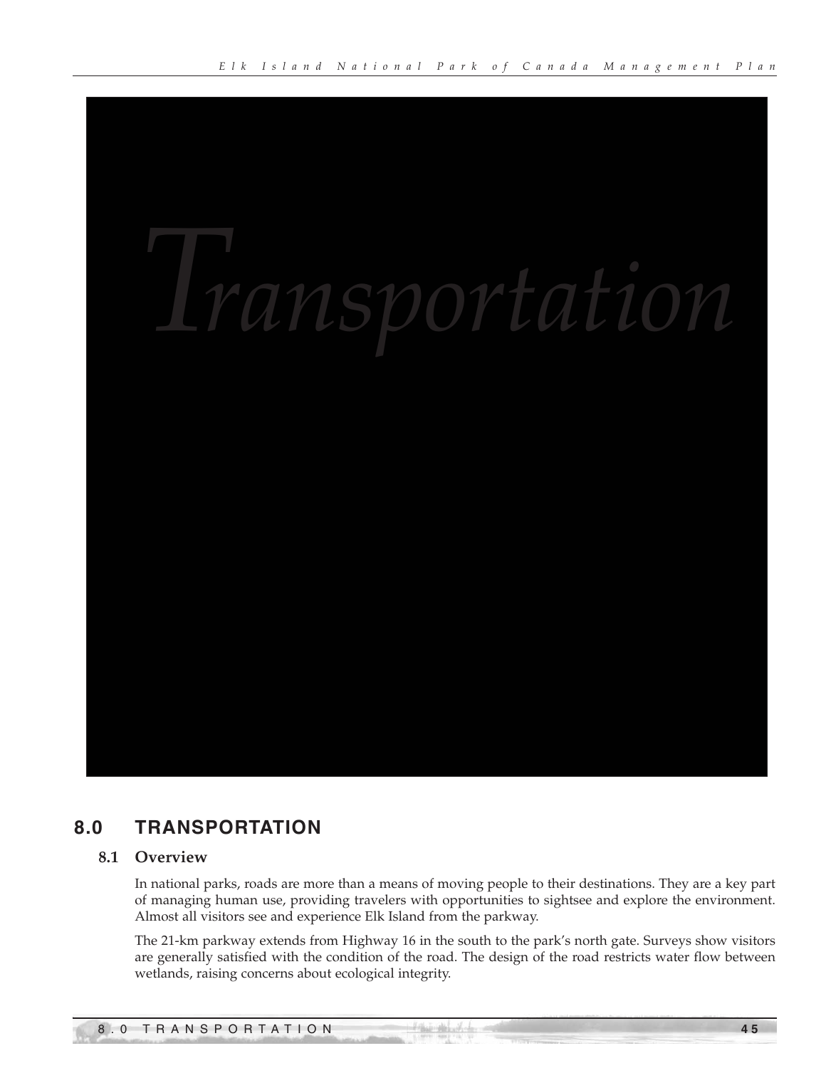*Transportation*

# 8.0 TRANSPORTATION

## 8.1 Overview

In national parks, roads are more than a means of moving people to their destinations. They are a key part of managing human use, providing travelers with opportunities to sightsee and explore the environment. Almost all visitors see and experience Elk Island from the parkway.

The 21-km parkway extends from Highway 16 in the south to the park's north gate. Surveys show visitors are generally satisfied with the condition of the road. The design of the road restricts water flow between wetlands, raising concerns about ecological integrity.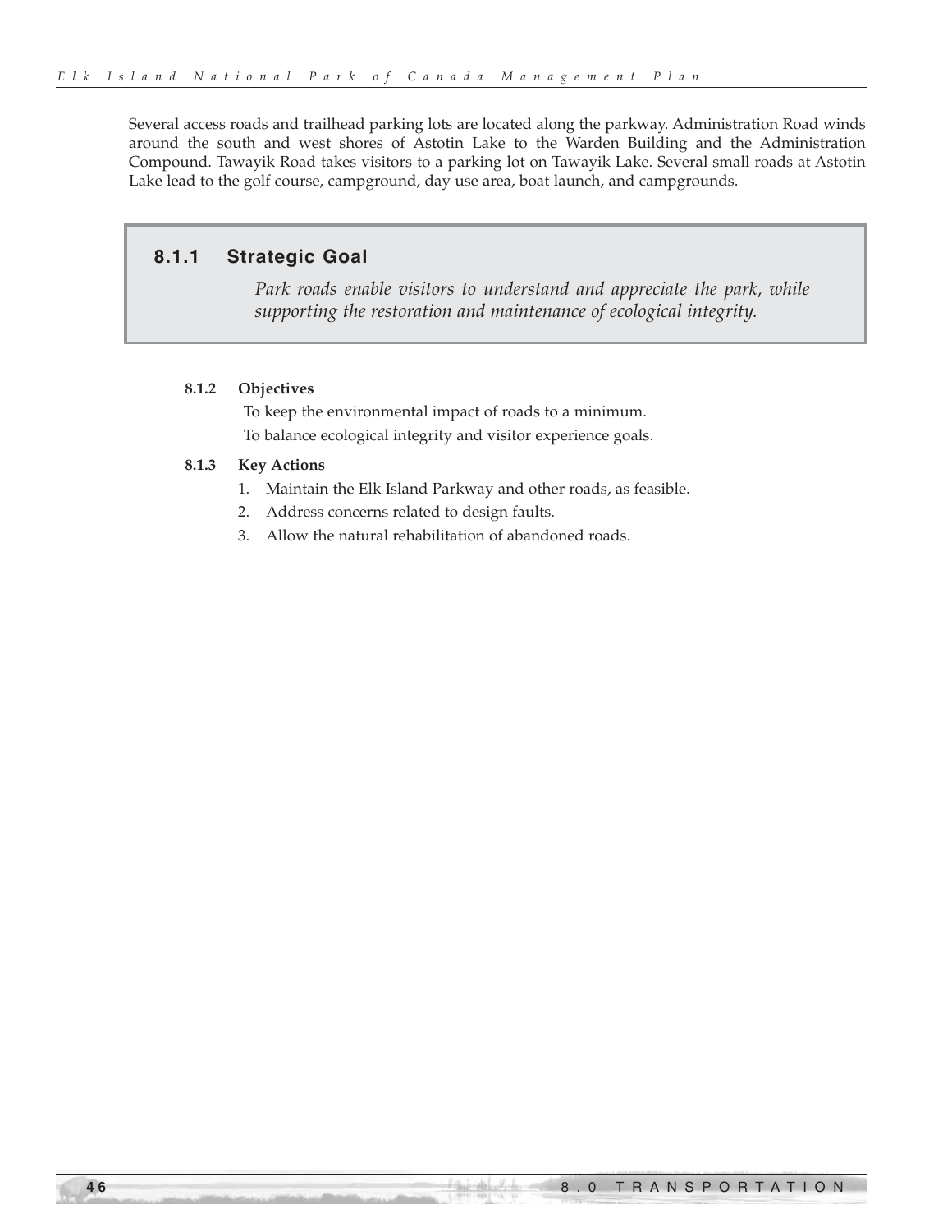Several access roads and trailhead parking lots are located along the parkway. Administration Road winds around the south and west shores of Astotin Lake to the Warden Building and the Administration Compound. Tawayik Road takes visitors to a parking lot on Tawayik Lake. Several small roads at Astotin Lake lead to the golf course, campground, day use area, boat launch, and campgrounds.

### 8.1.1 Strategic Goal

*Park roads enable visitors to understand and appreciate the park, while supporting the restoration and maintenance of ecological integrity.*

#### 8.1.2 Objectives

To keep the environmental impact of roads to a minimum.

To balance ecological integrity and visitor experience goals.

#### 8.1.3 Key Actions

1. Maintain the Elk Island Parkway and other roads, as feasible.
2. Address concerns related to design faults.
3. Allow the natural rehabilitation of abandoned roads.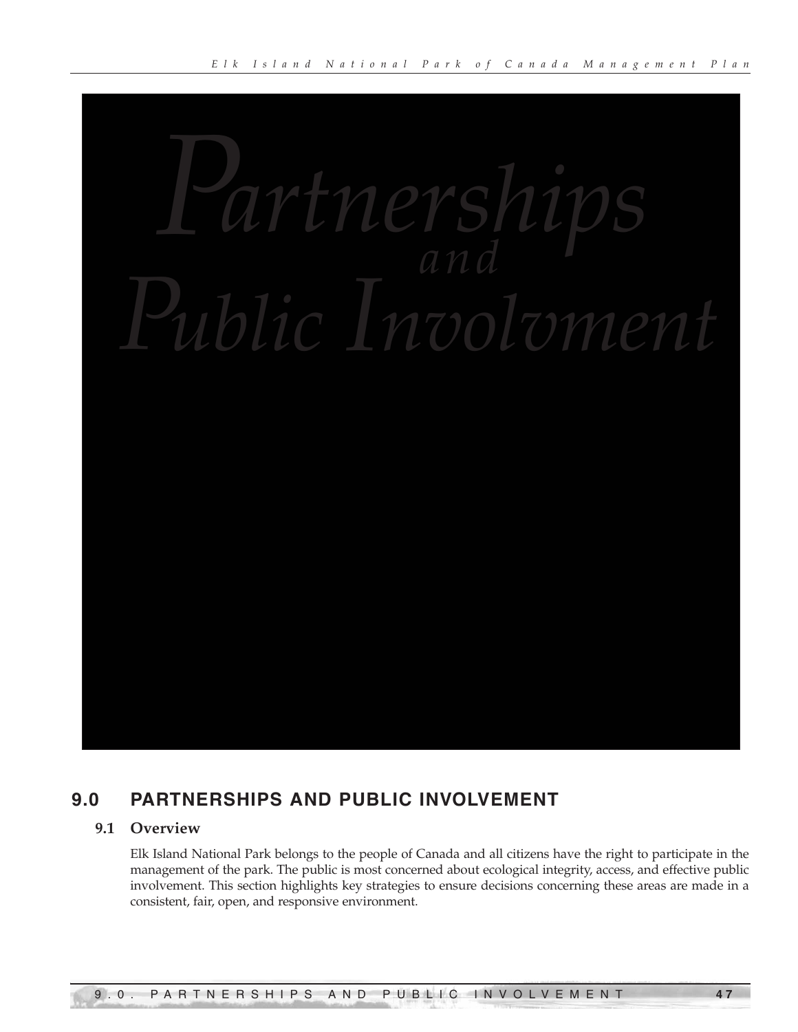# Partnerships and Public Involvment

## 9.0 PARTNERSHIPS AND PUBLIC INVOLVEMENT

### 9.1 Overview

Elk Island National Park belongs to the people of Canada and all citizens have the right to participate in the management of the park. The public is most concerned about ecological integrity, access, and effective public involvement. This section highlights key strategies to ensure decisions concerning these areas are made in a consistent, fair, open, and responsive environment.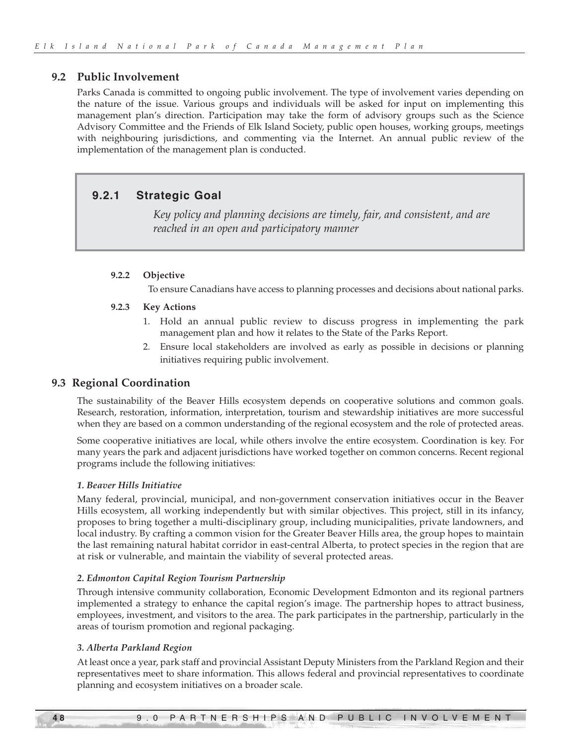## 9.2 Public Involvement

Parks Canada is committed to ongoing public involvement. The type of involvement varies depending on the nature of the issue. Various groups and individuals will be asked for input on implementing this management plan's direction. Participation may take the form of advisory groups such as the Science Advisory Committee and the Friends of Elk Island Society, public open houses, working groups, meetings with neighbouring jurisdictions, and commenting via the Internet. An annual public review of the implementation of the management plan is conducted.

### 9.2.1 Strategic Goal

*Key policy and planning decisions are timely, fair, and consistent, and are reached in an open and participatory manner*

#### 9.2.2 Objective

To ensure Canadians have access to planning processes and decisions about national parks.

#### 9.2.3 Key Actions

1. Hold an annual public review to discuss progress in implementing the park management plan and how it relates to the State of the Parks Report.
2. Ensure local stakeholders are involved as early as possible in decisions or planning initiatives requiring public involvement.

## 9.3 Regional Coordination

The sustainability of the Beaver Hills ecosystem depends on cooperative solutions and common goals. Research, restoration, information, interpretation, tourism and stewardship initiatives are more successful when they are based on a common understanding of the regional ecosystem and the role of protected areas.

Some cooperative initiatives are local, while others involve the entire ecosystem. Coordination is key. For many years the park and adjacent jurisdictions have worked together on common concerns. Recent regional programs include the following initiatives:

***1. Beaver Hills Initiative***

Many federal, provincial, municipal, and non-government conservation initiatives occur in the Beaver Hills ecosystem, all working independently but with similar objectives. This project, still in its infancy, proposes to bring together a multi-disciplinary group, including municipalities, private landowners, and local industry. By crafting a common vision for the Greater Beaver Hills area, the group hopes to maintain the last remaining natural habitat corridor in east-central Alberta, to protect species in the region that are at risk or vulnerable, and maintain the viability of several protected areas.

***2. Edmonton Capital Region Tourism Partnership***

Through intensive community collaboration, Economic Development Edmonton and its regional partners implemented a strategy to enhance the capital region's image. The partnership hopes to attract business, employees, investment, and visitors to the area. The park participates in the partnership, particularly in the areas of tourism promotion and regional packaging.

***3. Alberta Parkland Region***

At least once a year, park staff and provincial Assistant Deputy Ministers from the Parkland Region and their representatives meet to share information. This allows federal and provincial representatives to coordinate planning and ecosystem initiatives on a broader scale.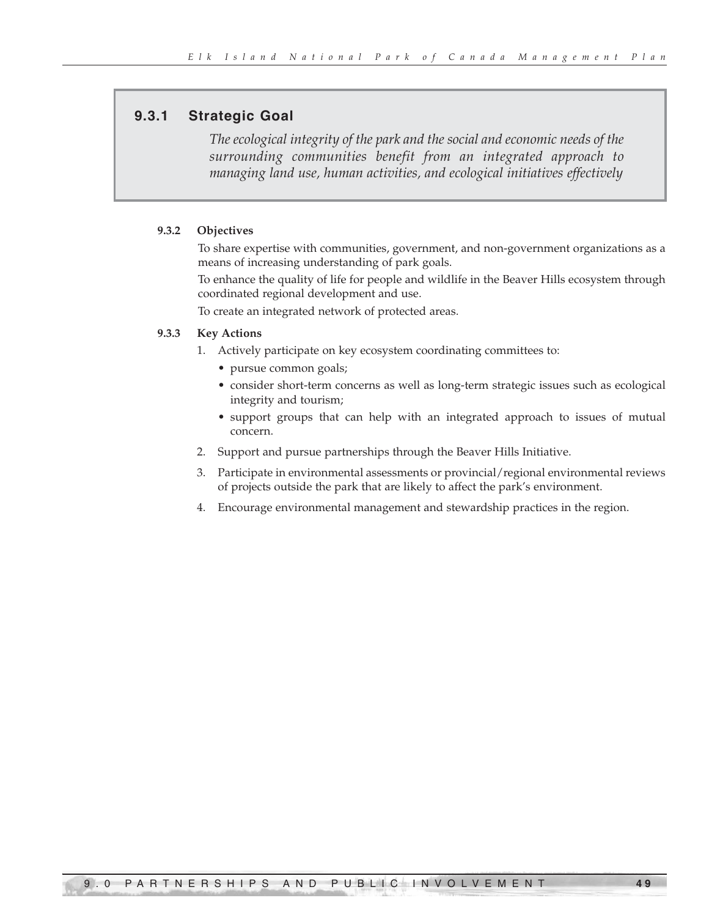### 9.3.1 Strategic Goal

*The ecological integrity of the park and the social and economic needs of the surrounding communities benefit from an integrated approach to managing land use, human activities, and ecological initiatives effectively*

#### 9.3.2 Objectives

To share expertise with communities, government, and non-government organizations as a means of increasing understanding of park goals.

To enhance the quality of life for people and wildlife in the Beaver Hills ecosystem through coordinated regional development and use.

To create an integrated network of protected areas.

#### 9.3.3 Key Actions

1. Actively participate on key ecosystem coordinating committees to:
   - pursue common goals;
   - consider short-term concerns as well as long-term strategic issues such as ecological integrity and tourism;
   - support groups that can help with an integrated approach to issues of mutual concern.
2. Support and pursue partnerships through the Beaver Hills Initiative.
3. Participate in environmental assessments or provincial/regional environmental reviews of projects outside the park that are likely to affect the park's environment.
4. Encourage environmental management and stewardship practices in the region.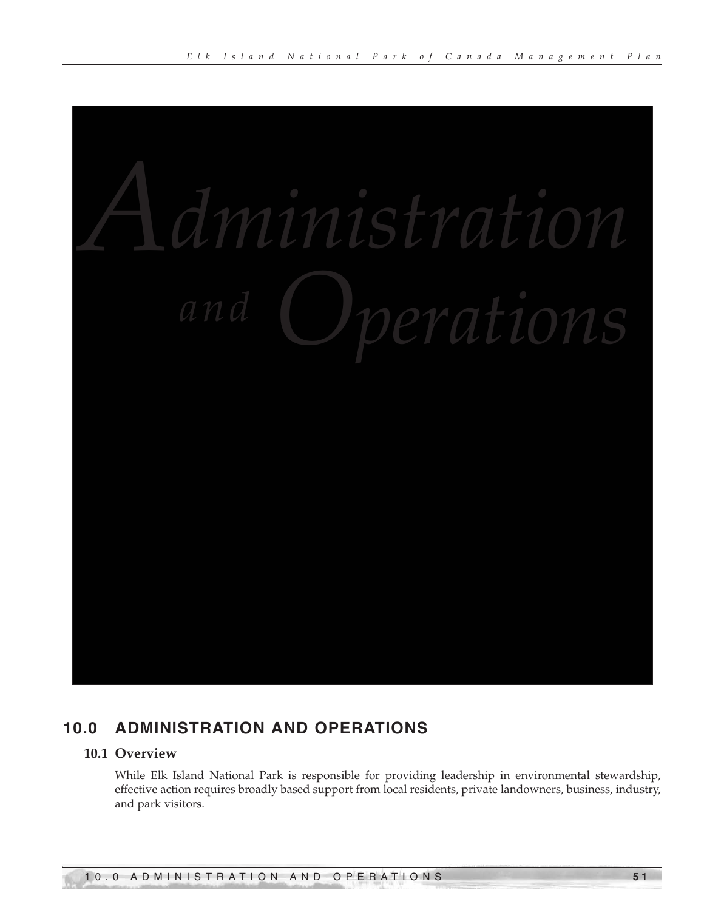# Administration and Operations

## 10.0 ADMINISTRATION AND OPERATIONS

### 10.1 Overview

While Elk Island National Park is responsible for providing leadership in environmental stewardship, effective action requires broadly based support from local residents, private landowners, business, industry, and park visitors.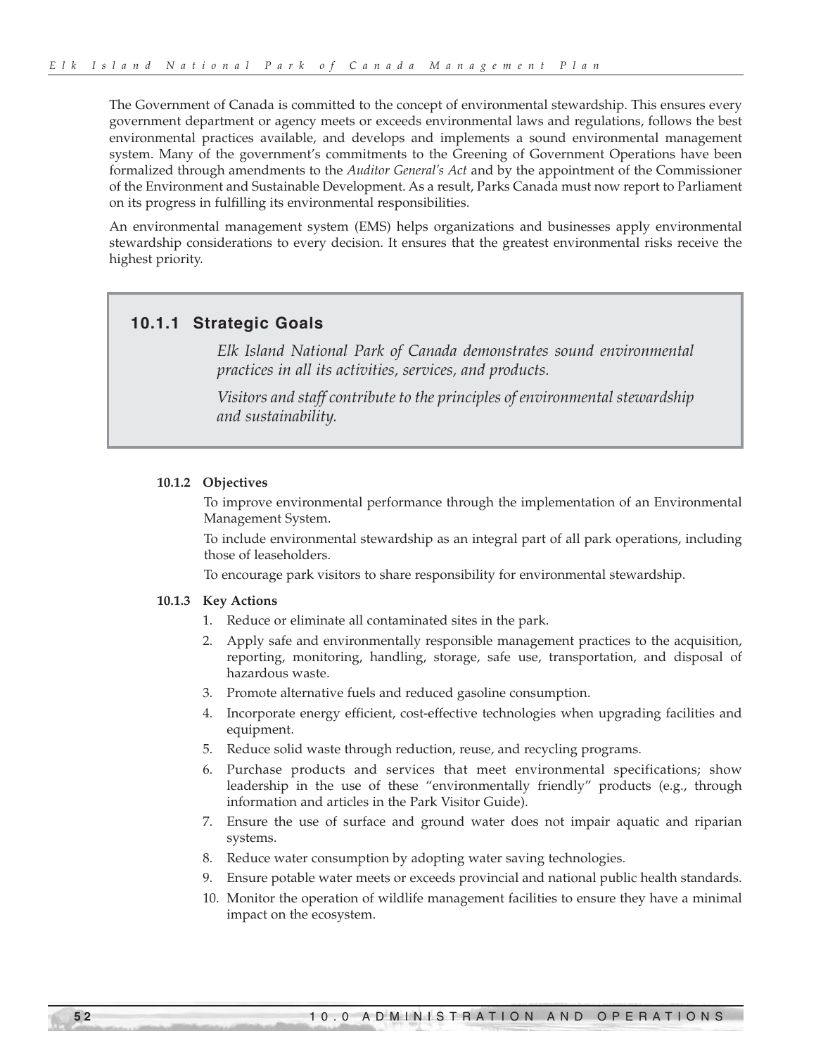The Government of Canada is committed to the concept of environmental stewardship. This ensures every government department or agency meets or exceeds environmental laws and regulations, follows the best environmental practices available, and develops and implements a sound environmental management system. Many of the government's commitments to the Greening of Government Operations have been formalized through amendments to the *Auditor General's Act* and by the appointment of the Commissioner of the Environment and Sustainable Development. As a result, Parks Canada must now report to Parliament on its progress in fulfilling its environmental responsibilities.

An environmental management system (EMS) helps organizations and businesses apply environmental stewardship considerations to every decision. It ensures that the greatest environmental risks receive the highest priority.

### 10.1.1 Strategic Goals

*Elk Island National Park of Canada demonstrates sound environmental practices in all its activities, services, and products.*

*Visitors and staff contribute to the principles of environmental stewardship and sustainability.*

#### 10.1.2 Objectives

To improve environmental performance through the implementation of an Environmental Management System.

To include environmental stewardship as an integral part of all park operations, including those of leaseholders.

To encourage park visitors to share responsibility for environmental stewardship.

#### 10.1.3 Key Actions

1. Reduce or eliminate all contaminated sites in the park.
2. Apply safe and environmentally responsible management practices to the acquisition, reporting, monitoring, handling, storage, safe use, transportation, and disposal of hazardous waste.
3. Promote alternative fuels and reduced gasoline consumption.
4. Incorporate energy efficient, cost-effective technologies when upgrading facilities and equipment.
5. Reduce solid waste through reduction, reuse, and recycling programs.
6. Purchase products and services that meet environmental specifications; show leadership in the use of these "environmentally friendly" products (e.g., through information and articles in the Park Visitor Guide).
7. Ensure the use of surface and ground water does not impair aquatic and riparian systems.
8. Reduce water consumption by adopting water saving technologies.
9. Ensure potable water meets or exceeds provincial and national public health standards.
10. Monitor the operation of wildlife management facilities to ensure they have a minimal impact on the ecosystem.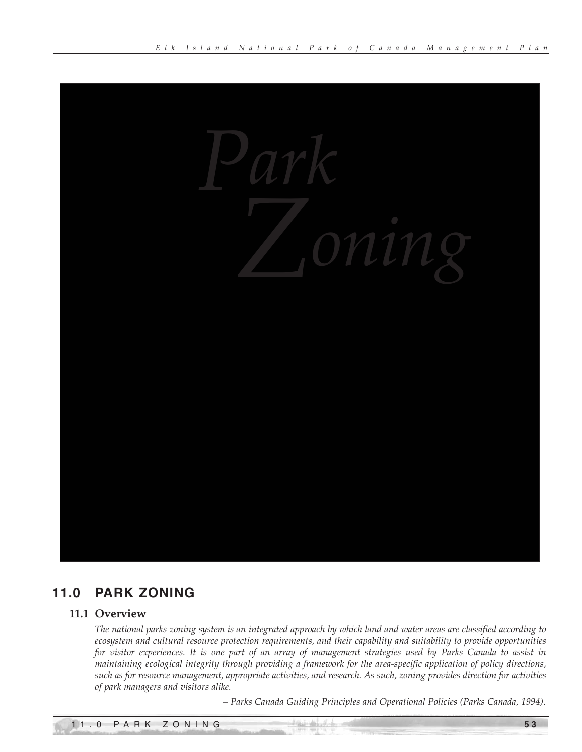Park Zoning

## 11.0 PARK ZONING

### 11.1 Overview

*The national parks zoning system is an integrated approach by which land and water areas are classified according to ecosystem and cultural resource protection requirements, and their capability and suitability to provide opportunities for visitor experiences. It is one part of an array of management strategies used by Parks Canada to assist in maintaining ecological integrity through providing a framework for the area-specific application of policy directions, such as for resource management, appropriate activities, and research. As such, zoning provides direction for activities of park managers and visitors alike.*

*– Parks Canada Guiding Principles and Operational Policies (Parks Canada, 1994).*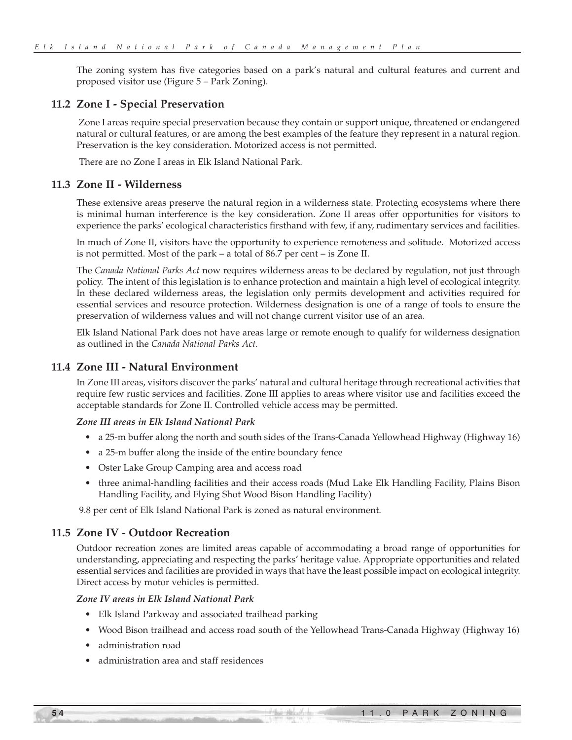The zoning system has five categories based on a park's natural and cultural features and current and proposed visitor use (Figure 5 – Park Zoning).

## 11.2 Zone I - Special Preservation

Zone I areas require special preservation because they contain or support unique, threatened or endangered natural or cultural features, or are among the best examples of the feature they represent in a natural region. Preservation is the key consideration. Motorized access is not permitted.

There are no Zone I areas in Elk Island National Park.

## 11.3 Zone II - Wilderness

These extensive areas preserve the natural region in a wilderness state. Protecting ecosystems where there is minimal human interference is the key consideration. Zone II areas offer opportunities for visitors to experience the parks' ecological characteristics firsthand with few, if any, rudimentary services and facilities.

In much of Zone II, visitors have the opportunity to experience remoteness and solitude. Motorized access is not permitted. Most of the park – a total of 86.7 per cent – is Zone II.

The *Canada National Parks Act* now requires wilderness areas to be declared by regulation, not just through policy. The intent of this legislation is to enhance protection and maintain a high level of ecological integrity. In these declared wilderness areas, the legislation only permits development and activities required for essential services and resource protection. Wilderness designation is one of a range of tools to ensure the preservation of wilderness values and will not change current visitor use of an area.

Elk Island National Park does not have areas large or remote enough to qualify for wilderness designation as outlined in the *Canada National Parks Act.*

## 11.4 Zone III - Natural Environment

In Zone III areas, visitors discover the parks' natural and cultural heritage through recreational activities that require few rustic services and facilities. Zone III applies to areas where visitor use and facilities exceed the acceptable standards for Zone II. Controlled vehicle access may be permitted.

***Zone III areas in Elk Island National Park***

- a 25-m buffer along the north and south sides of the Trans-Canada Yellowhead Highway (Highway 16)
- a 25-m buffer along the inside of the entire boundary fence
- Oster Lake Group Camping area and access road
- three animal-handling facilities and their access roads (Mud Lake Elk Handling Facility, Plains Bison Handling Facility, and Flying Shot Wood Bison Handling Facility)

9.8 per cent of Elk Island National Park is zoned as natural environment.

## 11.5 Zone IV - Outdoor Recreation

Outdoor recreation zones are limited areas capable of accommodating a broad range of opportunities for understanding, appreciating and respecting the parks' heritage value. Appropriate opportunities and related essential services and facilities are provided in ways that have the least possible impact on ecological integrity. Direct access by motor vehicles is permitted.

***Zone IV areas in Elk Island National Park***

- Elk Island Parkway and associated trailhead parking
- Wood Bison trailhead and access road south of the Yellowhead Trans-Canada Highway (Highway 16)
- administration road
- administration area and staff residences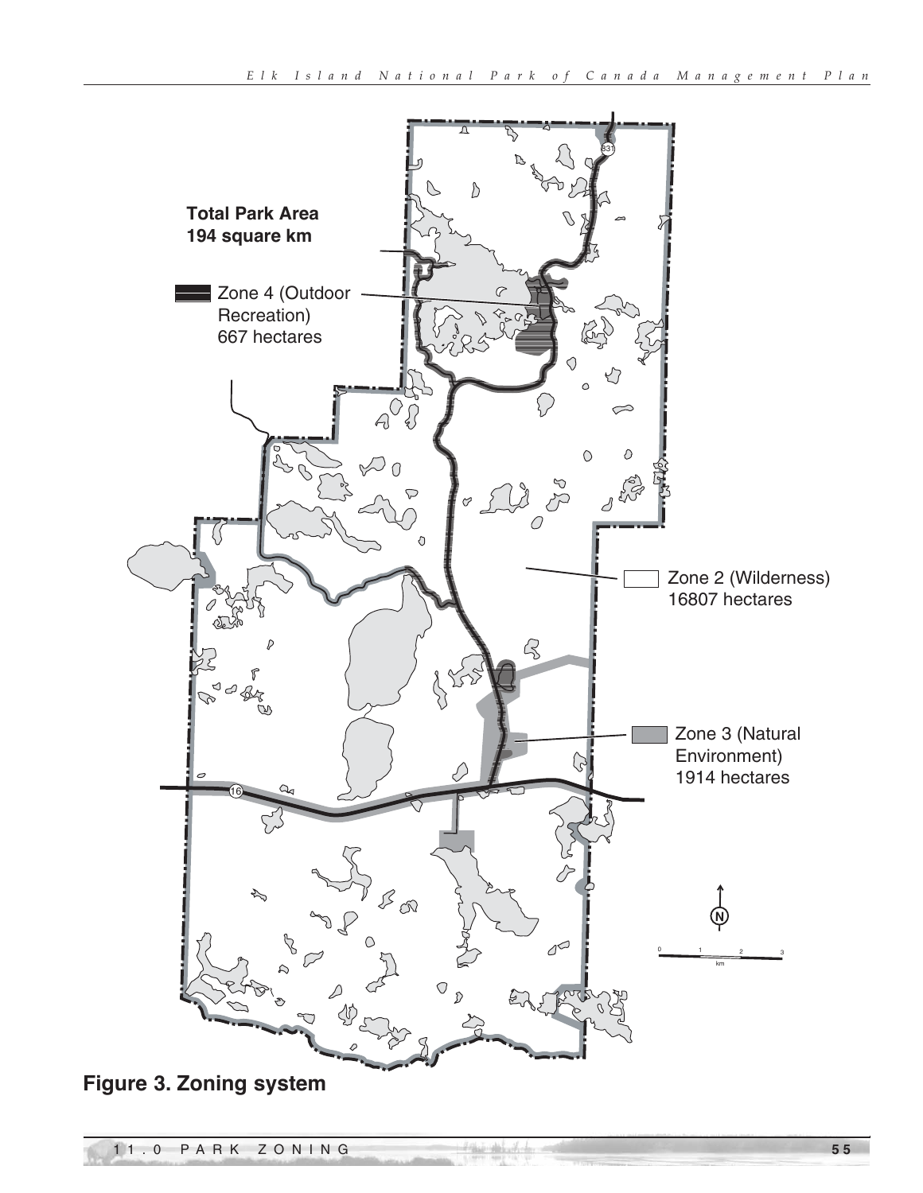Total Park Area
194 square km

Zone 4 (Outdoor Recreation)
667 hectares

Zone 2 (Wilderness)
16807 hectares

Zone 3 (Natural Environment)
1914 hectares

**Figure 3. Zoning system**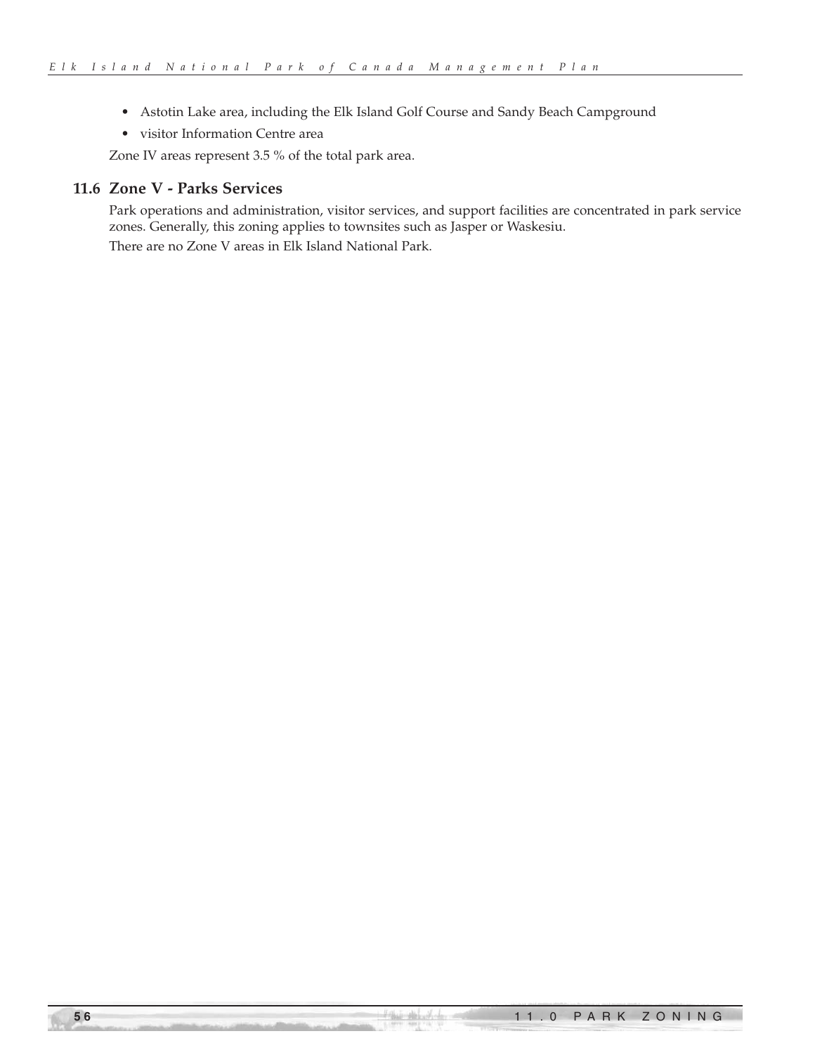- Astotin Lake area, including the Elk Island Golf Course and Sandy Beach Campground
- visitor Information Centre area

Zone IV areas represent 3.5 % of the total park area.

## 11.6 Zone V - Parks Services

Park operations and administration, visitor services, and support facilities are concentrated in park service zones. Generally, this zoning applies to townsites such as Jasper or Waskesiu.

There are no Zone V areas in Elk Island National Park.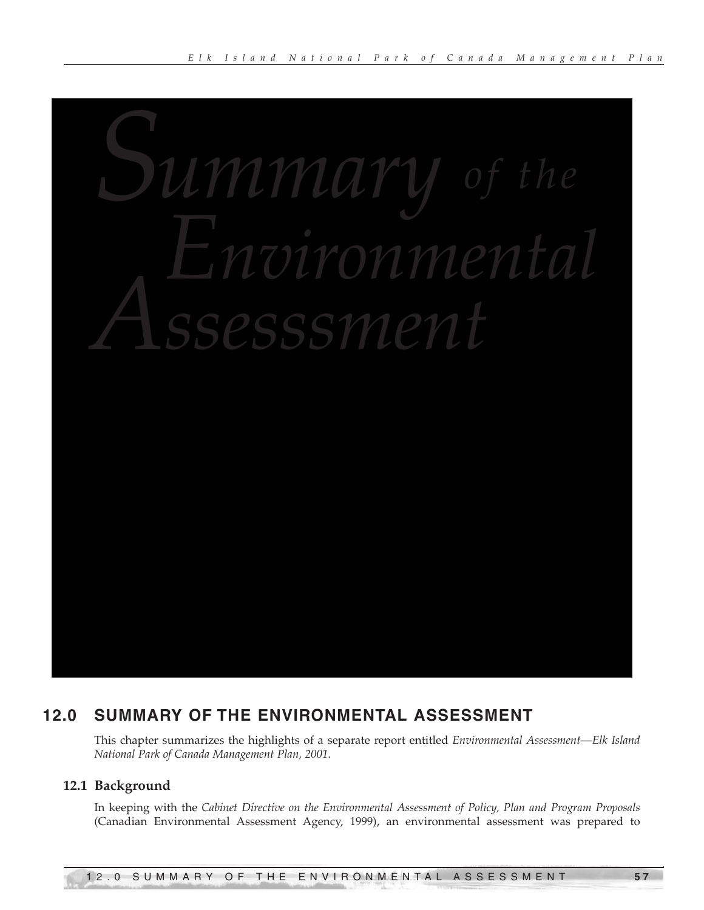# Summary of the Environmental Assesssment

## 12.0 SUMMARY OF THE ENVIRONMENTAL ASSESSMENT

This chapter summarizes the highlights of a separate report entitled *Environmental Assessment—Elk Island National Park of Canada Management Plan, 2001.*

### 12.1 Background

In keeping with the *Cabinet Directive on the Environmental Assessment of Policy, Plan and Program Proposals* (Canadian Environmental Assessment Agency, 1999), an environmental assessment was prepared to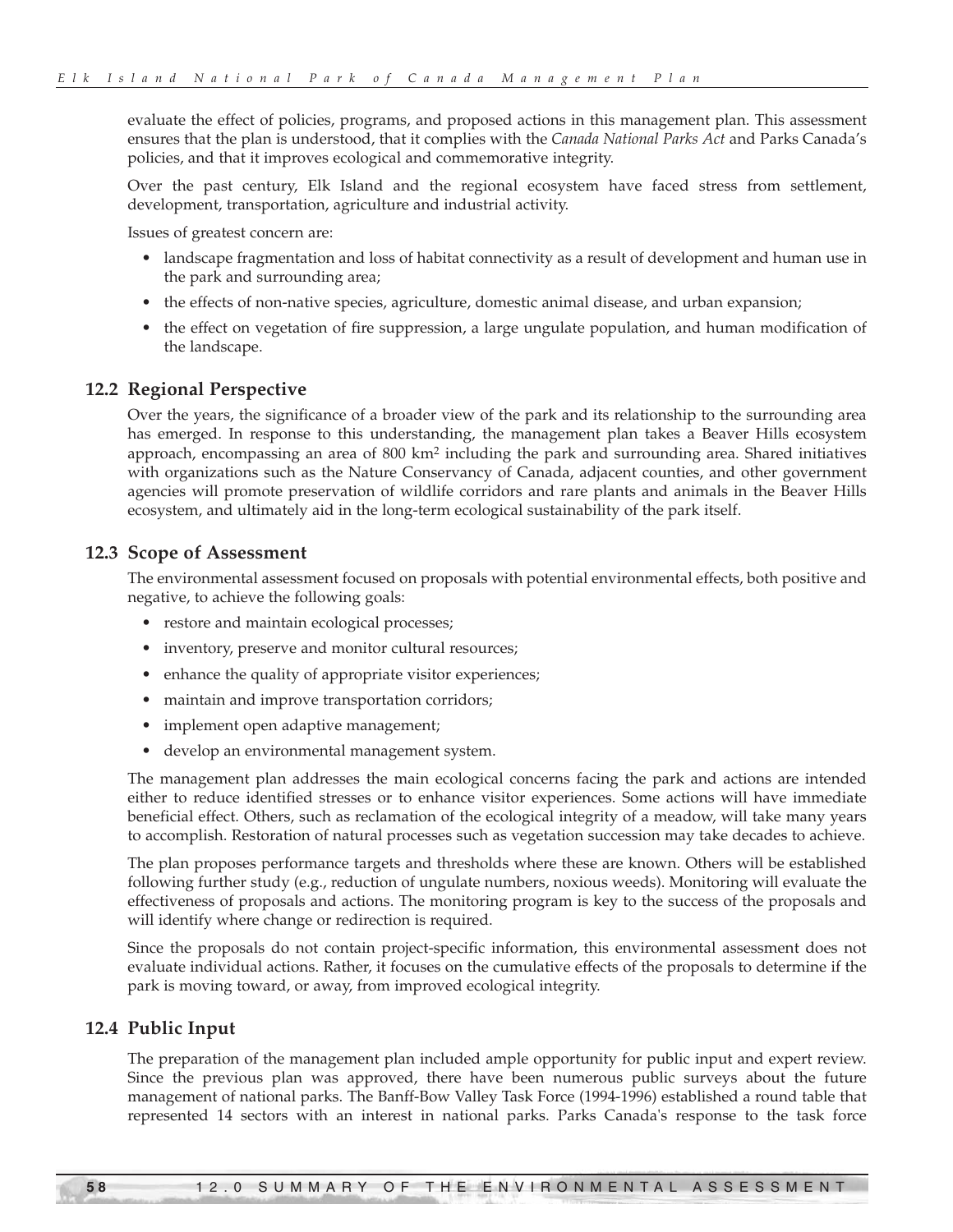evaluate the effect of policies, programs, and proposed actions in this management plan. This assessment ensures that the plan is understood, that it complies with the *Canada National Parks Act* and Parks Canada's policies, and that it improves ecological and commemorative integrity.

Over the past century, Elk Island and the regional ecosystem have faced stress from settlement, development, transportation, agriculture and industrial activity.

Issues of greatest concern are:

- landscape fragmentation and loss of habitat connectivity as a result of development and human use in the park and surrounding area;
- the effects of non-native species, agriculture, domestic animal disease, and urban expansion;
- the effect on vegetation of fire suppression, a large ungulate population, and human modification of the landscape.

## 12.2 Regional Perspective

Over the years, the significance of a broader view of the park and its relationship to the surrounding area has emerged. In response to this understanding, the management plan takes a Beaver Hills ecosystem approach, encompassing an area of 800 km$^2$ including the park and surrounding area. Shared initiatives with organizations such as the Nature Conservancy of Canada, adjacent counties, and other government agencies will promote preservation of wildlife corridors and rare plants and animals in the Beaver Hills ecosystem, and ultimately aid in the long-term ecological sustainability of the park itself.

## 12.3 Scope of Assessment

The environmental assessment focused on proposals with potential environmental effects, both positive and negative, to achieve the following goals:

- restore and maintain ecological processes;
- inventory, preserve and monitor cultural resources;
- enhance the quality of appropriate visitor experiences;
- maintain and improve transportation corridors;
- implement open adaptive management;
- develop an environmental management system.

The management plan addresses the main ecological concerns facing the park and actions are intended either to reduce identified stresses or to enhance visitor experiences. Some actions will have immediate beneficial effect. Others, such as reclamation of the ecological integrity of a meadow, will take many years to accomplish. Restoration of natural processes such as vegetation succession may take decades to achieve.

The plan proposes performance targets and thresholds where these are known. Others will be established following further study (e.g., reduction of ungulate numbers, noxious weeds). Monitoring will evaluate the effectiveness of proposals and actions. The monitoring program is key to the success of the proposals and will identify where change or redirection is required.

Since the proposals do not contain project-specific information, this environmental assessment does not evaluate individual actions. Rather, it focuses on the cumulative effects of the proposals to determine if the park is moving toward, or away, from improved ecological integrity.

## 12.4 Public Input

The preparation of the management plan included ample opportunity for public input and expert review. Since the previous plan was approved, there have been numerous public surveys about the future management of national parks. The Banff-Bow Valley Task Force (1994-1996) established a round table that represented 14 sectors with an interest in national parks. Parks Canada's response to the task force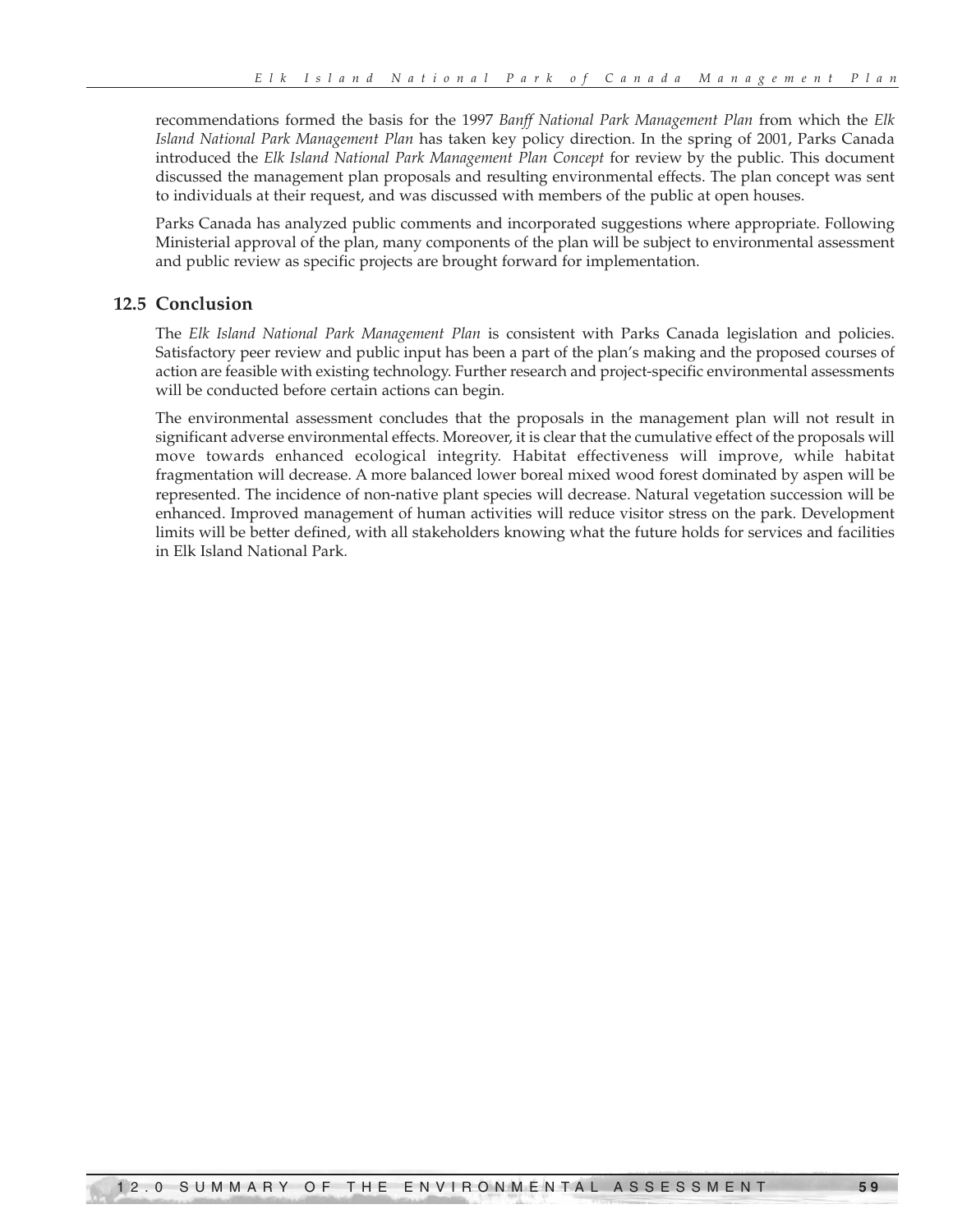recommendations formed the basis for the 1997 *Banff National Park Management Plan* from which the *Elk Island National Park Management Plan* has taken key policy direction. In the spring of 2001, Parks Canada introduced the *Elk Island National Park Management Plan Concept* for review by the public. This document discussed the management plan proposals and resulting environmental effects. The plan concept was sent to individuals at their request, and was discussed with members of the public at open houses.

Parks Canada has analyzed public comments and incorporated suggestions where appropriate. Following Ministerial approval of the plan, many components of the plan will be subject to environmental assessment and public review as specific projects are brought forward for implementation.

## 12.5 Conclusion

The *Elk Island National Park Management Plan* is consistent with Parks Canada legislation and policies. Satisfactory peer review and public input has been a part of the plan's making and the proposed courses of action are feasible with existing technology. Further research and project-specific environmental assessments will be conducted before certain actions can begin.

The environmental assessment concludes that the proposals in the management plan will not result in significant adverse environmental effects. Moreover, it is clear that the cumulative effect of the proposals will move towards enhanced ecological integrity. Habitat effectiveness will improve, while habitat fragmentation will decrease. A more balanced lower boreal mixed wood forest dominated by aspen will be represented. The incidence of non-native plant species will decrease. Natural vegetation succession will be enhanced. Improved management of human activities will reduce visitor stress on the park. Development limits will be better defined, with all stakeholders knowing what the future holds for services and facilities in Elk Island National Park.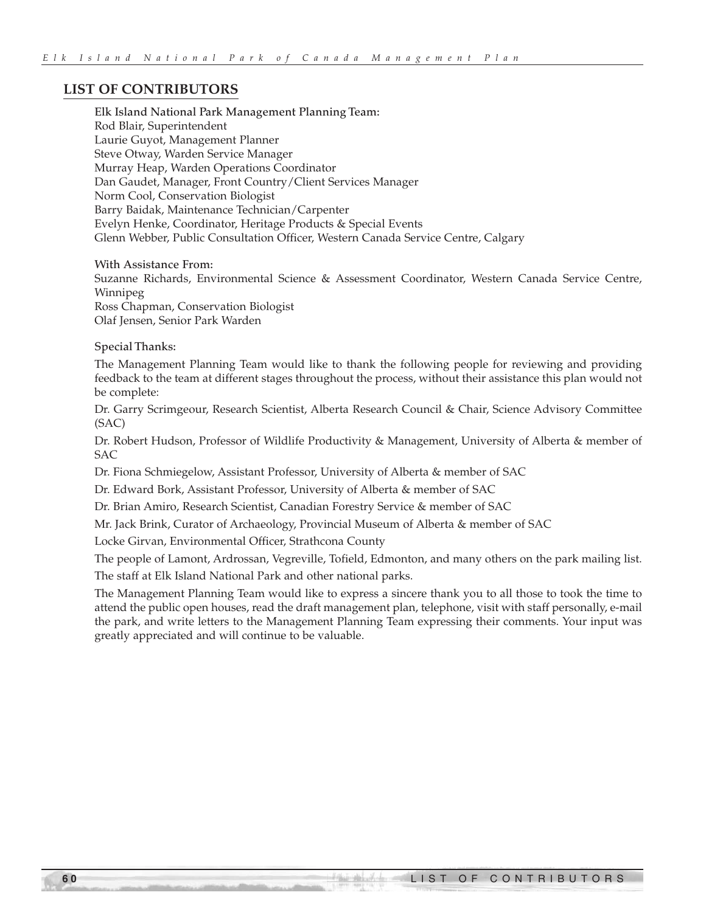## LIST OF CONTRIBUTORS

**Elk Island National Park Management Planning Team:**
Rod Blair, Superintendent
Laurie Guyot, Management Planner
Steve Otway, Warden Service Manager
Murray Heap, Warden Operations Coordinator
Dan Gaudet, Manager, Front Country/Client Services Manager
Norm Cool, Conservation Biologist
Barry Baidak, Maintenance Technician/Carpenter
Evelyn Henke, Coordinator, Heritage Products & Special Events
Glenn Webber, Public Consultation Officer, Western Canada Service Centre, Calgary

**With Assistance From:**
Suzanne Richards, Environmental Science & Assessment Coordinator, Western Canada Service Centre, Winnipeg
Ross Chapman, Conservation Biologist
Olaf Jensen, Senior Park Warden

**Special Thanks:**

The Management Planning Team would like to thank the following people for reviewing and providing feedback to the team at different stages throughout the process, without their assistance this plan would not be complete:

Dr. Garry Scrimgeour, Research Scientist, Alberta Research Council & Chair, Science Advisory Committee (SAC)

Dr. Robert Hudson, Professor of Wildlife Productivity & Management, University of Alberta & member of SAC

Dr. Fiona Schmiegelow, Assistant Professor, University of Alberta & member of SAC

Dr. Edward Bork, Assistant Professor, University of Alberta & member of SAC

Dr. Brian Amiro, Research Scientist, Canadian Forestry Service & member of SAC

Mr. Jack Brink, Curator of Archaeology, Provincial Museum of Alberta & member of SAC

Locke Girvan, Environmental Officer, Strathcona County

The people of Lamont, Ardrossan, Vegreville, Tofield, Edmonton, and many others on the park mailing list.

The staff at Elk Island National Park and other national parks.

The Management Planning Team would like to express a sincere thank you to all those to took the time to attend the public open houses, read the draft management plan, telephone, visit with staff personally, e-mail the park, and write letters to the Management Planning Team expressing their comments. Your input was greatly appreciated and will continue to be valuable.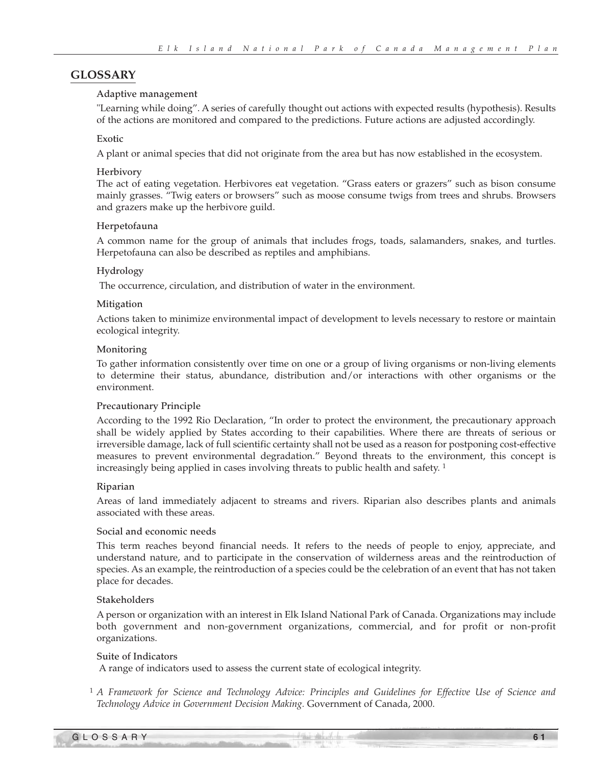## GLOSSARY

**Adaptive management**

"Learning while doing". A series of carefully thought out actions with expected results (hypothesis). Results of the actions are monitored and compared to the predictions. Future actions are adjusted accordingly.

**Exotic**

A plant or animal species that did not originate from the area but has now established in the ecosystem.

**Herbivory**

The act of eating vegetation. Herbivores eat vegetation. "Grass eaters or grazers" such as bison consume mainly grasses. "Twig eaters or browsers" such as moose consume twigs from trees and shrubs. Browsers and grazers make up the herbivore guild.

**Herpetofauna**

A common name for the group of animals that includes frogs, toads, salamanders, snakes, and turtles. Herpetofauna can also be described as reptiles and amphibians.

**Hydrology**

The occurrence, circulation, and distribution of water in the environment.

**Mitigation**

Actions taken to minimize environmental impact of development to levels necessary to restore or maintain ecological integrity.

**Monitoring**

To gather information consistently over time on one or a group of living organisms or non-living elements to determine their status, abundance, distribution and/or interactions with other organisms or the environment.

**Precautionary Principle**

According to the 1992 Rio Declaration, "In order to protect the environment, the precautionary approach shall be widely applied by States according to their capabilities. Where there are threats of serious or irreversible damage, lack of full scientific certainty shall not be used as a reason for postponing cost-effective measures to prevent environmental degradation." Beyond threats to the environment, this concept is increasingly being applied in cases involving threats to public health and safety. [1]

**Riparian**

Areas of land immediately adjacent to streams and rivers. Riparian also describes plants and animals associated with these areas.

**Social and economic needs**

This term reaches beyond financial needs. It refers to the needs of people to enjoy, appreciate, and understand nature, and to participate in the conservation of wilderness areas and the reintroduction of species. As an example, the reintroduction of a species could be the celebration of an event that has not taken place for decades.

**Stakeholders**

A person or organization with an interest in Elk Island National Park of Canada. Organizations may include both government and non-government organizations, commercial, and for profit or non-profit organizations.

**Suite of Indicators**

A range of indicators used to assess the current state of ecological integrity.

[1] *A Framework for Science and Technology Advice: Principles and Guidelines for Effective Use of Science and Technology Advice in Government Decision Making*. Government of Canada, 2000.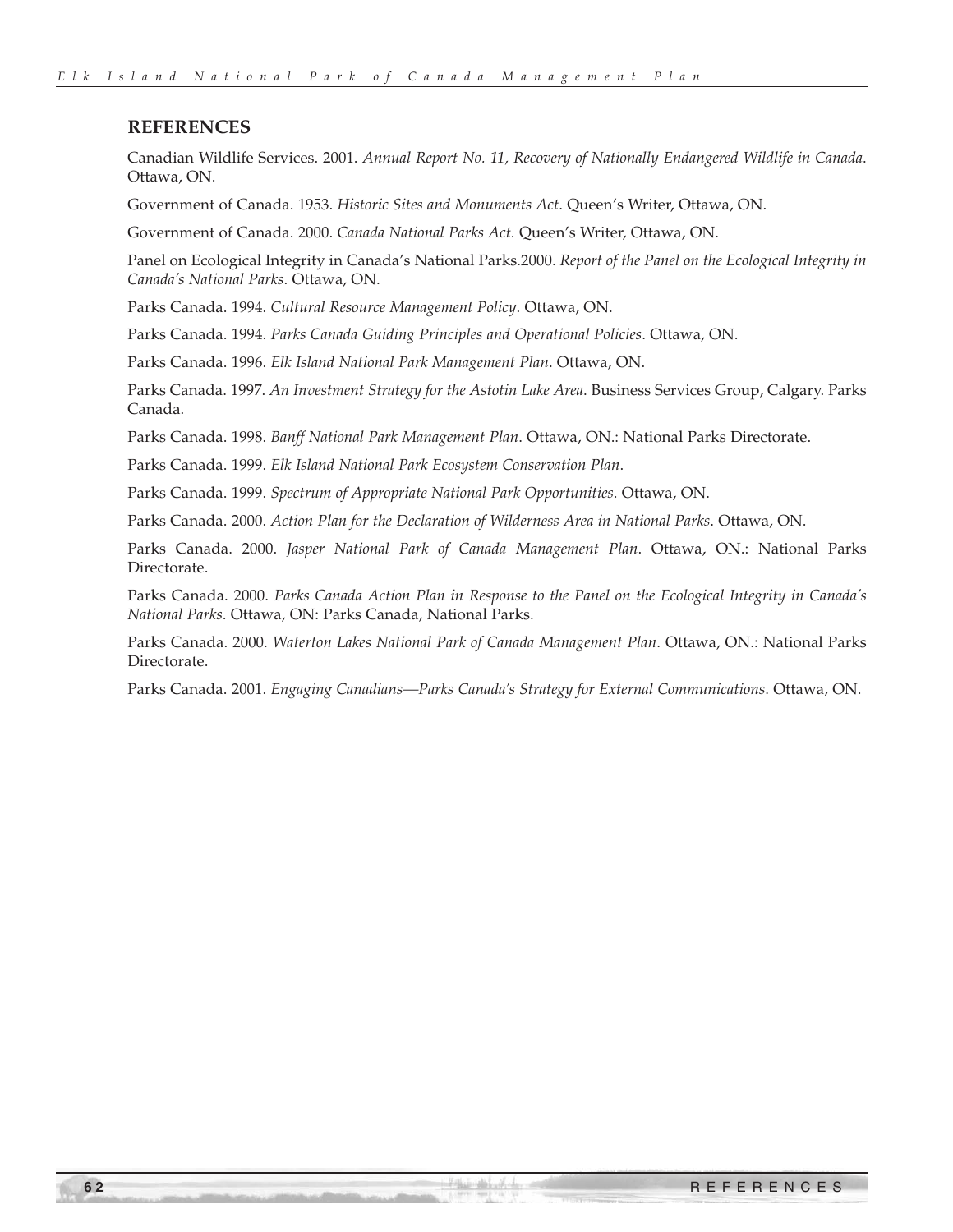## REFERENCES

Canadian Wildlife Services. 2001. *Annual Report No. 11, Recovery of Nationally Endangered Wildlife in Canada*. Ottawa, ON.

Government of Canada. 1953. *Historic Sites and Monuments Act*. Queen's Writer, Ottawa, ON.

Government of Canada. 2000. *Canada National Parks Act.* Queen's Writer, Ottawa, ON.

Panel on Ecological Integrity in Canada's National Parks.2000. *Report of the Panel on the Ecological Integrity in Canada's National Parks*. Ottawa, ON.

Parks Canada. 1994. *Cultural Resource Management Policy*. Ottawa, ON.

Parks Canada. 1994. *Parks Canada Guiding Principles and Operational Policies*. Ottawa, ON.

Parks Canada. 1996. *Elk Island National Park Management Plan*. Ottawa, ON.

Parks Canada. 1997. *An Investment Strategy for the Astotin Lake Area*. Business Services Group, Calgary. Parks Canada.

Parks Canada. 1998. *Banff National Park Management Plan*. Ottawa, ON.: National Parks Directorate.

Parks Canada. 1999. *Elk Island National Park Ecosystem Conservation Plan*.

Parks Canada. 1999. *Spectrum of Appropriate National Park Opportunities*. Ottawa, ON.

Parks Canada. 2000. *Action Plan for the Declaration of Wilderness Area in National Parks*. Ottawa, ON.

Parks Canada. 2000. *Jasper National Park of Canada Management Plan*. Ottawa, ON.: National Parks Directorate.

Parks Canada. 2000. *Parks Canada Action Plan in Response to the Panel on the Ecological Integrity in Canada's National Parks*. Ottawa, ON: Parks Canada, National Parks.

Parks Canada. 2000. *Waterton Lakes National Park of Canada Management Plan*. Ottawa, ON.: National Parks Directorate.

Parks Canada. 2001. *Engaging Canadians—Parks Canada's Strategy for External Communications*. Ottawa, ON.